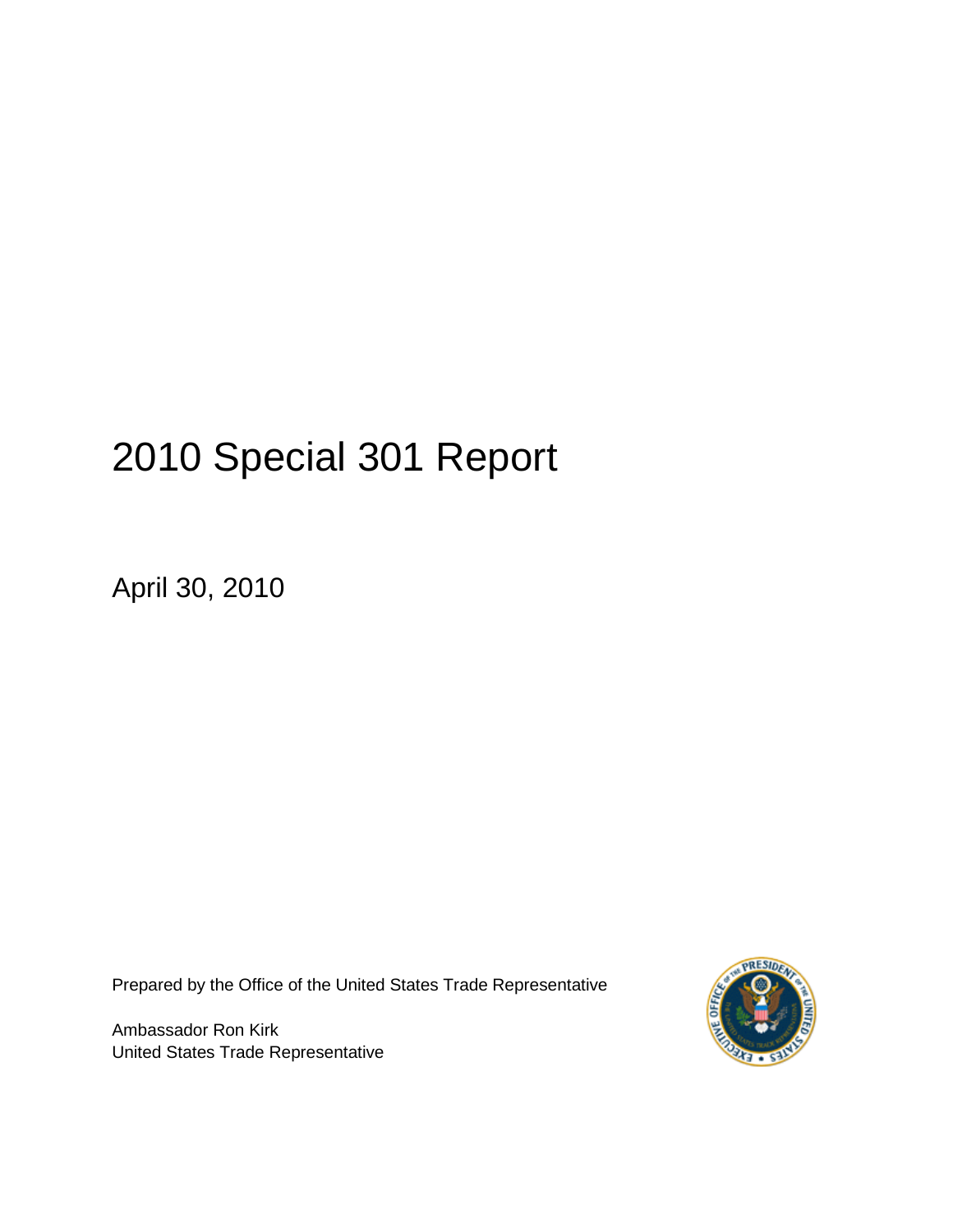# 2010 Special 301 Report

April 30, 2010

Prepared by the Office of the United States Trade Representative

Ambassador Ron Kirk
United States Trade Representative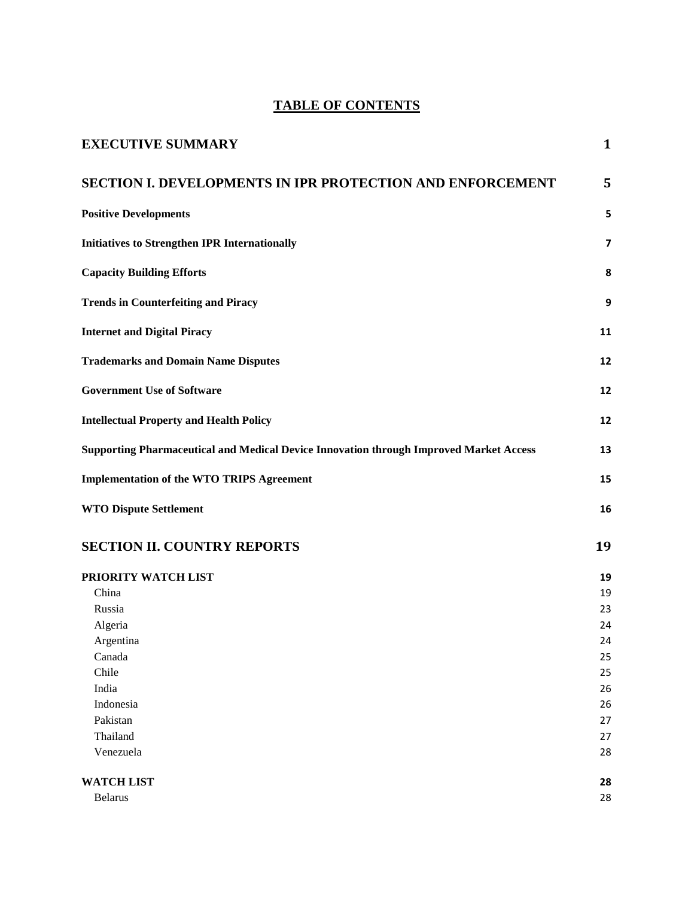# TABLE OF CONTENTS

| | |
|---|---|
| **EXECUTIVE SUMMARY** | **1** |
| **SECTION I. DEVELOPMENTS IN IPR PROTECTION AND ENFORCEMENT** | **5** |
| **Positive Developments** | **5** |
| **Initiatives to Strengthen IPR Internationally** | **7** |
| **Capacity Building Efforts** | **8** |
| **Trends in Counterfeiting and Piracy** | **9** |
| **Internet and Digital Piracy** | **11** |
| **Trademarks and Domain Name Disputes** | **12** |
| **Government Use of Software** | **12** |
| **Intellectual Property and Health Policy** | **12** |
| **Supporting Pharmaceutical and Medical Device Innovation through Improved Market Access** | **13** |
| **Implementation of the WTO TRIPS Agreement** | **15** |
| **WTO Dispute Settlement** | **16** |
| **SECTION II. COUNTRY REPORTS** | **19** |
| **PRIORITY WATCH LIST** | **19** |
| China | 19 |
| Russia | 23 |
| Algeria | 24 |
| Argentina | 24 |
| Canada | 25 |
| Chile | 25 |
| India | 26 |
| Indonesia | 26 |
| Pakistan | 27 |
| Thailand | 27 |
| Venezuela | 28 |
| **WATCH LIST** | **28** |
| Belarus | 28 |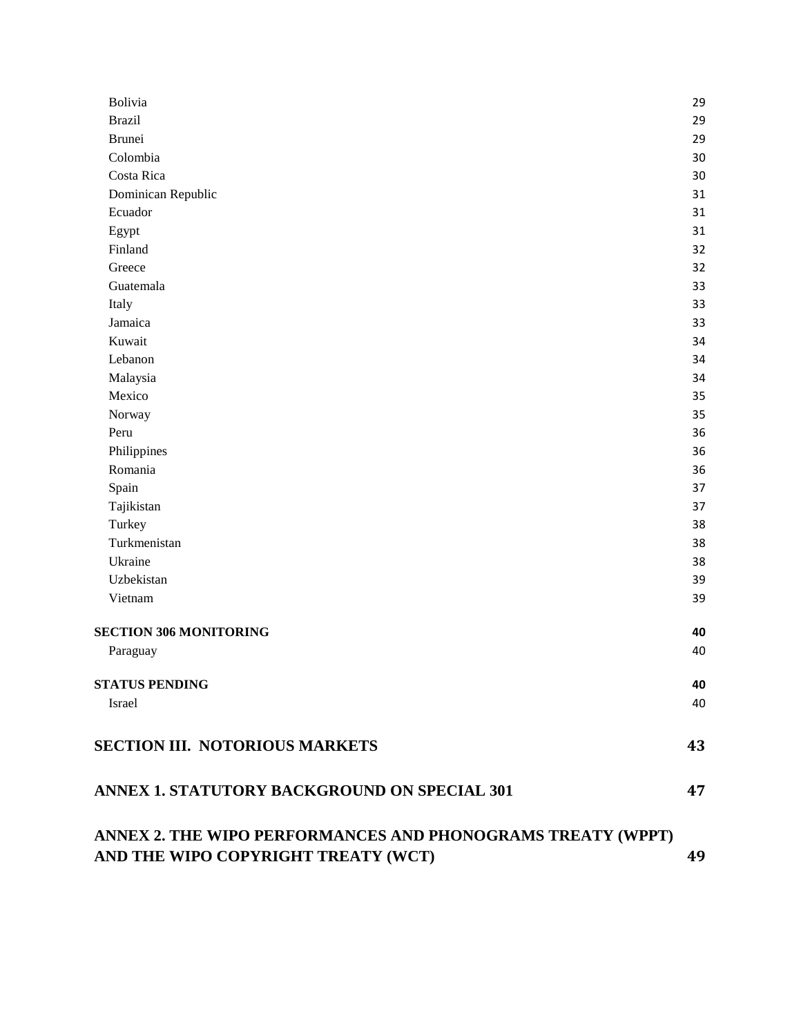| | |
|---|---|
| Bolivia | 29 |
| Brazil | 29 |
| Brunei | 29 |
| Colombia | 30 |
| Costa Rica | 30 |
| Dominican Republic | 31 |
| Ecuador | 31 |
| Egypt | 31 |
| Finland | 32 |
| Greece | 32 |
| Guatemala | 33 |
| Italy | 33 |
| Jamaica | 33 |
| Kuwait | 34 |
| Lebanon | 34 |
| Malaysia | 34 |
| Mexico | 35 |
| Norway | 35 |
| Peru | 36 |
| Philippines | 36 |
| Romania | 36 |
| Spain | 37 |
| Tajikistan | 37 |
| Turkey | 38 |
| Turkmenistan | 38 |
| Ukraine | 38 |
| Uzbekistan | 39 |
| Vietnam | 39 |
| **SECTION 306 MONITORING** | **40** |
| Paraguay | 40 |
| **STATUS PENDING** | **40** |
| Israel | 40 |
| **SECTION III. NOTORIOUS MARKETS** | **43** |
| **ANNEX 1. STATUTORY BACKGROUND ON SPECIAL 301** | **47** |
| **ANNEX 2. THE WIPO PERFORMANCES AND PHONOGRAMS TREATY (WPPT) AND THE WIPO COPYRIGHT TREATY (WCT)** | **49** |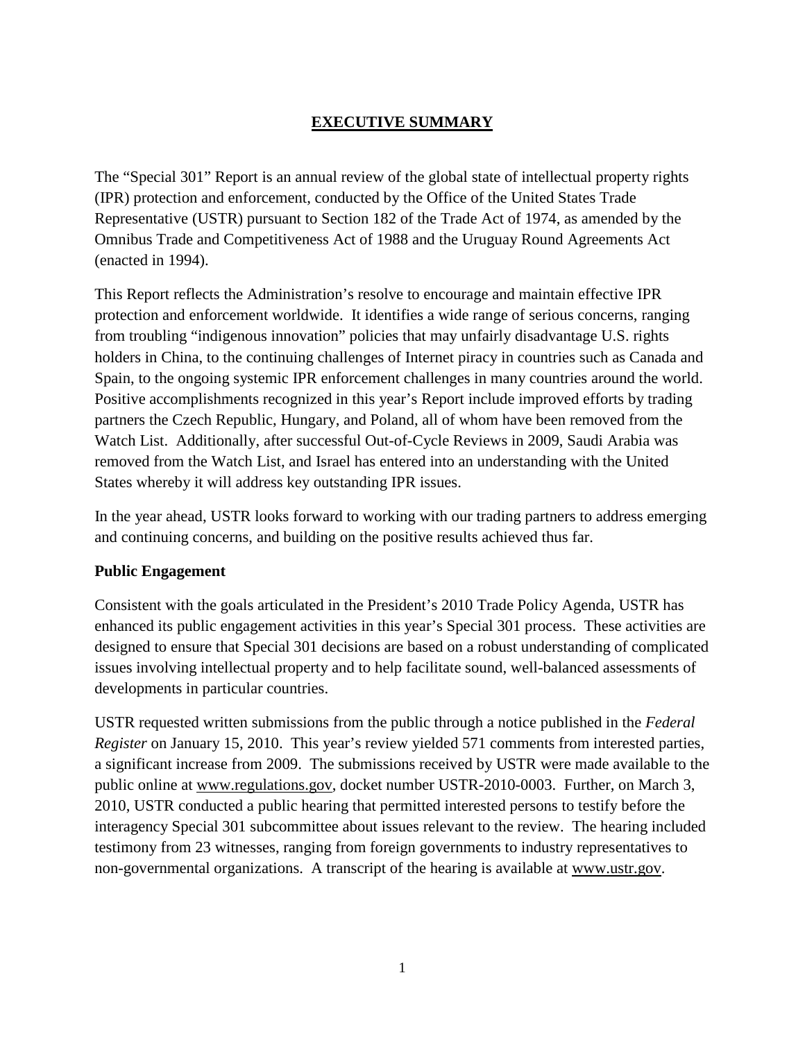# EXECUTIVE SUMMARY

The "Special 301" Report is an annual review of the global state of intellectual property rights (IPR) protection and enforcement, conducted by the Office of the United States Trade Representative (USTR) pursuant to Section 182 of the Trade Act of 1974, as amended by the Omnibus Trade and Competitiveness Act of 1988 and the Uruguay Round Agreements Act (enacted in 1994).

This Report reflects the Administration's resolve to encourage and maintain effective IPR protection and enforcement worldwide. It identifies a wide range of serious concerns, ranging from troubling "indigenous innovation" policies that may unfairly disadvantage U.S. rights holders in China, to the continuing challenges of Internet piracy in countries such as Canada and Spain, to the ongoing systemic IPR enforcement challenges in many countries around the world. Positive accomplishments recognized in this year's Report include improved efforts by trading partners the Czech Republic, Hungary, and Poland, all of whom have been removed from the Watch List. Additionally, after successful Out-of-Cycle Reviews in 2009, Saudi Arabia was removed from the Watch List, and Israel has entered into an understanding with the United States whereby it will address key outstanding IPR issues.

In the year ahead, USTR looks forward to working with our trading partners to address emerging and continuing concerns, and building on the positive results achieved thus far.

**Public Engagement**

Consistent with the goals articulated in the President's 2010 Trade Policy Agenda, USTR has enhanced its public engagement activities in this year's Special 301 process. These activities are designed to ensure that Special 301 decisions are based on a robust understanding of complicated issues involving intellectual property and to help facilitate sound, well-balanced assessments of developments in particular countries.

USTR requested written submissions from the public through a notice published in the *Federal Register* on January 15, 2010. This year's review yielded 571 comments from interested parties, a significant increase from 2009. The submissions received by USTR were made available to the public online at www.regulations.gov, docket number USTR-2010-0003. Further, on March 3, 2010, USTR conducted a public hearing that permitted interested persons to testify before the interagency Special 301 subcommittee about issues relevant to the review. The hearing included testimony from 23 witnesses, ranging from foreign governments to industry representatives to non-governmental organizations. A transcript of the hearing is available at www.ustr.gov.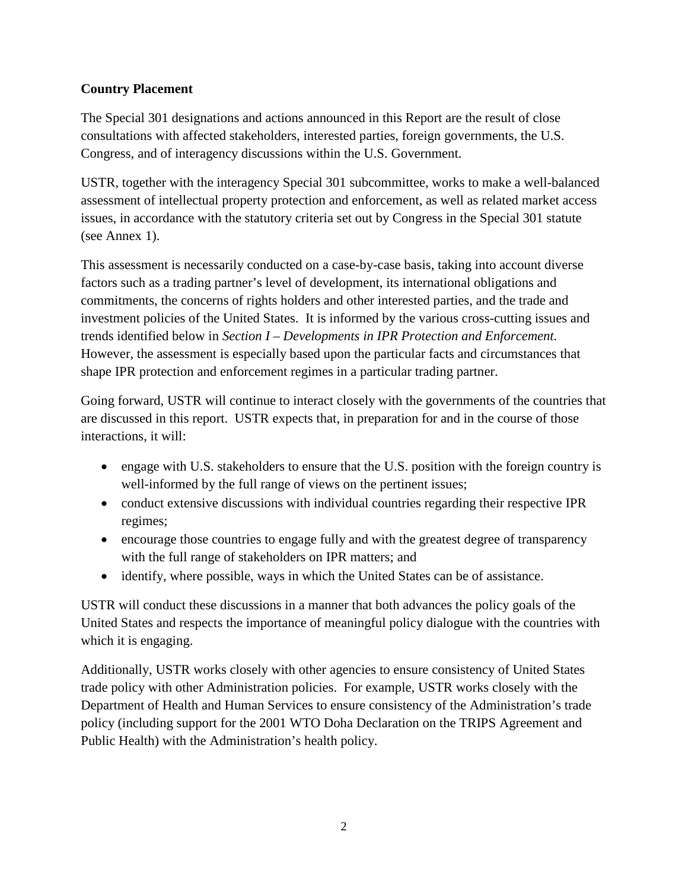**Country Placement**

The Special 301 designations and actions announced in this Report are the result of close consultations with affected stakeholders, interested parties, foreign governments, the U.S. Congress, and of interagency discussions within the U.S. Government.

USTR, together with the interagency Special 301 subcommittee, works to make a well-balanced assessment of intellectual property protection and enforcement, as well as related market access issues, in accordance with the statutory criteria set out by Congress in the Special 301 statute (see Annex 1).

This assessment is necessarily conducted on a case-by-case basis, taking into account diverse factors such as a trading partner's level of development, its international obligations and commitments, the concerns of rights holders and other interested parties, and the trade and investment policies of the United States. It is informed by the various cross-cutting issues and trends identified below in *Section I – Developments in IPR Protection and Enforcement.* However, the assessment is especially based upon the particular facts and circumstances that shape IPR protection and enforcement regimes in a particular trading partner.

Going forward, USTR will continue to interact closely with the governments of the countries that are discussed in this report. USTR expects that, in preparation for and in the course of those interactions, it will:

- engage with U.S. stakeholders to ensure that the U.S. position with the foreign country is well-informed by the full range of views on the pertinent issues;
- conduct extensive discussions with individual countries regarding their respective IPR regimes;
- encourage those countries to engage fully and with the greatest degree of transparency with the full range of stakeholders on IPR matters; and
- identify, where possible, ways in which the United States can be of assistance.

USTR will conduct these discussions in a manner that both advances the policy goals of the United States and respects the importance of meaningful policy dialogue with the countries with which it is engaging.

Additionally, USTR works closely with other agencies to ensure consistency of United States trade policy with other Administration policies. For example, USTR works closely with the Department of Health and Human Services to ensure consistency of the Administration's trade policy (including support for the 2001 WTO Doha Declaration on the TRIPS Agreement and Public Health) with the Administration's health policy.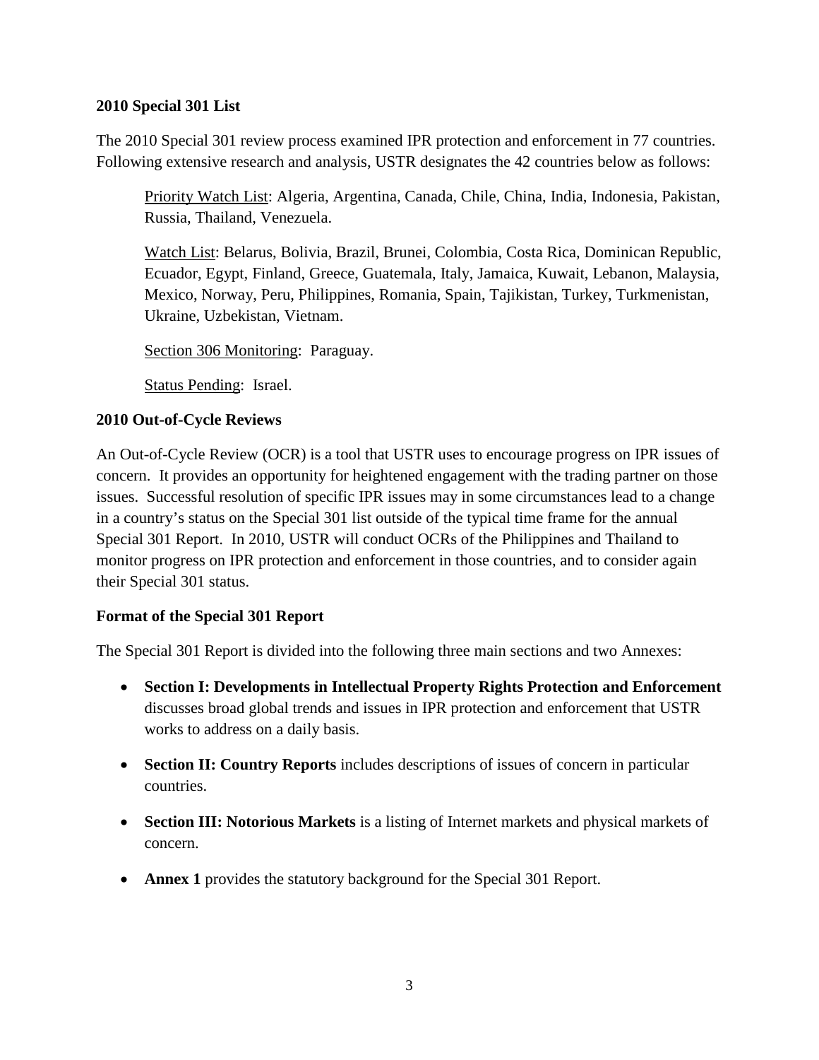### 2010 Special 301 List

The 2010 Special 301 review process examined IPR protection and enforcement in 77 countries. Following extensive research and analysis, USTR designates the 42 countries below as follows:

Priority Watch List: Algeria, Argentina, Canada, Chile, China, India, Indonesia, Pakistan, Russia, Thailand, Venezuela.

Watch List: Belarus, Bolivia, Brazil, Brunei, Colombia, Costa Rica, Dominican Republic, Ecuador, Egypt, Finland, Greece, Guatemala, Italy, Jamaica, Kuwait, Lebanon, Malaysia, Mexico, Norway, Peru, Philippines, Romania, Spain, Tajikistan, Turkey, Turkmenistan, Ukraine, Uzbekistan, Vietnam.

Section 306 Monitoring: Paraguay.

Status Pending: Israel.

### 2010 Out-of-Cycle Reviews

An Out-of-Cycle Review (OCR) is a tool that USTR uses to encourage progress on IPR issues of concern. It provides an opportunity for heightened engagement with the trading partner on those issues. Successful resolution of specific IPR issues may in some circumstances lead to a change in a country's status on the Special 301 list outside of the typical time frame for the annual Special 301 Report. In 2010, USTR will conduct OCRs of the Philippines and Thailand to monitor progress on IPR protection and enforcement in those countries, and to consider again their Special 301 status.

### Format of the Special 301 Report

The Special 301 Report is divided into the following three main sections and two Annexes:

- **Section I: Developments in Intellectual Property Rights Protection and Enforcement** discusses broad global trends and issues in IPR protection and enforcement that USTR works to address on a daily basis.
- **Section II: Country Reports** includes descriptions of issues of concern in particular countries.
- **Section III: Notorious Markets** is a listing of Internet markets and physical markets of concern.
- **Annex 1** provides the statutory background for the Special 301 Report.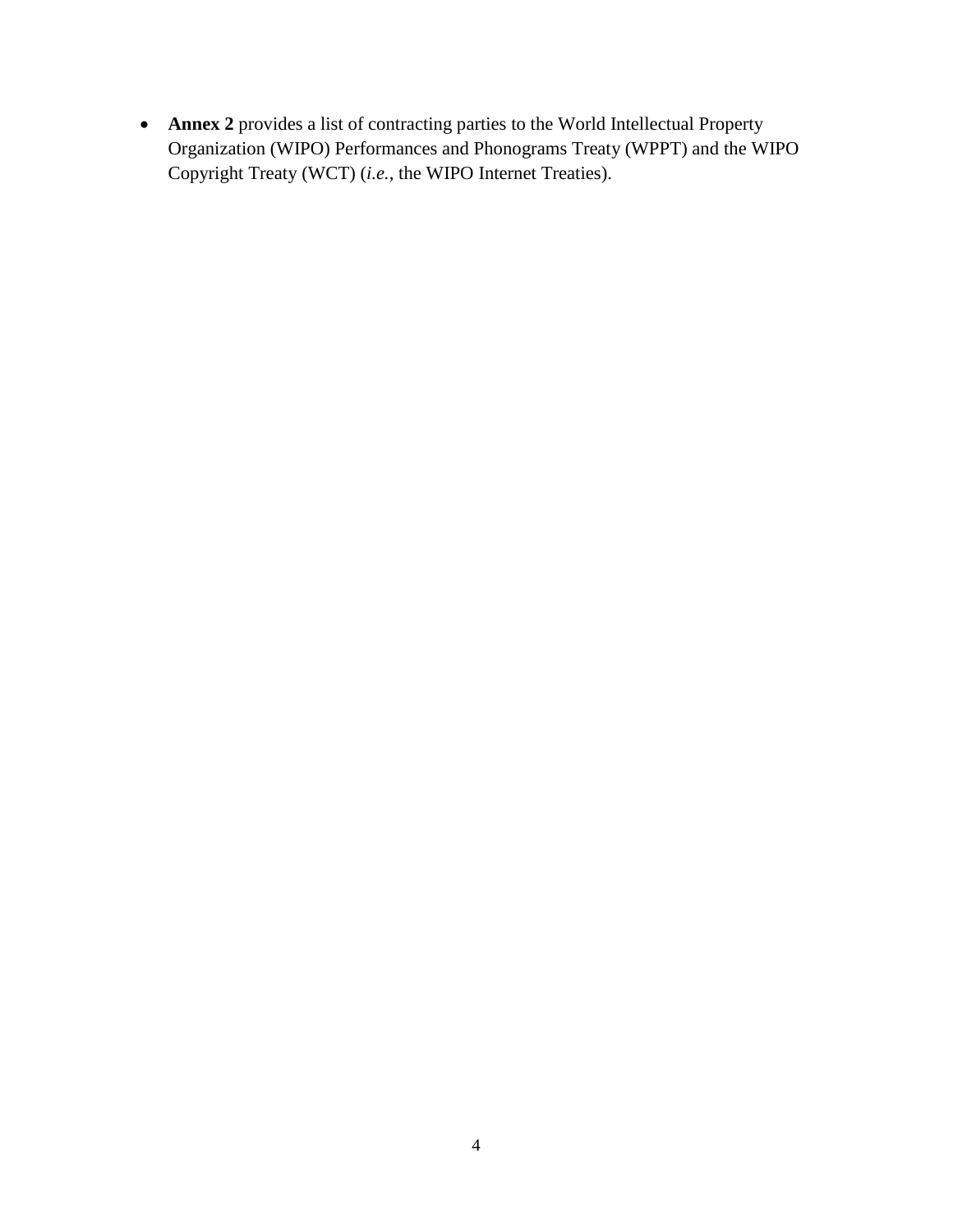- **Annex 2** provides a list of contracting parties to the World Intellectual Property Organization (WIPO) Performances and Phonograms Treaty (WPPT) and the WIPO Copyright Treaty (WCT) (*i.e.*, the WIPO Internet Treaties).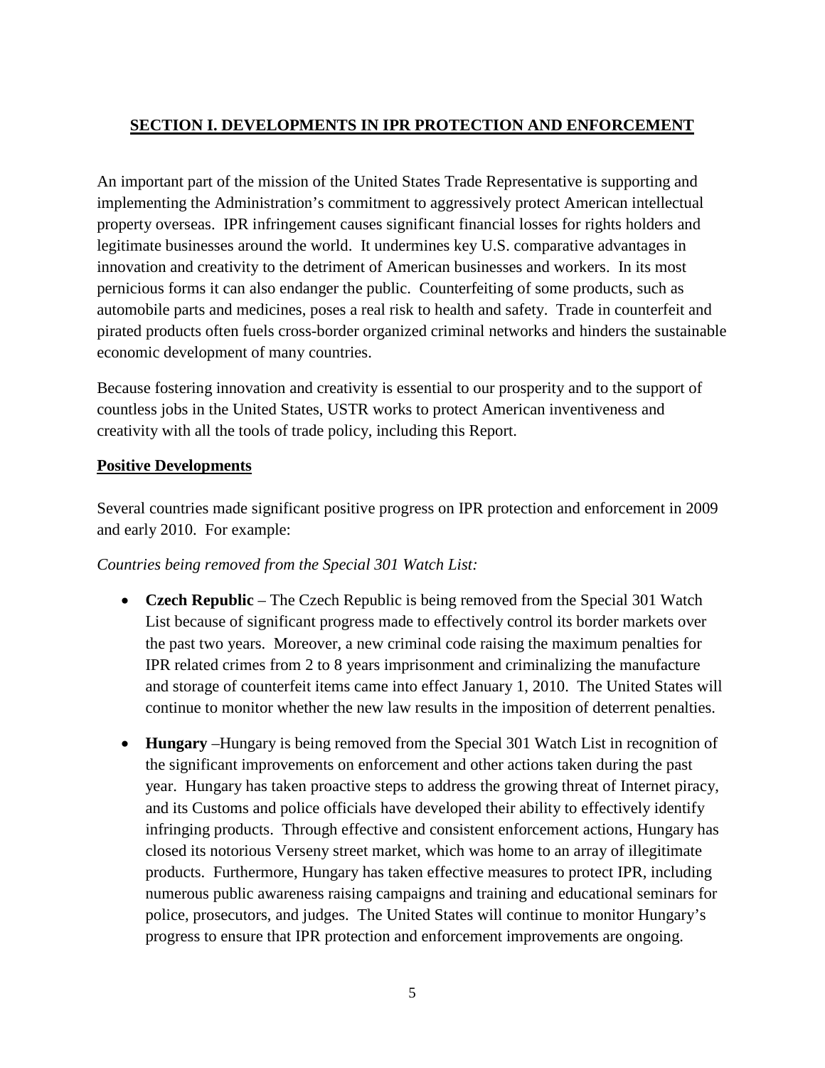## SECTION I. DEVELOPMENTS IN IPR PROTECTION AND ENFORCEMENT

An important part of the mission of the United States Trade Representative is supporting and implementing the Administration's commitment to aggressively protect American intellectual property overseas. IPR infringement causes significant financial losses for rights holders and legitimate businesses around the world. It undermines key U.S. comparative advantages in innovation and creativity to the detriment of American businesses and workers. In its most pernicious forms it can also endanger the public. Counterfeiting of some products, such as automobile parts and medicines, poses a real risk to health and safety. Trade in counterfeit and pirated products often fuels cross-border organized criminal networks and hinders the sustainable economic development of many countries.

Because fostering innovation and creativity is essential to our prosperity and to the support of countless jobs in the United States, USTR works to protect American inventiveness and creativity with all the tools of trade policy, including this Report.

### Positive Developments

Several countries made significant positive progress on IPR protection and enforcement in 2009 and early 2010. For example:

*Countries being removed from the Special 301 Watch List:*

- **Czech Republic** – The Czech Republic is being removed from the Special 301 Watch List because of significant progress made to effectively control its border markets over the past two years. Moreover, a new criminal code raising the maximum penalties for IPR related crimes from 2 to 8 years imprisonment and criminalizing the manufacture and storage of counterfeit items came into effect January 1, 2010. The United States will continue to monitor whether the new law results in the imposition of deterrent penalties.
- **Hungary** –Hungary is being removed from the Special 301 Watch List in recognition of the significant improvements on enforcement and other actions taken during the past year. Hungary has taken proactive steps to address the growing threat of Internet piracy, and its Customs and police officials have developed their ability to effectively identify infringing products. Through effective and consistent enforcement actions, Hungary has closed its notorious Verseny street market, which was home to an array of illegitimate products. Furthermore, Hungary has taken effective measures to protect IPR, including numerous public awareness raising campaigns and training and educational seminars for police, prosecutors, and judges. The United States will continue to monitor Hungary's progress to ensure that IPR protection and enforcement improvements are ongoing.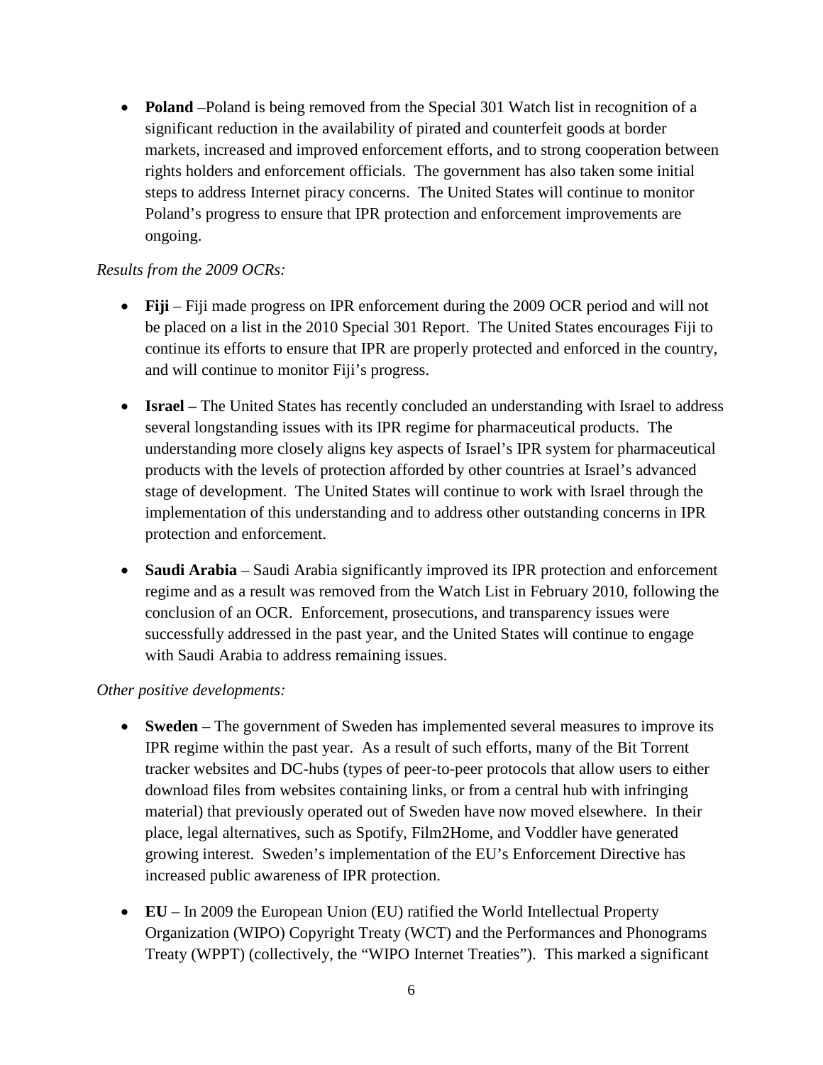- **Poland** –Poland is being removed from the Special 301 Watch list in recognition of a significant reduction in the availability of pirated and counterfeit goods at border markets, increased and improved enforcement efforts, and to strong cooperation between rights holders and enforcement officials. The government has also taken some initial steps to address Internet piracy concerns. The United States will continue to monitor Poland's progress to ensure that IPR protection and enforcement improvements are ongoing.

*Results from the 2009 OCRs:*

- **Fiji** – Fiji made progress on IPR enforcement during the 2009 OCR period and will not be placed on a list in the 2010 Special 301 Report. The United States encourages Fiji to continue its efforts to ensure that IPR are properly protected and enforced in the country, and will continue to monitor Fiji's progress.

- **Israel –** The United States has recently concluded an understanding with Israel to address several longstanding issues with its IPR regime for pharmaceutical products. The understanding more closely aligns key aspects of Israel's IPR system for pharmaceutical products with the levels of protection afforded by other countries at Israel's advanced stage of development. The United States will continue to work with Israel through the implementation of this understanding and to address other outstanding concerns in IPR protection and enforcement.

- **Saudi Arabia** – Saudi Arabia significantly improved its IPR protection and enforcement regime and as a result was removed from the Watch List in February 2010, following the conclusion of an OCR. Enforcement, prosecutions, and transparency issues were successfully addressed in the past year, and the United States will continue to engage with Saudi Arabia to address remaining issues.

*Other positive developments:*

- **Sweden** – The government of Sweden has implemented several measures to improve its IPR regime within the past year. As a result of such efforts, many of the Bit Torrent tracker websites and DC-hubs (types of peer-to-peer protocols that allow users to either download files from websites containing links, or from a central hub with infringing material) that previously operated out of Sweden have now moved elsewhere. In their place, legal alternatives, such as Spotify, Film2Home, and Voddler have generated growing interest. Sweden's implementation of the EU's Enforcement Directive has increased public awareness of IPR protection.

- **EU** – In 2009 the European Union (EU) ratified the World Intellectual Property Organization (WIPO) Copyright Treaty (WCT) and the Performances and Phonograms Treaty (WPPT) (collectively, the "WIPO Internet Treaties"). This marked a significant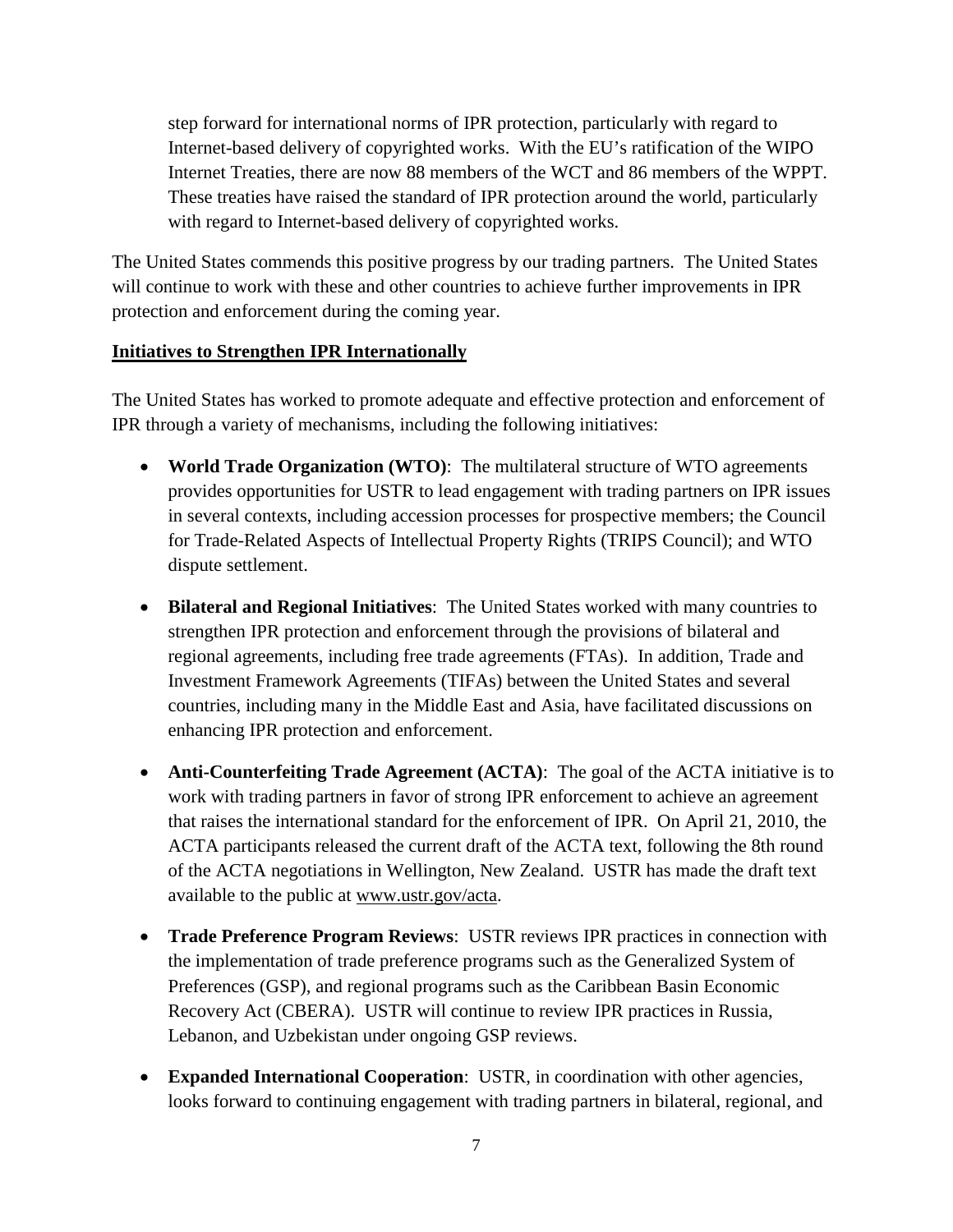step forward for international norms of IPR protection, particularly with regard to Internet-based delivery of copyrighted works. With the EU's ratification of the WIPO Internet Treaties, there are now 88 members of the WCT and 86 members of the WPPT. These treaties have raised the standard of IPR protection around the world, particularly with regard to Internet-based delivery of copyrighted works.

The United States commends this positive progress by our trading partners. The United States will continue to work with these and other countries to achieve further improvements in IPR protection and enforcement during the coming year.

**Initiatives to Strengthen IPR Internationally**

The United States has worked to promote adequate and effective protection and enforcement of IPR through a variety of mechanisms, including the following initiatives:

- **World Trade Organization (WTO)**: The multilateral structure of WTO agreements provides opportunities for USTR to lead engagement with trading partners on IPR issues in several contexts, including accession processes for prospective members; the Council for Trade-Related Aspects of Intellectual Property Rights (TRIPS Council); and WTO dispute settlement.

- **Bilateral and Regional Initiatives**: The United States worked with many countries to strengthen IPR protection and enforcement through the provisions of bilateral and regional agreements, including free trade agreements (FTAs). In addition, Trade and Investment Framework Agreements (TIFAs) between the United States and several countries, including many in the Middle East and Asia, have facilitated discussions on enhancing IPR protection and enforcement.

- **Anti-Counterfeiting Trade Agreement (ACTA)**: The goal of the ACTA initiative is to work with trading partners in favor of strong IPR enforcement to achieve an agreement that raises the international standard for the enforcement of IPR. On April 21, 2010, the ACTA participants released the current draft of the ACTA text, following the 8th round of the ACTA negotiations in Wellington, New Zealand. USTR has made the draft text available to the public at www.ustr.gov/acta.

- **Trade Preference Program Reviews**: USTR reviews IPR practices in connection with the implementation of trade preference programs such as the Generalized System of Preferences (GSP), and regional programs such as the Caribbean Basin Economic Recovery Act (CBERA). USTR will continue to review IPR practices in Russia, Lebanon, and Uzbekistan under ongoing GSP reviews.

- **Expanded International Cooperation**: USTR, in coordination with other agencies, looks forward to continuing engagement with trading partners in bilateral, regional, and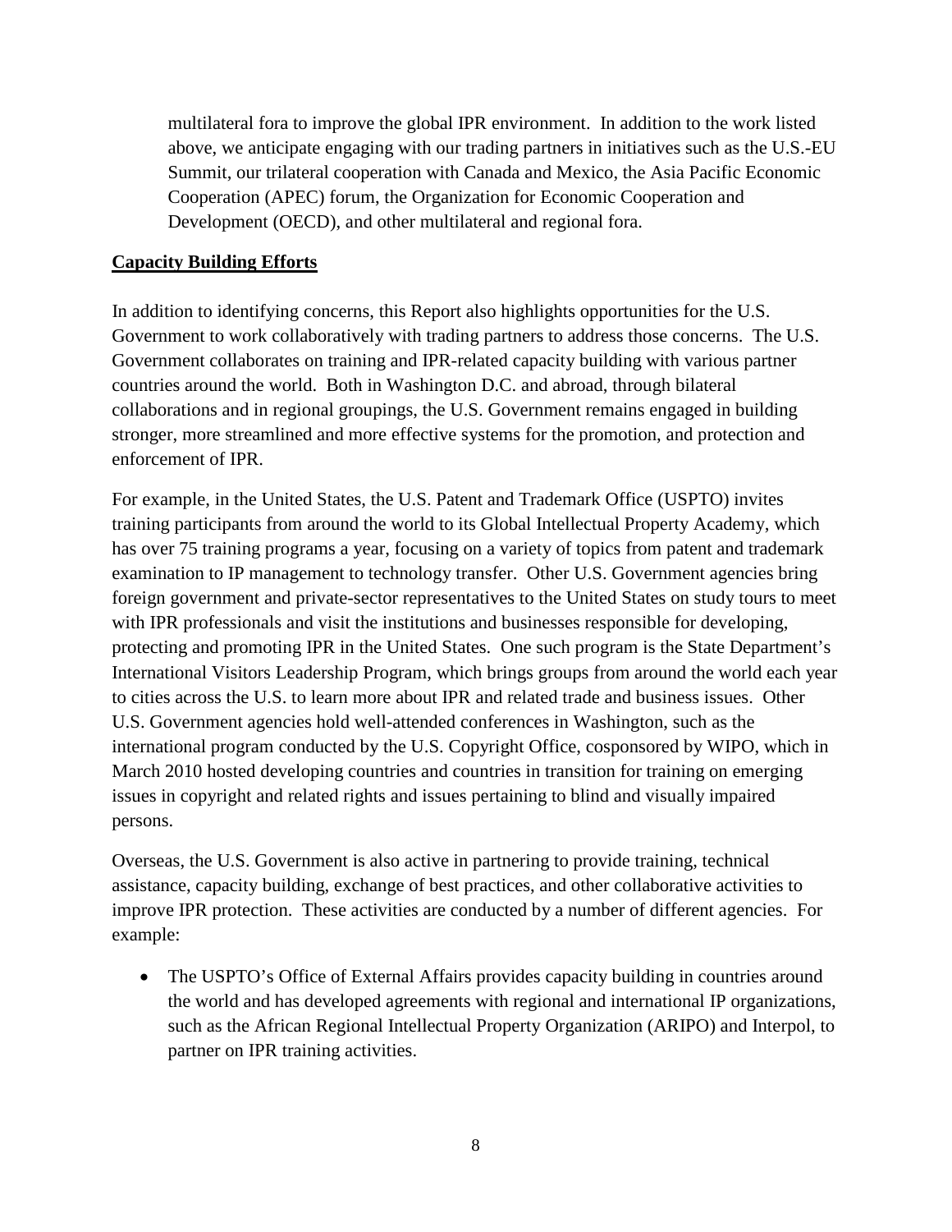multilateral fora to improve the global IPR environment. In addition to the work listed above, we anticipate engaging with our trading partners in initiatives such as the U.S.-EU Summit, our trilateral cooperation with Canada and Mexico, the Asia Pacific Economic Cooperation (APEC) forum, the Organization for Economic Cooperation and Development (OECD), and other multilateral and regional fora.

## Capacity Building Efforts

In addition to identifying concerns, this Report also highlights opportunities for the U.S. Government to work collaboratively with trading partners to address those concerns. The U.S. Government collaborates on training and IPR-related capacity building with various partner countries around the world. Both in Washington D.C. and abroad, through bilateral collaborations and in regional groupings, the U.S. Government remains engaged in building stronger, more streamlined and more effective systems for the promotion, and protection and enforcement of IPR.

For example, in the United States, the U.S. Patent and Trademark Office (USPTO) invites training participants from around the world to its Global Intellectual Property Academy, which has over 75 training programs a year, focusing on a variety of topics from patent and trademark examination to IP management to technology transfer. Other U.S. Government agencies bring foreign government and private-sector representatives to the United States on study tours to meet with IPR professionals and visit the institutions and businesses responsible for developing, protecting and promoting IPR in the United States. One such program is the State Department's International Visitors Leadership Program, which brings groups from around the world each year to cities across the U.S. to learn more about IPR and related trade and business issues. Other U.S. Government agencies hold well-attended conferences in Washington, such as the international program conducted by the U.S. Copyright Office, cosponsored by WIPO, which in March 2010 hosted developing countries and countries in transition for training on emerging issues in copyright and related rights and issues pertaining to blind and visually impaired persons.

Overseas, the U.S. Government is also active in partnering to provide training, technical assistance, capacity building, exchange of best practices, and other collaborative activities to improve IPR protection. These activities are conducted by a number of different agencies. For example:

- The USPTO's Office of External Affairs provides capacity building in countries around the world and has developed agreements with regional and international IP organizations, such as the African Regional Intellectual Property Organization (ARIPO) and Interpol, to partner on IPR training activities.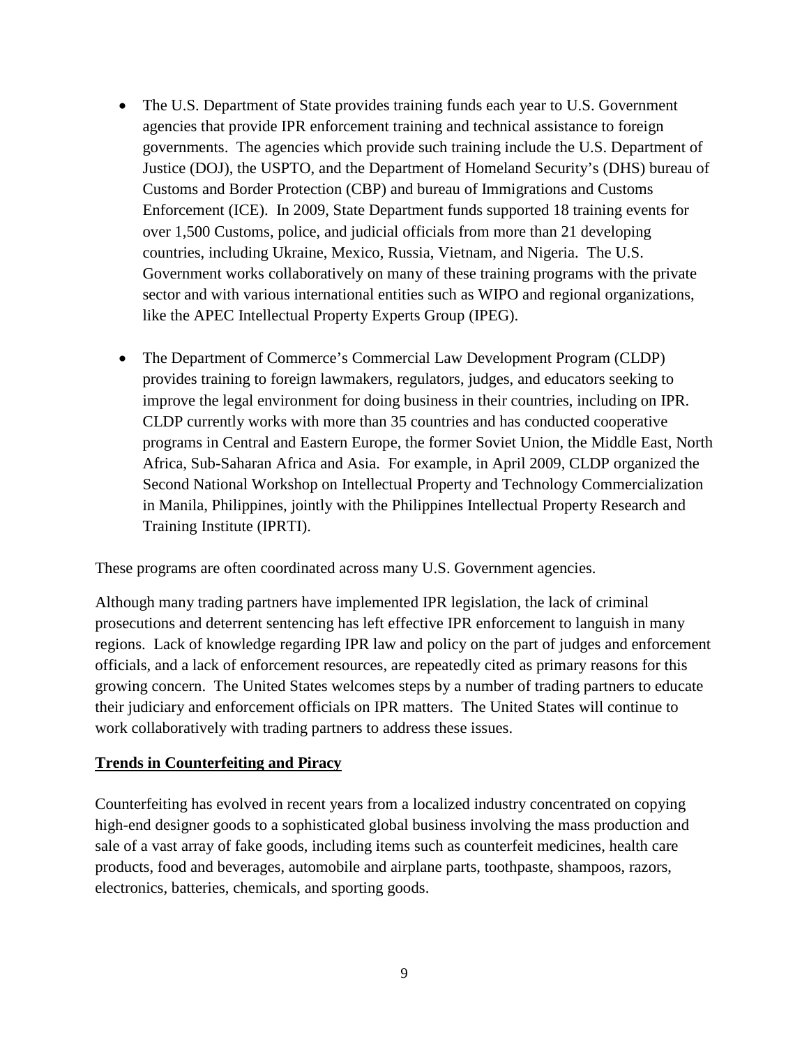- The U.S. Department of State provides training funds each year to U.S. Government agencies that provide IPR enforcement training and technical assistance to foreign governments. The agencies which provide such training include the U.S. Department of Justice (DOJ), the USPTO, and the Department of Homeland Security's (DHS) bureau of Customs and Border Protection (CBP) and bureau of Immigrations and Customs Enforcement (ICE). In 2009, State Department funds supported 18 training events for over 1,500 Customs, police, and judicial officials from more than 21 developing countries, including Ukraine, Mexico, Russia, Vietnam, and Nigeria. The U.S. Government works collaboratively on many of these training programs with the private sector and with various international entities such as WIPO and regional organizations, like the APEC Intellectual Property Experts Group (IPEG).

- The Department of Commerce's Commercial Law Development Program (CLDP) provides training to foreign lawmakers, regulators, judges, and educators seeking to improve the legal environment for doing business in their countries, including on IPR. CLDP currently works with more than 35 countries and has conducted cooperative programs in Central and Eastern Europe, the former Soviet Union, the Middle East, North Africa, Sub-Saharan Africa and Asia. For example, in April 2009, CLDP organized the Second National Workshop on Intellectual Property and Technology Commercialization in Manila, Philippines, jointly with the Philippines Intellectual Property Research and Training Institute (IPRTI).

These programs are often coordinated across many U.S. Government agencies.

Although many trading partners have implemented IPR legislation, the lack of criminal prosecutions and deterrent sentencing has left effective IPR enforcement to languish in many regions. Lack of knowledge regarding IPR law and policy on the part of judges and enforcement officials, and a lack of enforcement resources, are repeatedly cited as primary reasons for this growing concern. The United States welcomes steps by a number of trading partners to educate their judiciary and enforcement officials on IPR matters. The United States will continue to work collaboratively with trading partners to address these issues.

## Trends in Counterfeiting and Piracy

Counterfeiting has evolved in recent years from a localized industry concentrated on copying high-end designer goods to a sophisticated global business involving the mass production and sale of a vast array of fake goods, including items such as counterfeit medicines, health care products, food and beverages, automobile and airplane parts, toothpaste, shampoos, razors, electronics, batteries, chemicals, and sporting goods.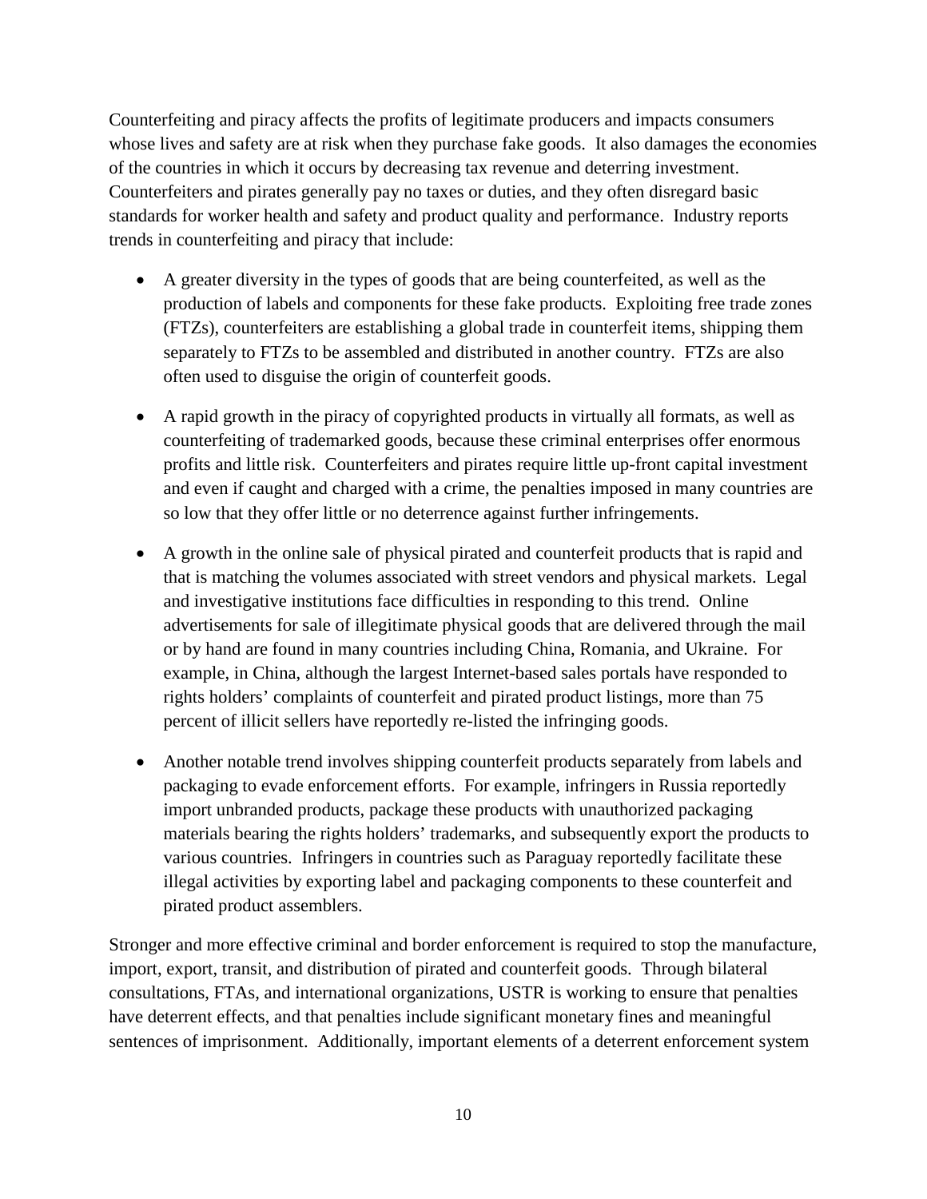Counterfeiting and piracy affects the profits of legitimate producers and impacts consumers whose lives and safety are at risk when they purchase fake goods. It also damages the economies of the countries in which it occurs by decreasing tax revenue and deterring investment. Counterfeiters and pirates generally pay no taxes or duties, and they often disregard basic standards for worker health and safety and product quality and performance. Industry reports trends in counterfeiting and piracy that include:

- A greater diversity in the types of goods that are being counterfeited, as well as the production of labels and components for these fake products. Exploiting free trade zones (FTZs), counterfeiters are establishing a global trade in counterfeit items, shipping them separately to FTZs to be assembled and distributed in another country. FTZs are also often used to disguise the origin of counterfeit goods.

- A rapid growth in the piracy of copyrighted products in virtually all formats, as well as counterfeiting of trademarked goods, because these criminal enterprises offer enormous profits and little risk. Counterfeiters and pirates require little up-front capital investment and even if caught and charged with a crime, the penalties imposed in many countries are so low that they offer little or no deterrence against further infringements.

- A growth in the online sale of physical pirated and counterfeit products that is rapid and that is matching the volumes associated with street vendors and physical markets. Legal and investigative institutions face difficulties in responding to this trend. Online advertisements for sale of illegitimate physical goods that are delivered through the mail or by hand are found in many countries including China, Romania, and Ukraine. For example, in China, although the largest Internet-based sales portals have responded to rights holders' complaints of counterfeit and pirated product listings, more than 75 percent of illicit sellers have reportedly re-listed the infringing goods.

- Another notable trend involves shipping counterfeit products separately from labels and packaging to evade enforcement efforts. For example, infringers in Russia reportedly import unbranded products, package these products with unauthorized packaging materials bearing the rights holders' trademarks, and subsequently export the products to various countries. Infringers in countries such as Paraguay reportedly facilitate these illegal activities by exporting label and packaging components to these counterfeit and pirated product assemblers.

Stronger and more effective criminal and border enforcement is required to stop the manufacture, import, export, transit, and distribution of pirated and counterfeit goods. Through bilateral consultations, FTAs, and international organizations, USTR is working to ensure that penalties have deterrent effects, and that penalties include significant monetary fines and meaningful sentences of imprisonment. Additionally, important elements of a deterrent enforcement system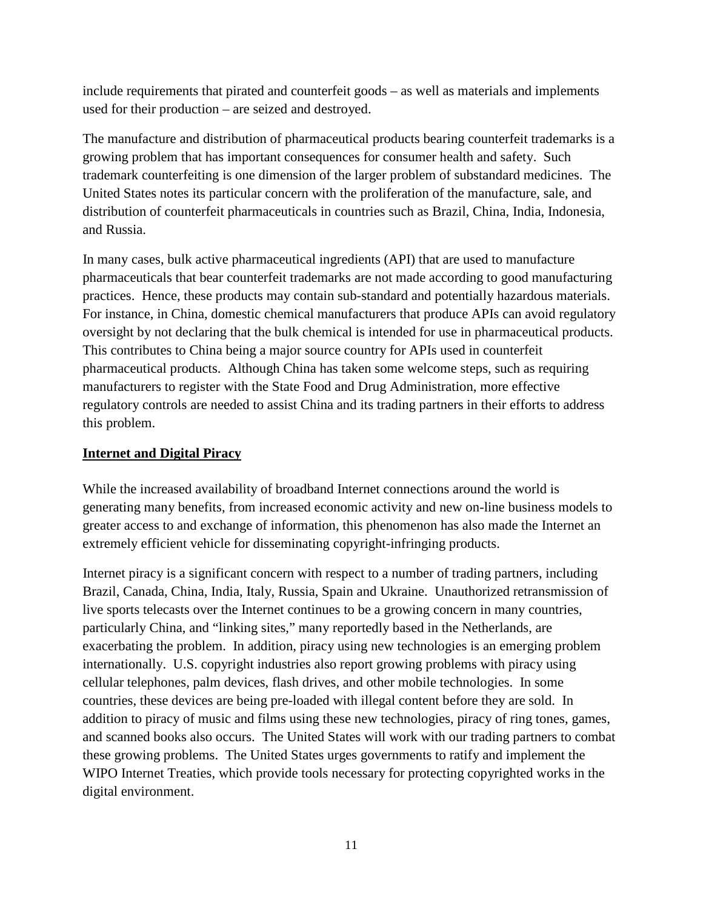include requirements that pirated and counterfeit goods – as well as materials and implements used for their production – are seized and destroyed.

The manufacture and distribution of pharmaceutical products bearing counterfeit trademarks is a growing problem that has important consequences for consumer health and safety. Such trademark counterfeiting is one dimension of the larger problem of substandard medicines. The United States notes its particular concern with the proliferation of the manufacture, sale, and distribution of counterfeit pharmaceuticals in countries such as Brazil, China, India, Indonesia, and Russia.

In many cases, bulk active pharmaceutical ingredients (API) that are used to manufacture pharmaceuticals that bear counterfeit trademarks are not made according to good manufacturing practices. Hence, these products may contain sub-standard and potentially hazardous materials. For instance, in China, domestic chemical manufacturers that produce APIs can avoid regulatory oversight by not declaring that the bulk chemical is intended for use in pharmaceutical products. This contributes to China being a major source country for APIs used in counterfeit pharmaceutical products. Although China has taken some welcome steps, such as requiring manufacturers to register with the State Food and Drug Administration, more effective regulatory controls are needed to assist China and its trading partners in their efforts to address this problem.

**Internet and Digital Piracy**

While the increased availability of broadband Internet connections around the world is generating many benefits, from increased economic activity and new on-line business models to greater access to and exchange of information, this phenomenon has also made the Internet an extremely efficient vehicle for disseminating copyright-infringing products.

Internet piracy is a significant concern with respect to a number of trading partners, including Brazil, Canada, China, India, Italy, Russia, Spain and Ukraine. Unauthorized retransmission of live sports telecasts over the Internet continues to be a growing concern in many countries, particularly China, and "linking sites," many reportedly based in the Netherlands, are exacerbating the problem. In addition, piracy using new technologies is an emerging problem internationally. U.S. copyright industries also report growing problems with piracy using cellular telephones, palm devices, flash drives, and other mobile technologies. In some countries, these devices are being pre-loaded with illegal content before they are sold. In addition to piracy of music and films using these new technologies, piracy of ring tones, games, and scanned books also occurs. The United States will work with our trading partners to combat these growing problems. The United States urges governments to ratify and implement the WIPO Internet Treaties, which provide tools necessary for protecting copyrighted works in the digital environment.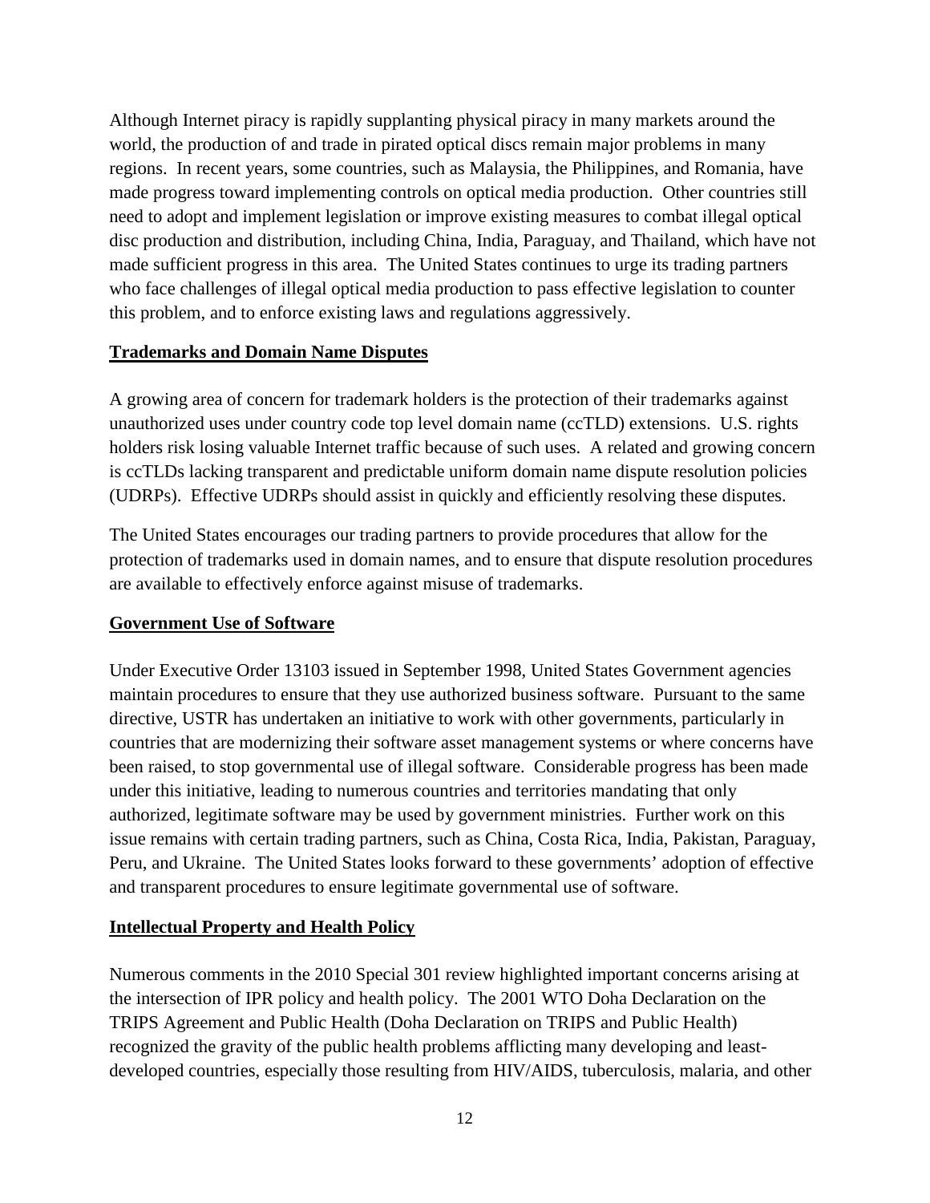Although Internet piracy is rapidly supplanting physical piracy in many markets around the world, the production of and trade in pirated optical discs remain major problems in many regions. In recent years, some countries, such as Malaysia, the Philippines, and Romania, have made progress toward implementing controls on optical media production. Other countries still need to adopt and implement legislation or improve existing measures to combat illegal optical disc production and distribution, including China, India, Paraguay, and Thailand, which have not made sufficient progress in this area. The United States continues to urge its trading partners who face challenges of illegal optical media production to pass effective legislation to counter this problem, and to enforce existing laws and regulations aggressively.

## Trademarks and Domain Name Disputes

A growing area of concern for trademark holders is the protection of their trademarks against unauthorized uses under country code top level domain name (ccTLD) extensions. U.S. rights holders risk losing valuable Internet traffic because of such uses. A related and growing concern is ccTLDs lacking transparent and predictable uniform domain name dispute resolution policies (UDRPs). Effective UDRPs should assist in quickly and efficiently resolving these disputes.

The United States encourages our trading partners to provide procedures that allow for the protection of trademarks used in domain names, and to ensure that dispute resolution procedures are available to effectively enforce against misuse of trademarks.

## Government Use of Software

Under Executive Order 13103 issued in September 1998, United States Government agencies maintain procedures to ensure that they use authorized business software. Pursuant to the same directive, USTR has undertaken an initiative to work with other governments, particularly in countries that are modernizing their software asset management systems or where concerns have been raised, to stop governmental use of illegal software. Considerable progress has been made under this initiative, leading to numerous countries and territories mandating that only authorized, legitimate software may be used by government ministries. Further work on this issue remains with certain trading partners, such as China, Costa Rica, India, Pakistan, Paraguay, Peru, and Ukraine. The United States looks forward to these governments' adoption of effective and transparent procedures to ensure legitimate governmental use of software.

## Intellectual Property and Health Policy

Numerous comments in the 2010 Special 301 review highlighted important concerns arising at the intersection of IPR policy and health policy. The 2001 WTO Doha Declaration on the TRIPS Agreement and Public Health (Doha Declaration on TRIPS and Public Health) recognized the gravity of the public health problems afflicting many developing and least-developed countries, especially those resulting from HIV/AIDS, tuberculosis, malaria, and other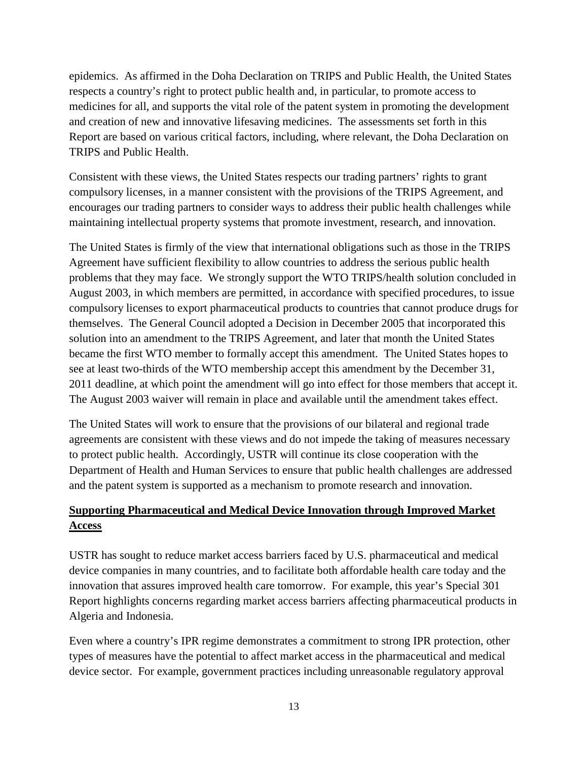epidemics. As affirmed in the Doha Declaration on TRIPS and Public Health, the United States respects a country's right to protect public health and, in particular, to promote access to medicines for all, and supports the vital role of the patent system in promoting the development and creation of new and innovative lifesaving medicines. The assessments set forth in this Report are based on various critical factors, including, where relevant, the Doha Declaration on TRIPS and Public Health.

Consistent with these views, the United States respects our trading partners' rights to grant compulsory licenses, in a manner consistent with the provisions of the TRIPS Agreement, and encourages our trading partners to consider ways to address their public health challenges while maintaining intellectual property systems that promote investment, research, and innovation.

The United States is firmly of the view that international obligations such as those in the TRIPS Agreement have sufficient flexibility to allow countries to address the serious public health problems that they may face. We strongly support the WTO TRIPS/health solution concluded in August 2003, in which members are permitted, in accordance with specified procedures, to issue compulsory licenses to export pharmaceutical products to countries that cannot produce drugs for themselves. The General Council adopted a Decision in December 2005 that incorporated this solution into an amendment to the TRIPS Agreement, and later that month the United States became the first WTO member to formally accept this amendment. The United States hopes to see at least two-thirds of the WTO membership accept this amendment by the December 31, 2011 deadline, at which point the amendment will go into effect for those members that accept it. The August 2003 waiver will remain in place and available until the amendment takes effect.

The United States will work to ensure that the provisions of our bilateral and regional trade agreements are consistent with these views and do not impede the taking of measures necessary to protect public health. Accordingly, USTR will continue its close cooperation with the Department of Health and Human Services to ensure that public health challenges are addressed and the patent system is supported as a mechanism to promote research and innovation.

**Supporting Pharmaceutical and Medical Device Innovation through Improved Market Access**

USTR has sought to reduce market access barriers faced by U.S. pharmaceutical and medical device companies in many countries, and to facilitate both affordable health care today and the innovation that assures improved health care tomorrow. For example, this year's Special 301 Report highlights concerns regarding market access barriers affecting pharmaceutical products in Algeria and Indonesia.

Even where a country's IPR regime demonstrates a commitment to strong IPR protection, other types of measures have the potential to affect market access in the pharmaceutical and medical device sector. For example, government practices including unreasonable regulatory approval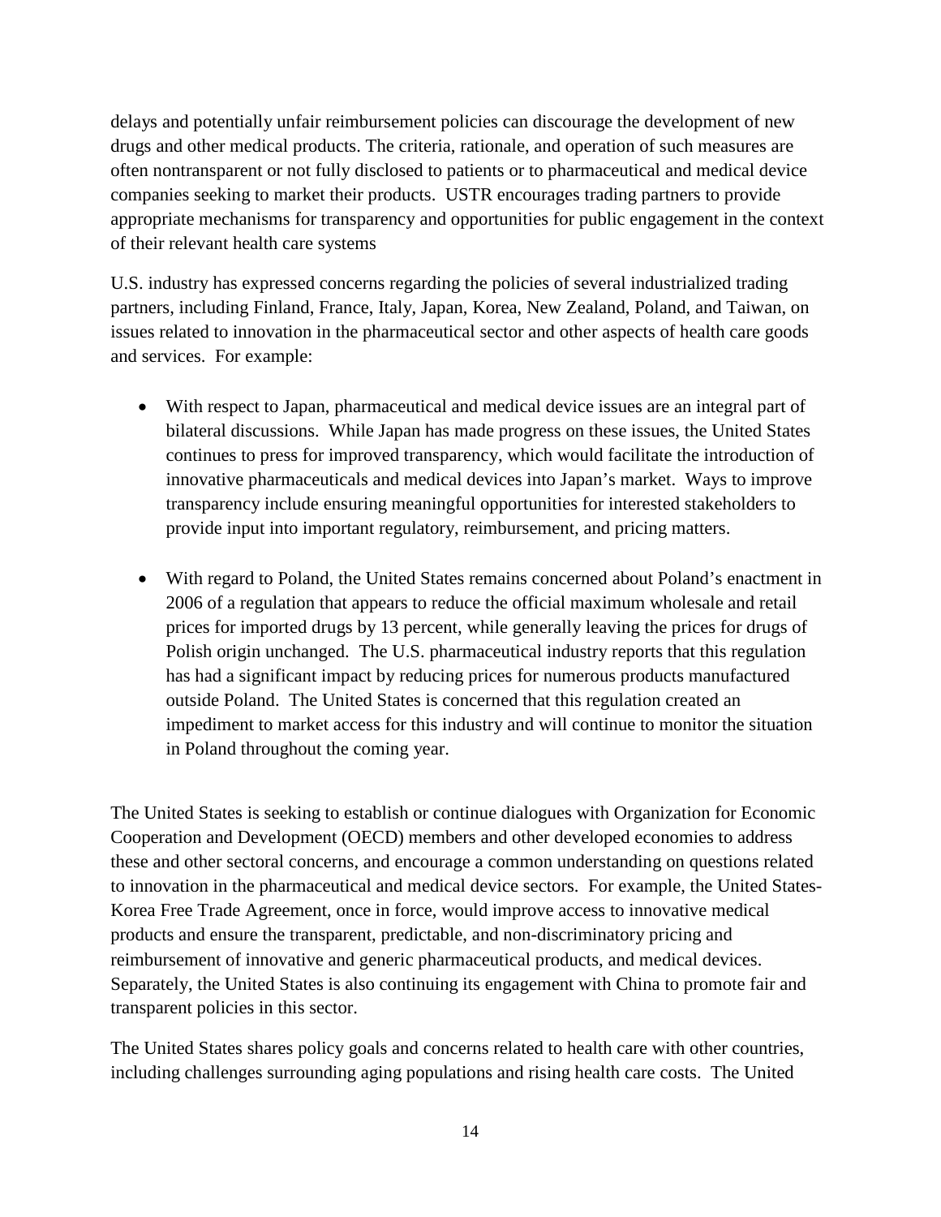delays and potentially unfair reimbursement policies can discourage the development of new drugs and other medical products. The criteria, rationale, and operation of such measures are often nontransparent or not fully disclosed to patients or to pharmaceutical and medical device companies seeking to market their products. USTR encourages trading partners to provide appropriate mechanisms for transparency and opportunities for public engagement in the context of their relevant health care systems

U.S. industry has expressed concerns regarding the policies of several industrialized trading partners, including Finland, France, Italy, Japan, Korea, New Zealand, Poland, and Taiwan, on issues related to innovation in the pharmaceutical sector and other aspects of health care goods and services. For example:

- With respect to Japan, pharmaceutical and medical device issues are an integral part of bilateral discussions. While Japan has made progress on these issues, the United States continues to press for improved transparency, which would facilitate the introduction of innovative pharmaceuticals and medical devices into Japan's market. Ways to improve transparency include ensuring meaningful opportunities for interested stakeholders to provide input into important regulatory, reimbursement, and pricing matters.

- With regard to Poland, the United States remains concerned about Poland's enactment in 2006 of a regulation that appears to reduce the official maximum wholesale and retail prices for imported drugs by 13 percent, while generally leaving the prices for drugs of Polish origin unchanged. The U.S. pharmaceutical industry reports that this regulation has had a significant impact by reducing prices for numerous products manufactured outside Poland. The United States is concerned that this regulation created an impediment to market access for this industry and will continue to monitor the situation in Poland throughout the coming year.

The United States is seeking to establish or continue dialogues with Organization for Economic Cooperation and Development (OECD) members and other developed economies to address these and other sectoral concerns, and encourage a common understanding on questions related to innovation in the pharmaceutical and medical device sectors. For example, the United States-Korea Free Trade Agreement, once in force, would improve access to innovative medical products and ensure the transparent, predictable, and non-discriminatory pricing and reimbursement of innovative and generic pharmaceutical products, and medical devices. Separately, the United States is also continuing its engagement with China to promote fair and transparent policies in this sector.

The United States shares policy goals and concerns related to health care with other countries, including challenges surrounding aging populations and rising health care costs. The United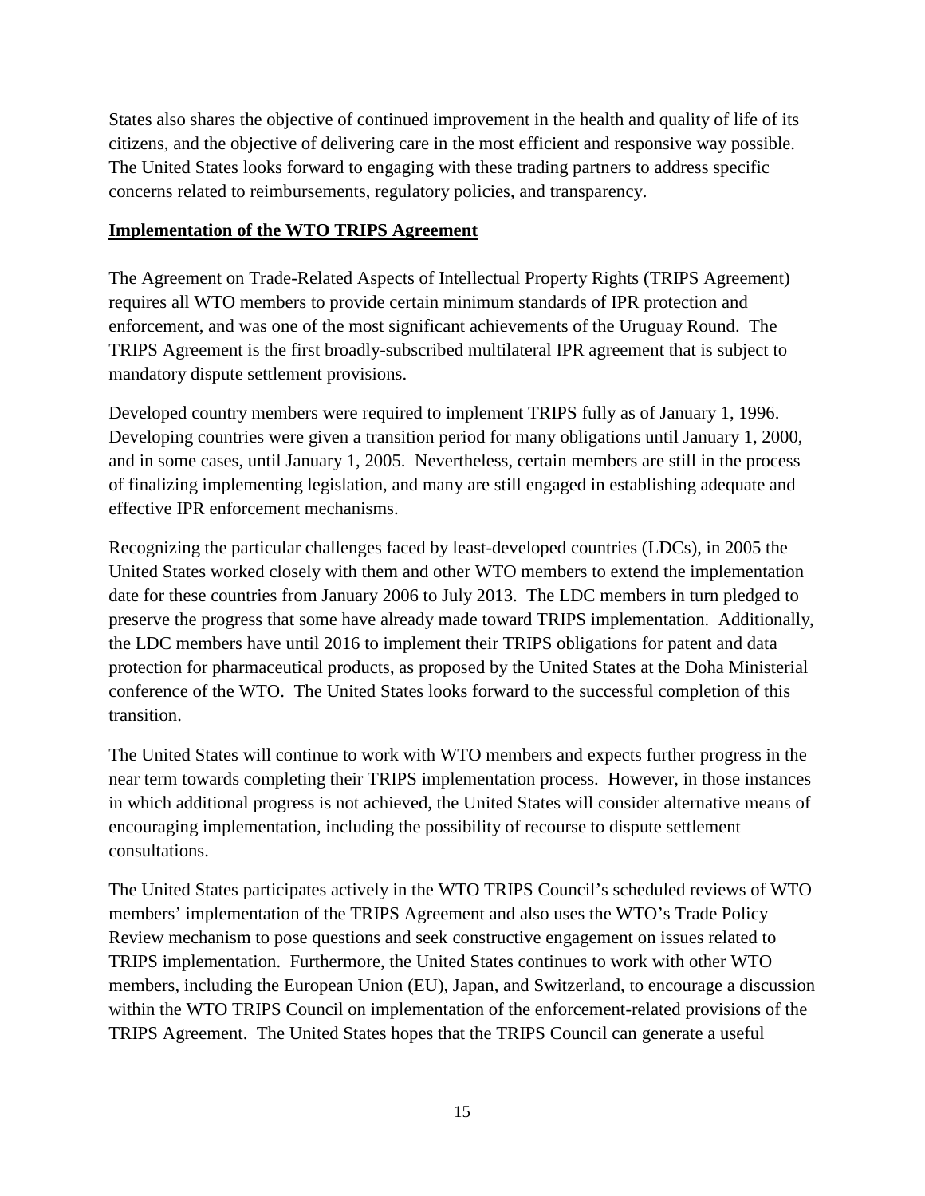States also shares the objective of continued improvement in the health and quality of life of its citizens, and the objective of delivering care in the most efficient and responsive way possible. The United States looks forward to engaging with these trading partners to address specific concerns related to reimbursements, regulatory policies, and transparency.

**Implementation of the WTO TRIPS Agreement**

The Agreement on Trade-Related Aspects of Intellectual Property Rights (TRIPS Agreement) requires all WTO members to provide certain minimum standards of IPR protection and enforcement, and was one of the most significant achievements of the Uruguay Round. The TRIPS Agreement is the first broadly-subscribed multilateral IPR agreement that is subject to mandatory dispute settlement provisions.

Developed country members were required to implement TRIPS fully as of January 1, 1996. Developing countries were given a transition period for many obligations until January 1, 2000, and in some cases, until January 1, 2005. Nevertheless, certain members are still in the process of finalizing implementing legislation, and many are still engaged in establishing adequate and effective IPR enforcement mechanisms.

Recognizing the particular challenges faced by least-developed countries (LDCs), in 2005 the United States worked closely with them and other WTO members to extend the implementation date for these countries from January 2006 to July 2013. The LDC members in turn pledged to preserve the progress that some have already made toward TRIPS implementation. Additionally, the LDC members have until 2016 to implement their TRIPS obligations for patent and data protection for pharmaceutical products, as proposed by the United States at the Doha Ministerial conference of the WTO. The United States looks forward to the successful completion of this transition.

The United States will continue to work with WTO members and expects further progress in the near term towards completing their TRIPS implementation process. However, in those instances in which additional progress is not achieved, the United States will consider alternative means of encouraging implementation, including the possibility of recourse to dispute settlement consultations.

The United States participates actively in the WTO TRIPS Council's scheduled reviews of WTO members' implementation of the TRIPS Agreement and also uses the WTO's Trade Policy Review mechanism to pose questions and seek constructive engagement on issues related to TRIPS implementation. Furthermore, the United States continues to work with other WTO members, including the European Union (EU), Japan, and Switzerland, to encourage a discussion within the WTO TRIPS Council on implementation of the enforcement-related provisions of the TRIPS Agreement. The United States hopes that the TRIPS Council can generate a useful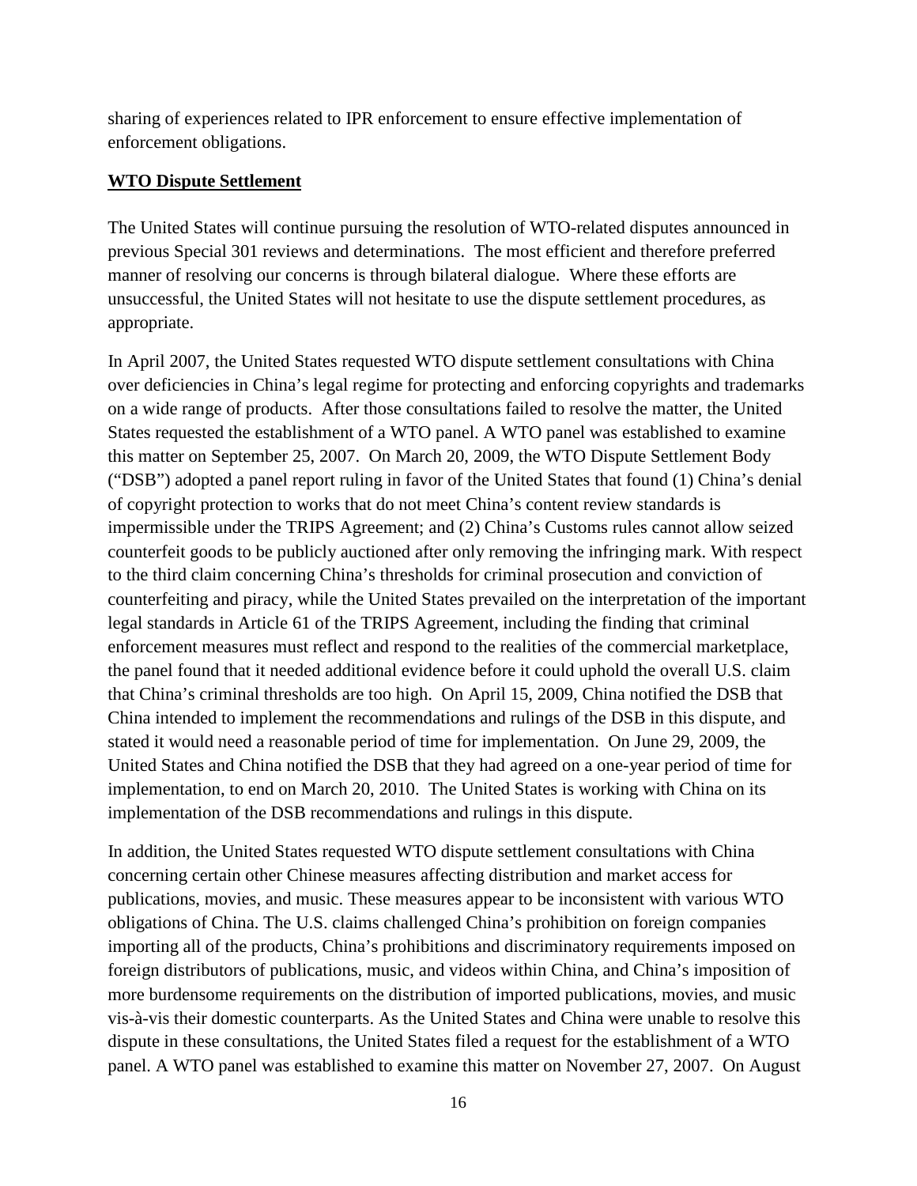sharing of experiences related to IPR enforcement to ensure effective implementation of enforcement obligations.

## **WTO Dispute Settlement**

The United States will continue pursuing the resolution of WTO-related disputes announced in previous Special 301 reviews and determinations. The most efficient and therefore preferred manner of resolving our concerns is through bilateral dialogue. Where these efforts are unsuccessful, the United States will not hesitate to use the dispute settlement procedures, as appropriate.

In April 2007, the United States requested WTO dispute settlement consultations with China over deficiencies in China's legal regime for protecting and enforcing copyrights and trademarks on a wide range of products. After those consultations failed to resolve the matter, the United States requested the establishment of a WTO panel. A WTO panel was established to examine this matter on September 25, 2007. On March 20, 2009, the WTO Dispute Settlement Body ("DSB") adopted a panel report ruling in favor of the United States that found (1) China's denial of copyright protection to works that do not meet China's content review standards is impermissible under the TRIPS Agreement; and (2) China's Customs rules cannot allow seized counterfeit goods to be publicly auctioned after only removing the infringing mark. With respect to the third claim concerning China's thresholds for criminal prosecution and conviction of counterfeiting and piracy, while the United States prevailed on the interpretation of the important legal standards in Article 61 of the TRIPS Agreement, including the finding that criminal enforcement measures must reflect and respond to the realities of the commercial marketplace, the panel found that it needed additional evidence before it could uphold the overall U.S. claim that China's criminal thresholds are too high. On April 15, 2009, China notified the DSB that China intended to implement the recommendations and rulings of the DSB in this dispute, and stated it would need a reasonable period of time for implementation. On June 29, 2009, the United States and China notified the DSB that they had agreed on a one-year period of time for implementation, to end on March 20, 2010. The United States is working with China on its implementation of the DSB recommendations and rulings in this dispute.

In addition, the United States requested WTO dispute settlement consultations with China concerning certain other Chinese measures affecting distribution and market access for publications, movies, and music. These measures appear to be inconsistent with various WTO obligations of China. The U.S. claims challenged China's prohibition on foreign companies importing all of the products, China's prohibitions and discriminatory requirements imposed on foreign distributors of publications, music, and videos within China, and China's imposition of more burdensome requirements on the distribution of imported publications, movies, and music vis-à-vis their domestic counterparts. As the United States and China were unable to resolve this dispute in these consultations, the United States filed a request for the establishment of a WTO panel. A WTO panel was established to examine this matter on November 27, 2007. On August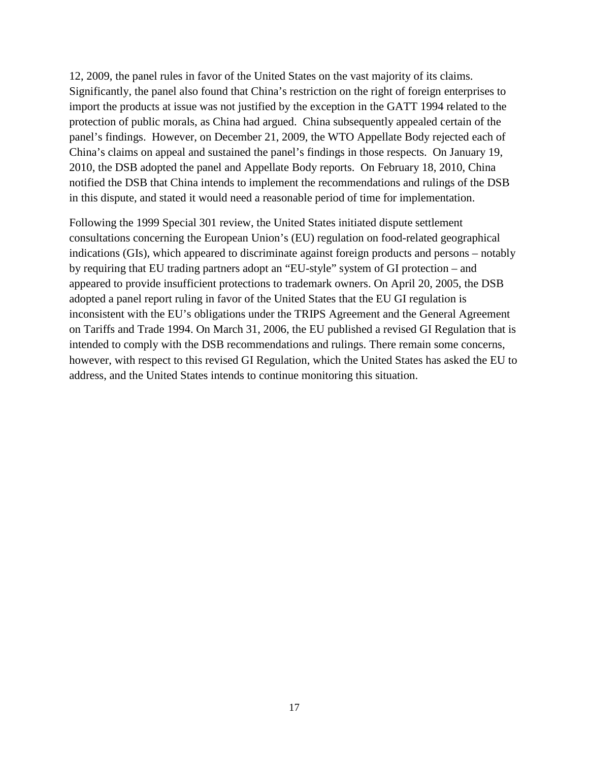12, 2009, the panel rules in favor of the United States on the vast majority of its claims. Significantly, the panel also found that China's restriction on the right of foreign enterprises to import the products at issue was not justified by the exception in the GATT 1994 related to the protection of public morals, as China had argued. China subsequently appealed certain of the panel's findings. However, on December 21, 2009, the WTO Appellate Body rejected each of China's claims on appeal and sustained the panel's findings in those respects. On January 19, 2010, the DSB adopted the panel and Appellate Body reports. On February 18, 2010, China notified the DSB that China intends to implement the recommendations and rulings of the DSB in this dispute, and stated it would need a reasonable period of time for implementation.

Following the 1999 Special 301 review, the United States initiated dispute settlement consultations concerning the European Union's (EU) regulation on food-related geographical indications (GIs), which appeared to discriminate against foreign products and persons – notably by requiring that EU trading partners adopt an "EU-style" system of GI protection – and appeared to provide insufficient protections to trademark owners. On April 20, 2005, the DSB adopted a panel report ruling in favor of the United States that the EU GI regulation is inconsistent with the EU's obligations under the TRIPS Agreement and the General Agreement on Tariffs and Trade 1994. On March 31, 2006, the EU published a revised GI Regulation that is intended to comply with the DSB recommendations and rulings. There remain some concerns, however, with respect to this revised GI Regulation, which the United States has asked the EU to address, and the United States intends to continue monitoring this situation.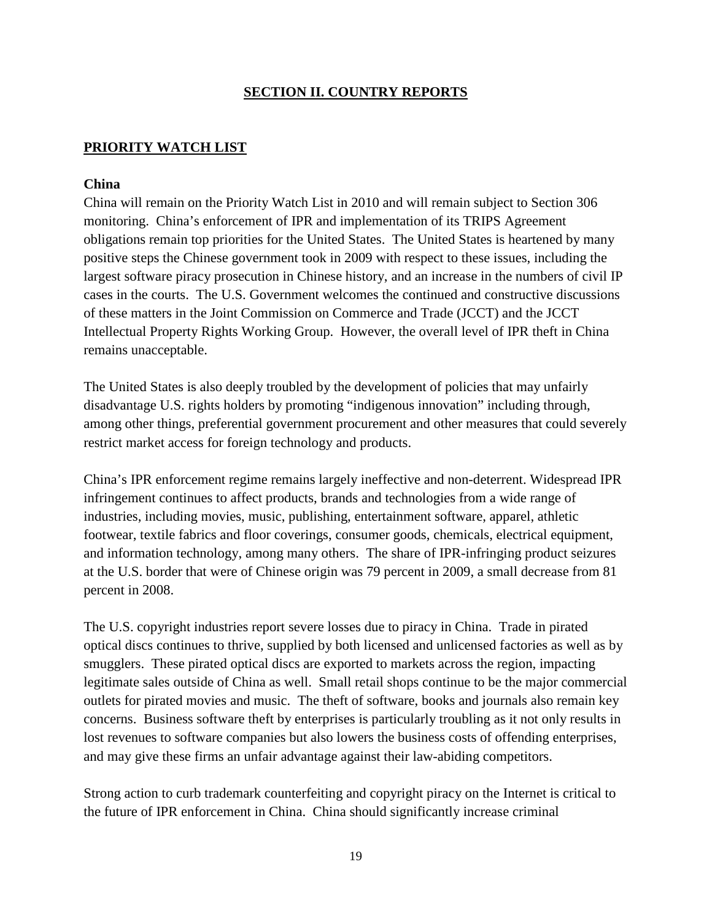# SECTION II. COUNTRY REPORTS

## PRIORITY WATCH LIST

### China

China will remain on the Priority Watch List in 2010 and will remain subject to Section 306 monitoring. China's enforcement of IPR and implementation of its TRIPS Agreement obligations remain top priorities for the United States. The United States is heartened by many positive steps the Chinese government took in 2009 with respect to these issues, including the largest software piracy prosecution in Chinese history, and an increase in the numbers of civil IP cases in the courts. The U.S. Government welcomes the continued and constructive discussions of these matters in the Joint Commission on Commerce and Trade (JCCT) and the JCCT Intellectual Property Rights Working Group. However, the overall level of IPR theft in China remains unacceptable.

The United States is also deeply troubled by the development of policies that may unfairly disadvantage U.S. rights holders by promoting "indigenous innovation" including through, among other things, preferential government procurement and other measures that could severely restrict market access for foreign technology and products.

China's IPR enforcement regime remains largely ineffective and non-deterrent. Widespread IPR infringement continues to affect products, brands and technologies from a wide range of industries, including movies, music, publishing, entertainment software, apparel, athletic footwear, textile fabrics and floor coverings, consumer goods, chemicals, electrical equipment, and information technology, among many others. The share of IPR-infringing product seizures at the U.S. border that were of Chinese origin was 79 percent in 2009, a small decrease from 81 percent in 2008.

The U.S. copyright industries report severe losses due to piracy in China. Trade in pirated optical discs continues to thrive, supplied by both licensed and unlicensed factories as well as by smugglers. These pirated optical discs are exported to markets across the region, impacting legitimate sales outside of China as well. Small retail shops continue to be the major commercial outlets for pirated movies and music. The theft of software, books and journals also remain key concerns. Business software theft by enterprises is particularly troubling as it not only results in lost revenues to software companies but also lowers the business costs of offending enterprises, and may give these firms an unfair advantage against their law-abiding competitors.

Strong action to curb trademark counterfeiting and copyright piracy on the Internet is critical to the future of IPR enforcement in China. China should significantly increase criminal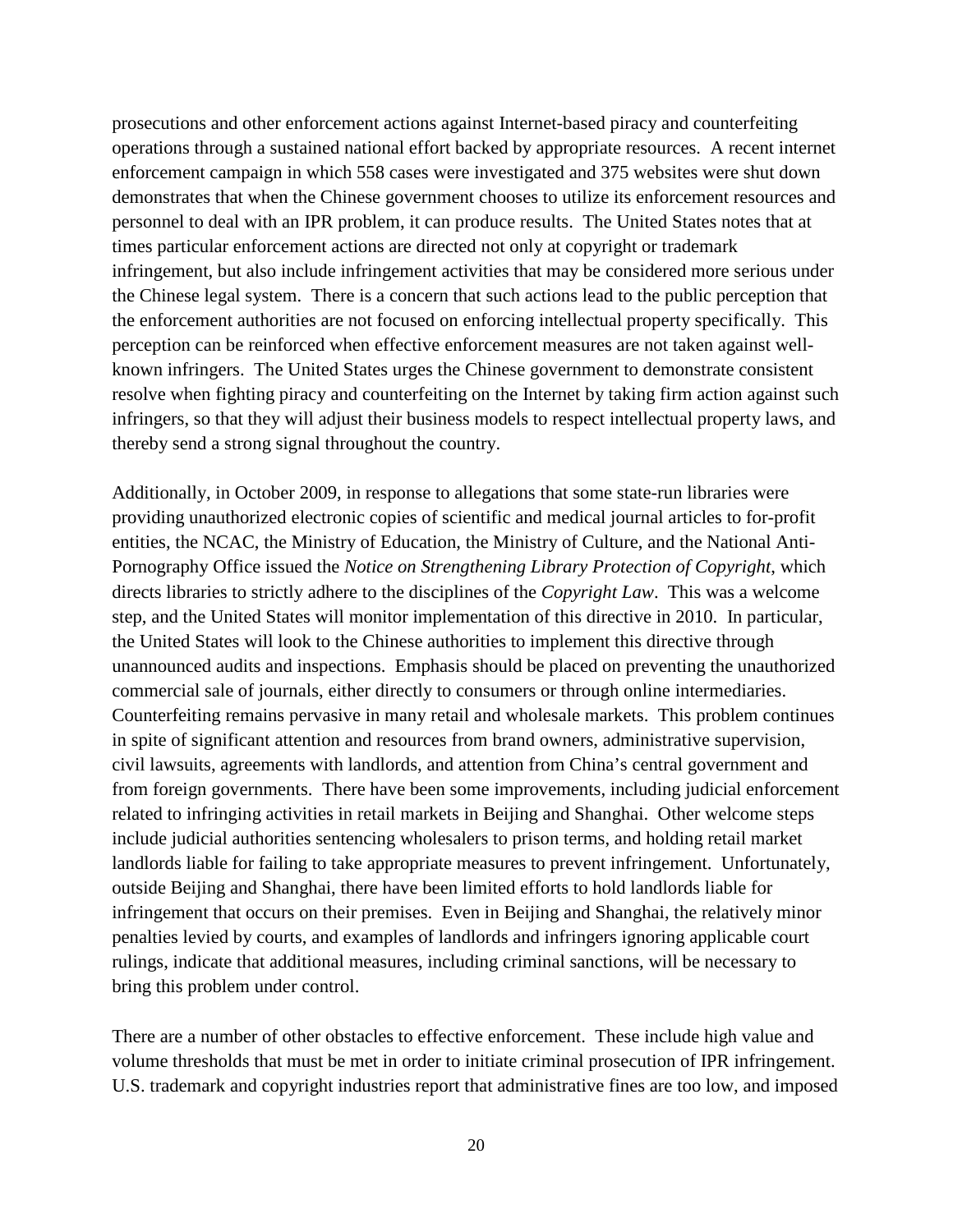prosecutions and other enforcement actions against Internet-based piracy and counterfeiting operations through a sustained national effort backed by appropriate resources. A recent internet enforcement campaign in which 558 cases were investigated and 375 websites were shut down demonstrates that when the Chinese government chooses to utilize its enforcement resources and personnel to deal with an IPR problem, it can produce results. The United States notes that at times particular enforcement actions are directed not only at copyright or trademark infringement, but also include infringement activities that may be considered more serious under the Chinese legal system. There is a concern that such actions lead to the public perception that the enforcement authorities are not focused on enforcing intellectual property specifically. This perception can be reinforced when effective enforcement measures are not taken against well-known infringers. The United States urges the Chinese government to demonstrate consistent resolve when fighting piracy and counterfeiting on the Internet by taking firm action against such infringers, so that they will adjust their business models to respect intellectual property laws, and thereby send a strong signal throughout the country.

Additionally, in October 2009, in response to allegations that some state-run libraries were providing unauthorized electronic copies of scientific and medical journal articles to for-profit entities, the NCAC, the Ministry of Education, the Ministry of Culture, and the National Anti-Pornography Office issued the *Notice on Strengthening Library Protection of Copyright*, which directs libraries to strictly adhere to the disciplines of the *Copyright Law*. This was a welcome step, and the United States will monitor implementation of this directive in 2010. In particular, the United States will look to the Chinese authorities to implement this directive through unannounced audits and inspections. Emphasis should be placed on preventing the unauthorized commercial sale of journals, either directly to consumers or through online intermediaries. Counterfeiting remains pervasive in many retail and wholesale markets. This problem continues in spite of significant attention and resources from brand owners, administrative supervision, civil lawsuits, agreements with landlords, and attention from China's central government and from foreign governments. There have been some improvements, including judicial enforcement related to infringing activities in retail markets in Beijing and Shanghai. Other welcome steps include judicial authorities sentencing wholesalers to prison terms, and holding retail market landlords liable for failing to take appropriate measures to prevent infringement. Unfortunately, outside Beijing and Shanghai, there have been limited efforts to hold landlords liable for infringement that occurs on their premises. Even in Beijing and Shanghai, the relatively minor penalties levied by courts, and examples of landlords and infringers ignoring applicable court rulings, indicate that additional measures, including criminal sanctions, will be necessary to bring this problem under control.

There are a number of other obstacles to effective enforcement. These include high value and volume thresholds that must be met in order to initiate criminal prosecution of IPR infringement. U.S. trademark and copyright industries report that administrative fines are too low, and imposed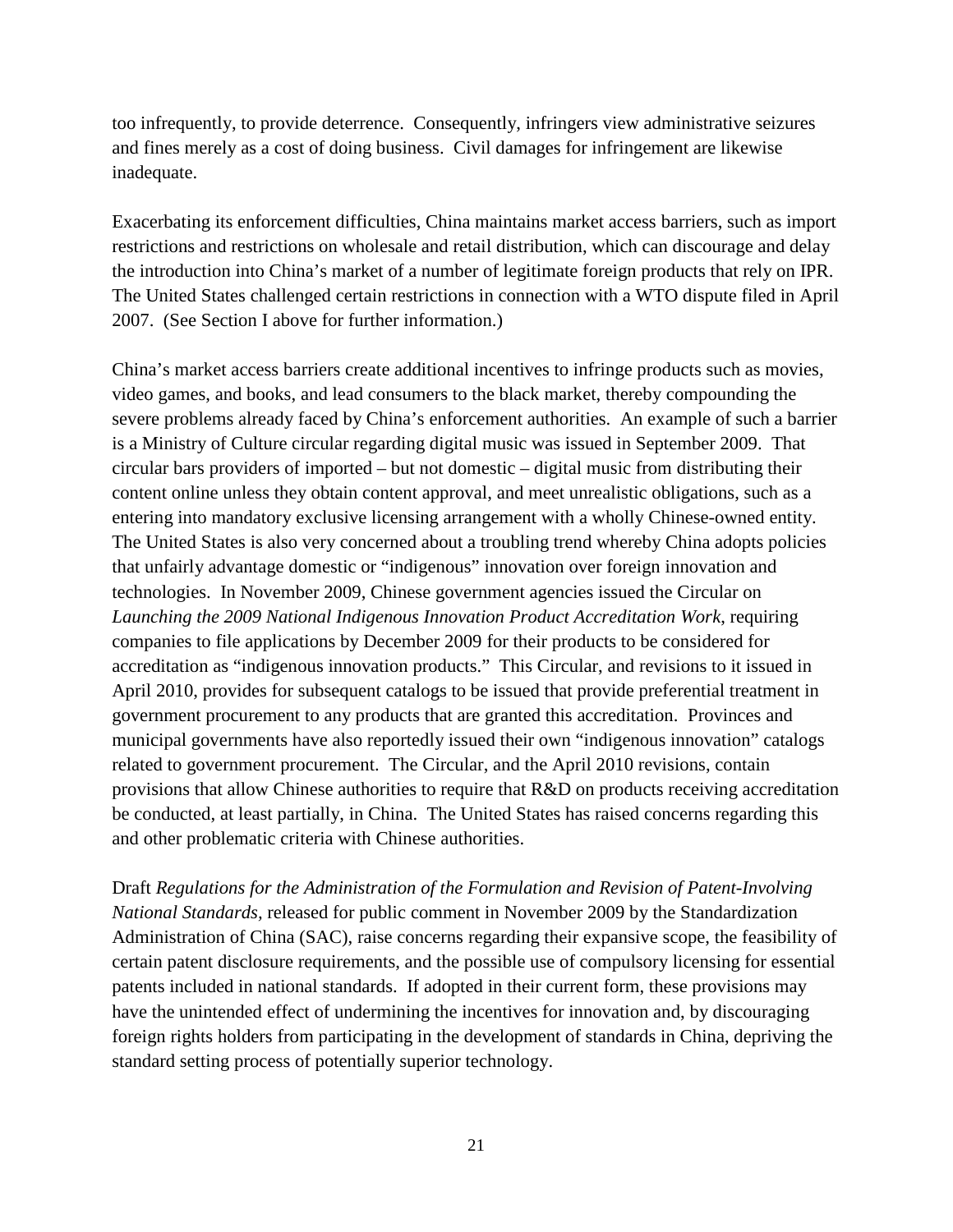too infrequently, to provide deterrence. Consequently, infringers view administrative seizures and fines merely as a cost of doing business. Civil damages for infringement are likewise inadequate.

Exacerbating its enforcement difficulties, China maintains market access barriers, such as import restrictions and restrictions on wholesale and retail distribution, which can discourage and delay the introduction into China's market of a number of legitimate foreign products that rely on IPR. The United States challenged certain restrictions in connection with a WTO dispute filed in April 2007. (See Section I above for further information.)

China's market access barriers create additional incentives to infringe products such as movies, video games, and books, and lead consumers to the black market, thereby compounding the severe problems already faced by China's enforcement authorities. An example of such a barrier is a Ministry of Culture circular regarding digital music was issued in September 2009. That circular bars providers of imported – but not domestic – digital music from distributing their content online unless they obtain content approval, and meet unrealistic obligations, such as a entering into mandatory exclusive licensing arrangement with a wholly Chinese-owned entity. The United States is also very concerned about a troubling trend whereby China adopts policies that unfairly advantage domestic or "indigenous" innovation over foreign innovation and technologies. In November 2009, Chinese government agencies issued the Circular on *Launching the 2009 National Indigenous Innovation Product Accreditation Work*, requiring companies to file applications by December 2009 for their products to be considered for accreditation as "indigenous innovation products." This Circular, and revisions to it issued in April 2010, provides for subsequent catalogs to be issued that provide preferential treatment in government procurement to any products that are granted this accreditation. Provinces and municipal governments have also reportedly issued their own "indigenous innovation" catalogs related to government procurement. The Circular, and the April 2010 revisions, contain provisions that allow Chinese authorities to require that R&D on products receiving accreditation be conducted, at least partially, in China. The United States has raised concerns regarding this and other problematic criteria with Chinese authorities.

Draft *Regulations for the Administration of the Formulation and Revision of Patent-Involving National Standards*, released for public comment in November 2009 by the Standardization Administration of China (SAC), raise concerns regarding their expansive scope, the feasibility of certain patent disclosure requirements, and the possible use of compulsory licensing for essential patents included in national standards. If adopted in their current form, these provisions may have the unintended effect of undermining the incentives for innovation and, by discouraging foreign rights holders from participating in the development of standards in China, depriving the standard setting process of potentially superior technology.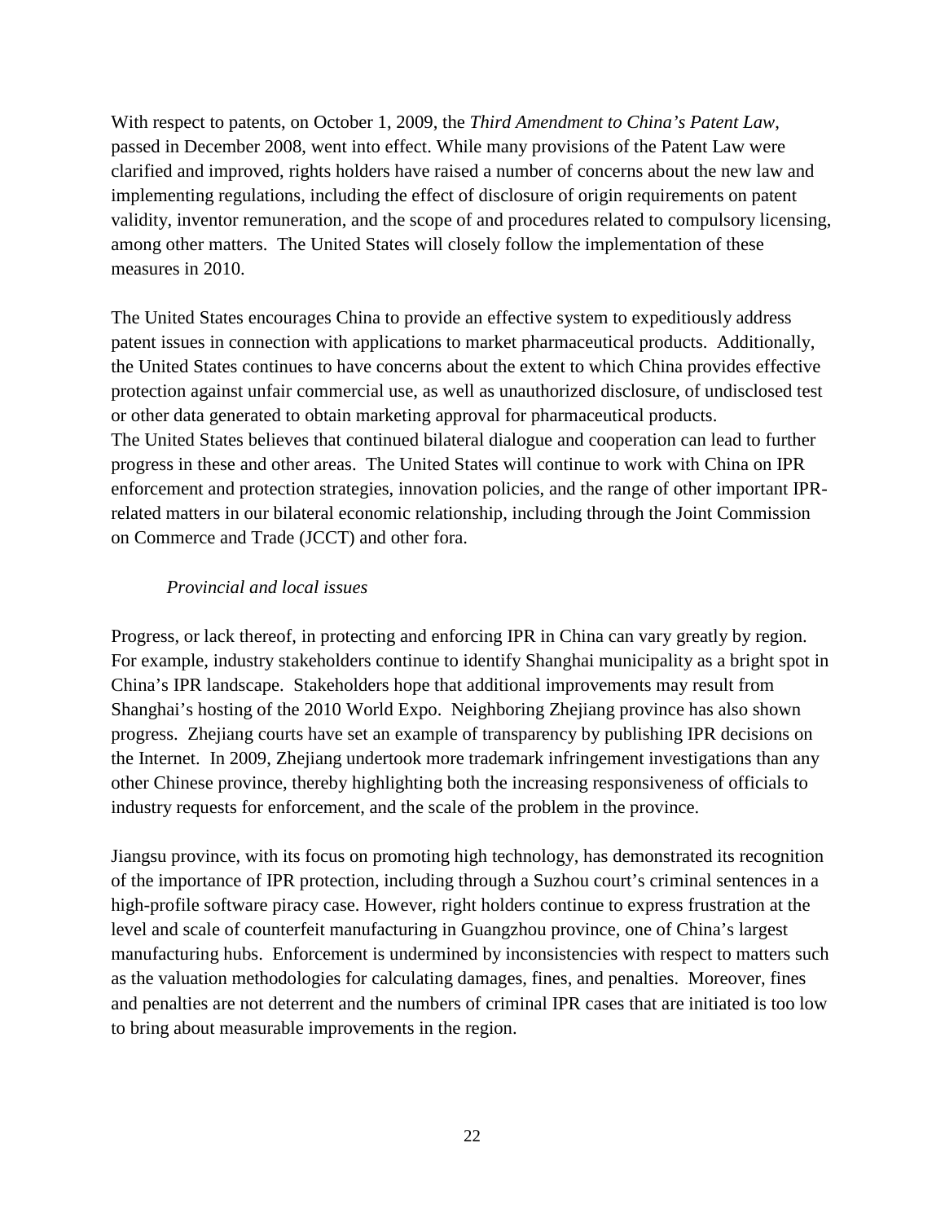With respect to patents, on October 1, 2009, the *Third Amendment to China's Patent Law*, passed in December 2008, went into effect. While many provisions of the Patent Law were clarified and improved, rights holders have raised a number of concerns about the new law and implementing regulations, including the effect of disclosure of origin requirements on patent validity, inventor remuneration, and the scope of and procedures related to compulsory licensing, among other matters. The United States will closely follow the implementation of these measures in 2010.

The United States encourages China to provide an effective system to expeditiously address patent issues in connection with applications to market pharmaceutical products. Additionally, the United States continues to have concerns about the extent to which China provides effective protection against unfair commercial use, as well as unauthorized disclosure, of undisclosed test or other data generated to obtain marketing approval for pharmaceutical products.
The United States believes that continued bilateral dialogue and cooperation can lead to further progress in these and other areas. The United States will continue to work with China on IPR enforcement and protection strategies, innovation policies, and the range of other important IPR-related matters in our bilateral economic relationship, including through the Joint Commission on Commerce and Trade (JCCT) and other fora.

*Provincial and local issues*

Progress, or lack thereof, in protecting and enforcing IPR in China can vary greatly by region. For example, industry stakeholders continue to identify Shanghai municipality as a bright spot in China's IPR landscape. Stakeholders hope that additional improvements may result from Shanghai's hosting of the 2010 World Expo. Neighboring Zhejiang province has also shown progress. Zhejiang courts have set an example of transparency by publishing IPR decisions on the Internet. In 2009, Zhejiang undertook more trademark infringement investigations than any other Chinese province, thereby highlighting both the increasing responsiveness of officials to industry requests for enforcement, and the scale of the problem in the province.

Jiangsu province, with its focus on promoting high technology, has demonstrated its recognition of the importance of IPR protection, including through a Suzhou court's criminal sentences in a high-profile software piracy case. However, right holders continue to express frustration at the level and scale of counterfeit manufacturing in Guangzhou province, one of China's largest manufacturing hubs. Enforcement is undermined by inconsistencies with respect to matters such as the valuation methodologies for calculating damages, fines, and penalties. Moreover, fines and penalties are not deterrent and the numbers of criminal IPR cases that are initiated is too low to bring about measurable improvements in the region.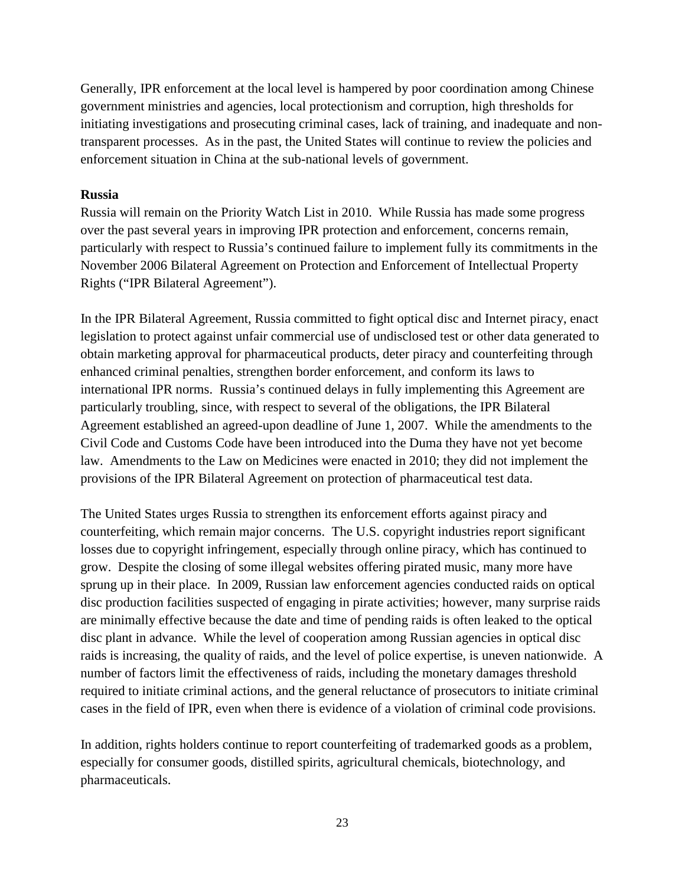Generally, IPR enforcement at the local level is hampered by poor coordination among Chinese government ministries and agencies, local protectionism and corruption, high thresholds for initiating investigations and prosecuting criminal cases, lack of training, and inadequate and non-transparent processes. As in the past, the United States will continue to review the policies and enforcement situation in China at the sub-national levels of government.

**Russia**

Russia will remain on the Priority Watch List in 2010. While Russia has made some progress over the past several years in improving IPR protection and enforcement, concerns remain, particularly with respect to Russia's continued failure to implement fully its commitments in the November 2006 Bilateral Agreement on Protection and Enforcement of Intellectual Property Rights ("IPR Bilateral Agreement").

In the IPR Bilateral Agreement, Russia committed to fight optical disc and Internet piracy, enact legislation to protect against unfair commercial use of undisclosed test or other data generated to obtain marketing approval for pharmaceutical products, deter piracy and counterfeiting through enhanced criminal penalties, strengthen border enforcement, and conform its laws to international IPR norms. Russia's continued delays in fully implementing this Agreement are particularly troubling, since, with respect to several of the obligations, the IPR Bilateral Agreement established an agreed-upon deadline of June 1, 2007. While the amendments to the Civil Code and Customs Code have been introduced into the Duma they have not yet become law. Amendments to the Law on Medicines were enacted in 2010; they did not implement the provisions of the IPR Bilateral Agreement on protection of pharmaceutical test data.

The United States urges Russia to strengthen its enforcement efforts against piracy and counterfeiting, which remain major concerns. The U.S. copyright industries report significant losses due to copyright infringement, especially through online piracy, which has continued to grow. Despite the closing of some illegal websites offering pirated music, many more have sprung up in their place. In 2009, Russian law enforcement agencies conducted raids on optical disc production facilities suspected of engaging in pirate activities; however, many surprise raids are minimally effective because the date and time of pending raids is often leaked to the optical disc plant in advance. While the level of cooperation among Russian agencies in optical disc raids is increasing, the quality of raids, and the level of police expertise, is uneven nationwide. A number of factors limit the effectiveness of raids, including the monetary damages threshold required to initiate criminal actions, and the general reluctance of prosecutors to initiate criminal cases in the field of IPR, even when there is evidence of a violation of criminal code provisions.

In addition, rights holders continue to report counterfeiting of trademarked goods as a problem, especially for consumer goods, distilled spirits, agricultural chemicals, biotechnology, and pharmaceuticals.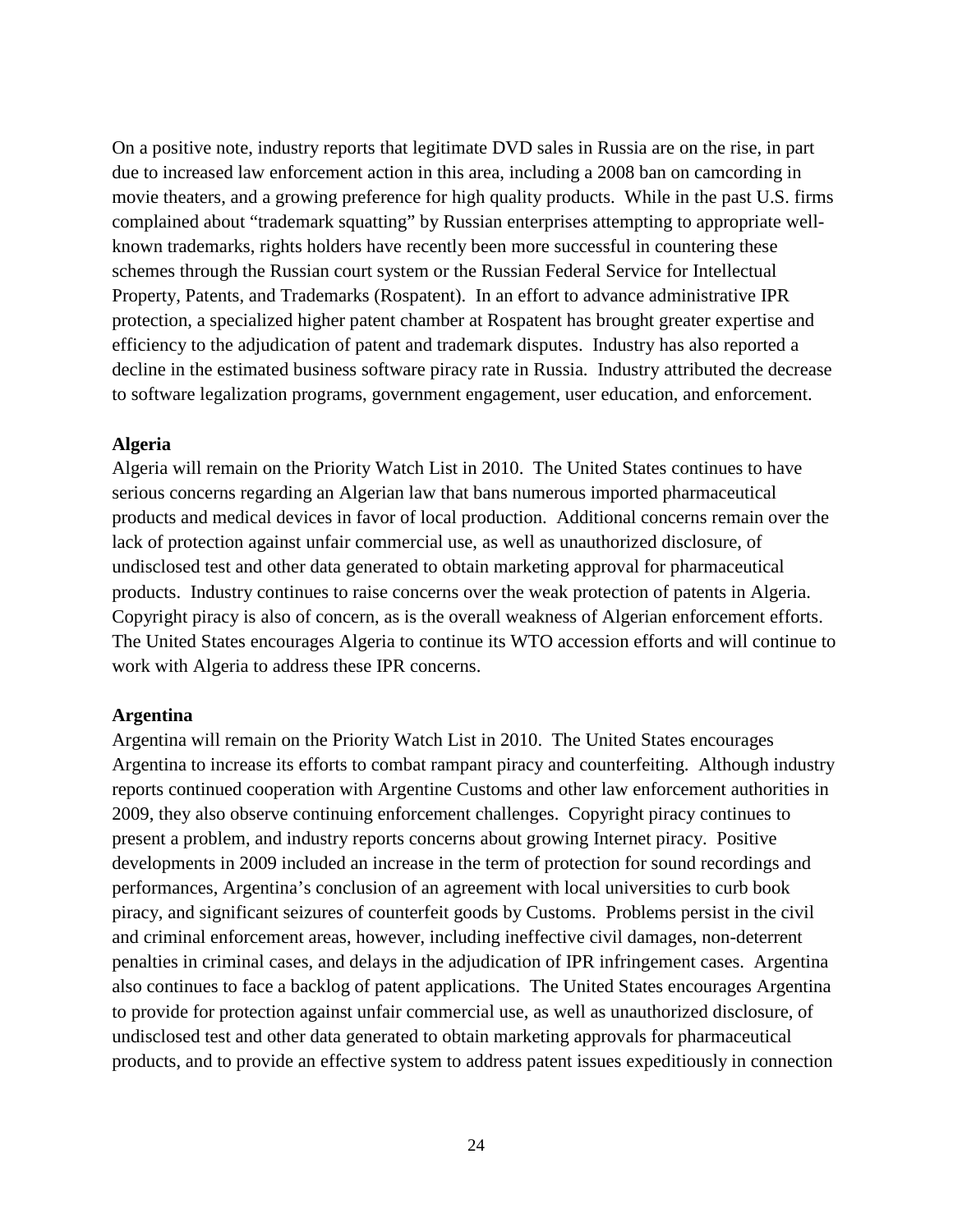On a positive note, industry reports that legitimate DVD sales in Russia are on the rise, in part due to increased law enforcement action in this area, including a 2008 ban on camcording in movie theaters, and a growing preference for high quality products. While in the past U.S. firms complained about "trademark squatting" by Russian enterprises attempting to appropriate well-known trademarks, rights holders have recently been more successful in countering these schemes through the Russian court system or the Russian Federal Service for Intellectual Property, Patents, and Trademarks (Rospatent). In an effort to advance administrative IPR protection, a specialized higher patent chamber at Rospatent has brought greater expertise and efficiency to the adjudication of patent and trademark disputes. Industry has also reported a decline in the estimated business software piracy rate in Russia. Industry attributed the decrease to software legalization programs, government engagement, user education, and enforcement.

**Algeria**

Algeria will remain on the Priority Watch List in 2010. The United States continues to have serious concerns regarding an Algerian law that bans numerous imported pharmaceutical products and medical devices in favor of local production. Additional concerns remain over the lack of protection against unfair commercial use, as well as unauthorized disclosure, of undisclosed test and other data generated to obtain marketing approval for pharmaceutical products. Industry continues to raise concerns over the weak protection of patents in Algeria. Copyright piracy is also of concern, as is the overall weakness of Algerian enforcement efforts. The United States encourages Algeria to continue its WTO accession efforts and will continue to work with Algeria to address these IPR concerns.

**Argentina**

Argentina will remain on the Priority Watch List in 2010. The United States encourages Argentina to increase its efforts to combat rampant piracy and counterfeiting. Although industry reports continued cooperation with Argentine Customs and other law enforcement authorities in 2009, they also observe continuing enforcement challenges. Copyright piracy continues to present a problem, and industry reports concerns about growing Internet piracy. Positive developments in 2009 included an increase in the term of protection for sound recordings and performances, Argentina's conclusion of an agreement with local universities to curb book piracy, and significant seizures of counterfeit goods by Customs. Problems persist in the civil and criminal enforcement areas, however, including ineffective civil damages, non-deterrent penalties in criminal cases, and delays in the adjudication of IPR infringement cases. Argentina also continues to face a backlog of patent applications. The United States encourages Argentina to provide for protection against unfair commercial use, as well as unauthorized disclosure, of undisclosed test and other data generated to obtain marketing approvals for pharmaceutical products, and to provide an effective system to address patent issues expeditiously in connection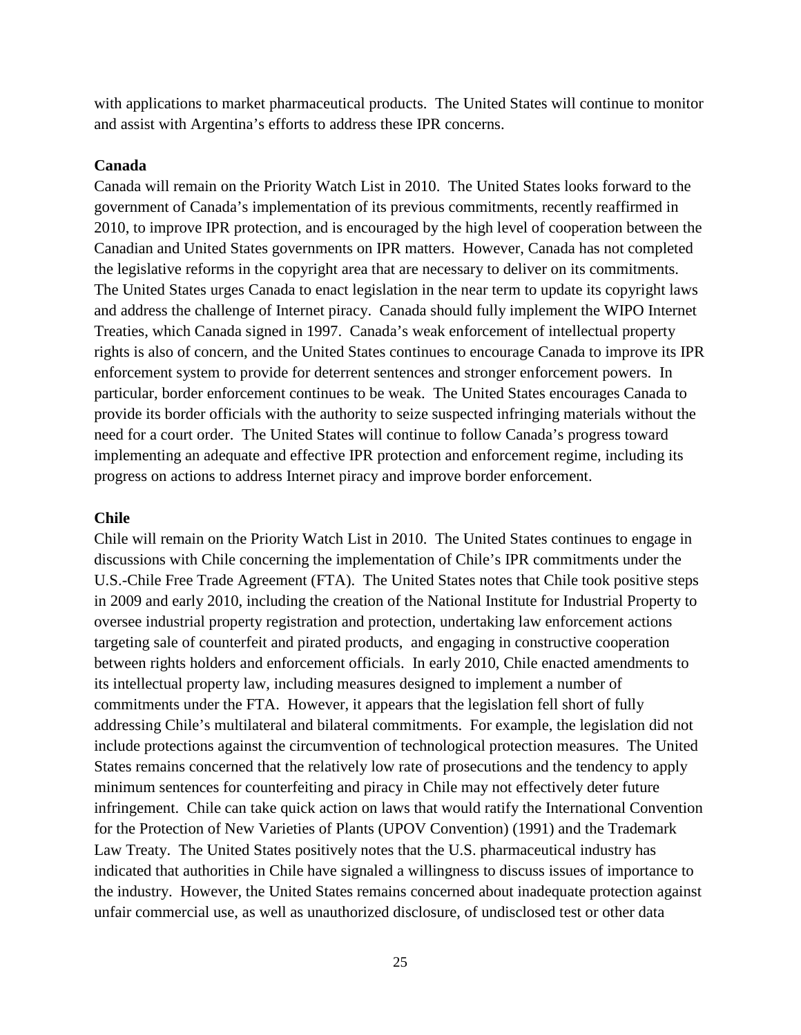with applications to market pharmaceutical products. The United States will continue to monitor and assist with Argentina's efforts to address these IPR concerns.

**Canada**

Canada will remain on the Priority Watch List in 2010. The United States looks forward to the government of Canada's implementation of its previous commitments, recently reaffirmed in 2010, to improve IPR protection, and is encouraged by the high level of cooperation between the Canadian and United States governments on IPR matters. However, Canada has not completed the legislative reforms in the copyright area that are necessary to deliver on its commitments. The United States urges Canada to enact legislation in the near term to update its copyright laws and address the challenge of Internet piracy. Canada should fully implement the WIPO Internet Treaties, which Canada signed in 1997. Canada's weak enforcement of intellectual property rights is also of concern, and the United States continues to encourage Canada to improve its IPR enforcement system to provide for deterrent sentences and stronger enforcement powers. In particular, border enforcement continues to be weak. The United States encourages Canada to provide its border officials with the authority to seize suspected infringing materials without the need for a court order. The United States will continue to follow Canada's progress toward implementing an adequate and effective IPR protection and enforcement regime, including its progress on actions to address Internet piracy and improve border enforcement.

**Chile**

Chile will remain on the Priority Watch List in 2010. The United States continues to engage in discussions with Chile concerning the implementation of Chile's IPR commitments under the U.S.-Chile Free Trade Agreement (FTA). The United States notes that Chile took positive steps in 2009 and early 2010, including the creation of the National Institute for Industrial Property to oversee industrial property registration and protection, undertaking law enforcement actions targeting sale of counterfeit and pirated products, and engaging in constructive cooperation between rights holders and enforcement officials. In early 2010, Chile enacted amendments to its intellectual property law, including measures designed to implement a number of commitments under the FTA. However, it appears that the legislation fell short of fully addressing Chile's multilateral and bilateral commitments. For example, the legislation did not include protections against the circumvention of technological protection measures. The United States remains concerned that the relatively low rate of prosecutions and the tendency to apply minimum sentences for counterfeiting and piracy in Chile may not effectively deter future infringement. Chile can take quick action on laws that would ratify the International Convention for the Protection of New Varieties of Plants (UPOV Convention) (1991) and the Trademark Law Treaty. The United States positively notes that the U.S. pharmaceutical industry has indicated that authorities in Chile have signaled a willingness to discuss issues of importance to the industry. However, the United States remains concerned about inadequate protection against unfair commercial use, as well as unauthorized disclosure, of undisclosed test or other data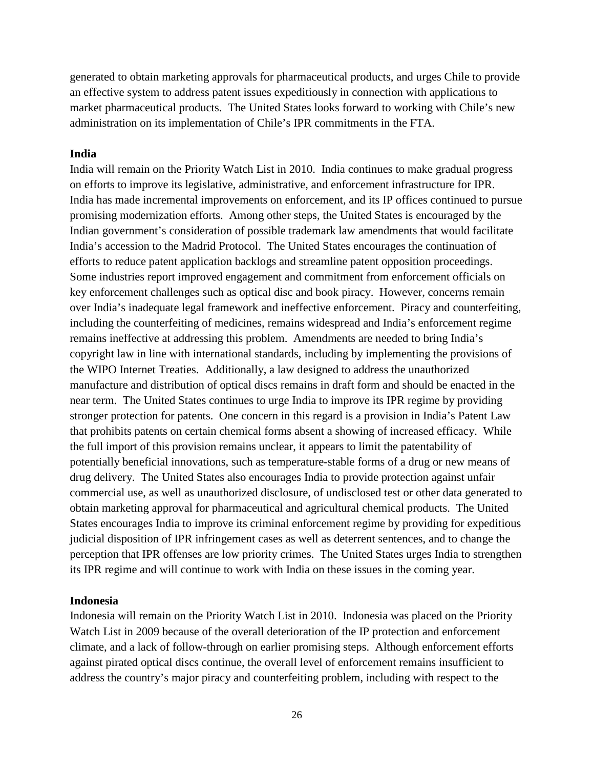generated to obtain marketing approvals for pharmaceutical products, and urges Chile to provide an effective system to address patent issues expeditiously in connection with applications to market pharmaceutical products. The United States looks forward to working with Chile's new administration on its implementation of Chile's IPR commitments in the FTA.

**India**

India will remain on the Priority Watch List in 2010. India continues to make gradual progress on efforts to improve its legislative, administrative, and enforcement infrastructure for IPR. India has made incremental improvements on enforcement, and its IP offices continued to pursue promising modernization efforts. Among other steps, the United States is encouraged by the Indian government's consideration of possible trademark law amendments that would facilitate India's accession to the Madrid Protocol. The United States encourages the continuation of efforts to reduce patent application backlogs and streamline patent opposition proceedings. Some industries report improved engagement and commitment from enforcement officials on key enforcement challenges such as optical disc and book piracy. However, concerns remain over India's inadequate legal framework and ineffective enforcement. Piracy and counterfeiting, including the counterfeiting of medicines, remains widespread and India's enforcement regime remains ineffective at addressing this problem. Amendments are needed to bring India's copyright law in line with international standards, including by implementing the provisions of the WIPO Internet Treaties. Additionally, a law designed to address the unauthorized manufacture and distribution of optical discs remains in draft form and should be enacted in the near term. The United States continues to urge India to improve its IPR regime by providing stronger protection for patents. One concern in this regard is a provision in India's Patent Law that prohibits patents on certain chemical forms absent a showing of increased efficacy. While the full import of this provision remains unclear, it appears to limit the patentability of potentially beneficial innovations, such as temperature-stable forms of a drug or new means of drug delivery. The United States also encourages India to provide protection against unfair commercial use, as well as unauthorized disclosure, of undisclosed test or other data generated to obtain marketing approval for pharmaceutical and agricultural chemical products. The United States encourages India to improve its criminal enforcement regime by providing for expeditious judicial disposition of IPR infringement cases as well as deterrent sentences, and to change the perception that IPR offenses are low priority crimes. The United States urges India to strengthen its IPR regime and will continue to work with India on these issues in the coming year.

**Indonesia**

Indonesia will remain on the Priority Watch List in 2010. Indonesia was placed on the Priority Watch List in 2009 because of the overall deterioration of the IP protection and enforcement climate, and a lack of follow-through on earlier promising steps. Although enforcement efforts against pirated optical discs continue, the overall level of enforcement remains insufficient to address the country's major piracy and counterfeiting problem, including with respect to the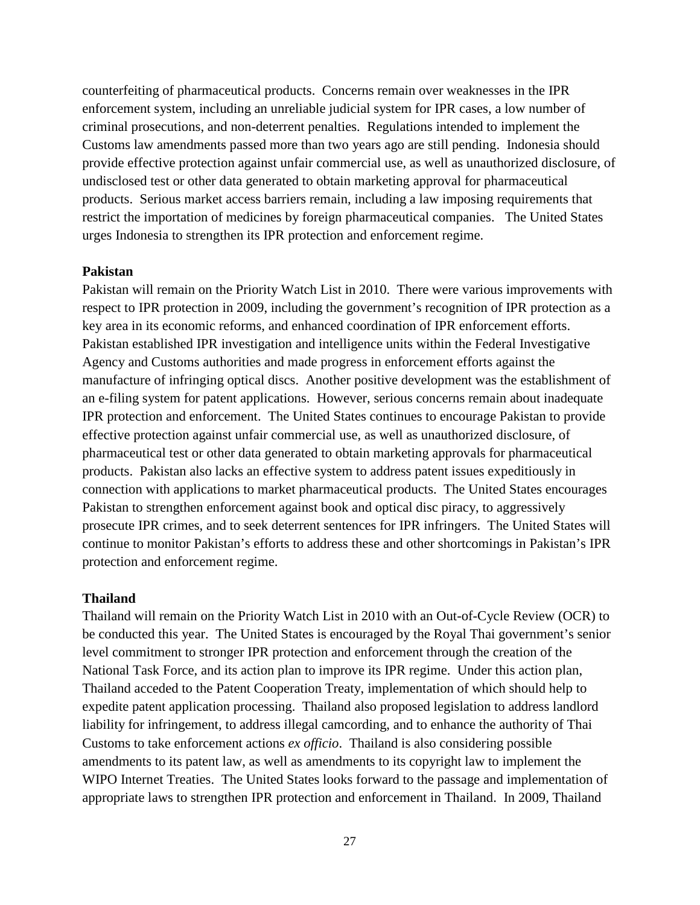counterfeiting of pharmaceutical products. Concerns remain over weaknesses in the IPR enforcement system, including an unreliable judicial system for IPR cases, a low number of criminal prosecutions, and non-deterrent penalties. Regulations intended to implement the Customs law amendments passed more than two years ago are still pending. Indonesia should provide effective protection against unfair commercial use, as well as unauthorized disclosure, of undisclosed test or other data generated to obtain marketing approval for pharmaceutical products. Serious market access barriers remain, including a law imposing requirements that restrict the importation of medicines by foreign pharmaceutical companies. The United States urges Indonesia to strengthen its IPR protection and enforcement regime.

**Pakistan**

Pakistan will remain on the Priority Watch List in 2010. There were various improvements with respect to IPR protection in 2009, including the government's recognition of IPR protection as a key area in its economic reforms, and enhanced coordination of IPR enforcement efforts. Pakistan established IPR investigation and intelligence units within the Federal Investigative Agency and Customs authorities and made progress in enforcement efforts against the manufacture of infringing optical discs. Another positive development was the establishment of an e-filing system for patent applications. However, serious concerns remain about inadequate IPR protection and enforcement. The United States continues to encourage Pakistan to provide effective protection against unfair commercial use, as well as unauthorized disclosure, of pharmaceutical test or other data generated to obtain marketing approvals for pharmaceutical products. Pakistan also lacks an effective system to address patent issues expeditiously in connection with applications to market pharmaceutical products. The United States encourages Pakistan to strengthen enforcement against book and optical disc piracy, to aggressively prosecute IPR crimes, and to seek deterrent sentences for IPR infringers. The United States will continue to monitor Pakistan's efforts to address these and other shortcomings in Pakistan's IPR protection and enforcement regime.

**Thailand**

Thailand will remain on the Priority Watch List in 2010 with an Out-of-Cycle Review (OCR) to be conducted this year. The United States is encouraged by the Royal Thai government's senior level commitment to stronger IPR protection and enforcement through the creation of the National Task Force, and its action plan to improve its IPR regime. Under this action plan, Thailand acceded to the Patent Cooperation Treaty, implementation of which should help to expedite patent application processing. Thailand also proposed legislation to address landlord liability for infringement, to address illegal camcording, and to enhance the authority of Thai Customs to take enforcement actions *ex officio*. Thailand is also considering possible amendments to its patent law, as well as amendments to its copyright law to implement the WIPO Internet Treaties. The United States looks forward to the passage and implementation of appropriate laws to strengthen IPR protection and enforcement in Thailand. In 2009, Thailand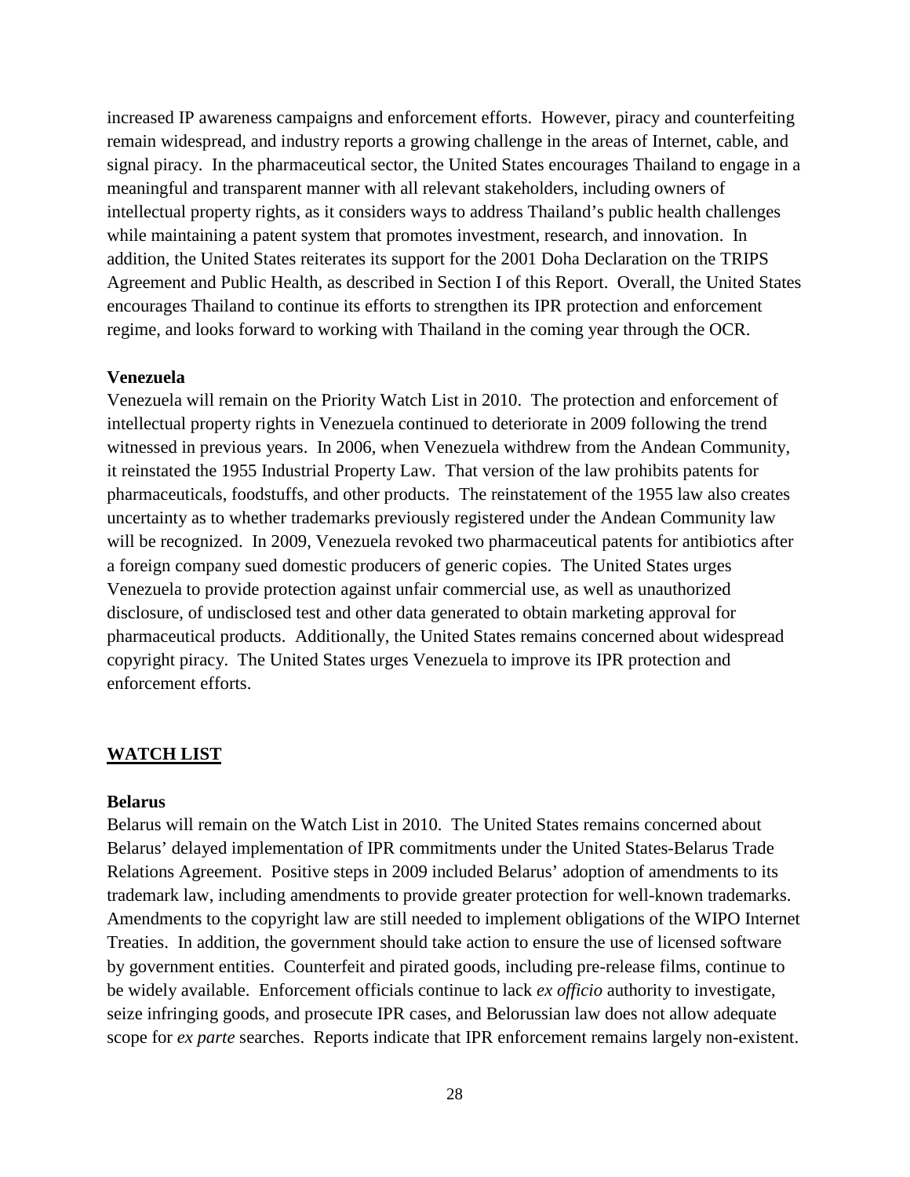increased IP awareness campaigns and enforcement efforts. However, piracy and counterfeiting remain widespread, and industry reports a growing challenge in the areas of Internet, cable, and signal piracy. In the pharmaceutical sector, the United States encourages Thailand to engage in a meaningful and transparent manner with all relevant stakeholders, including owners of intellectual property rights, as it considers ways to address Thailand's public health challenges while maintaining a patent system that promotes investment, research, and innovation. In addition, the United States reiterates its support for the 2001 Doha Declaration on the TRIPS Agreement and Public Health, as described in Section I of this Report. Overall, the United States encourages Thailand to continue its efforts to strengthen its IPR protection and enforcement regime, and looks forward to working with Thailand in the coming year through the OCR.

**Venezuela**

Venezuela will remain on the Priority Watch List in 2010. The protection and enforcement of intellectual property rights in Venezuela continued to deteriorate in 2009 following the trend witnessed in previous years. In 2006, when Venezuela withdrew from the Andean Community, it reinstated the 1955 Industrial Property Law. That version of the law prohibits patents for pharmaceuticals, foodstuffs, and other products. The reinstatement of the 1955 law also creates uncertainty as to whether trademarks previously registered under the Andean Community law will be recognized. In 2009, Venezuela revoked two pharmaceutical patents for antibiotics after a foreign company sued domestic producers of generic copies. The United States urges Venezuela to provide protection against unfair commercial use, as well as unauthorized disclosure, of undisclosed test and other data generated to obtain marketing approval for pharmaceutical products. Additionally, the United States remains concerned about widespread copyright piracy. The United States urges Venezuela to improve its IPR protection and enforcement efforts.

## WATCH LIST

**Belarus**

Belarus will remain on the Watch List in 2010. The United States remains concerned about Belarus' delayed implementation of IPR commitments under the United States-Belarus Trade Relations Agreement. Positive steps in 2009 included Belarus' adoption of amendments to its trademark law, including amendments to provide greater protection for well-known trademarks. Amendments to the copyright law are still needed to implement obligations of the WIPO Internet Treaties. In addition, the government should take action to ensure the use of licensed software by government entities. Counterfeit and pirated goods, including pre-release films, continue to be widely available. Enforcement officials continue to lack *ex officio* authority to investigate, seize infringing goods, and prosecute IPR cases, and Belorussian law does not allow adequate scope for *ex parte* searches. Reports indicate that IPR enforcement remains largely non-existent.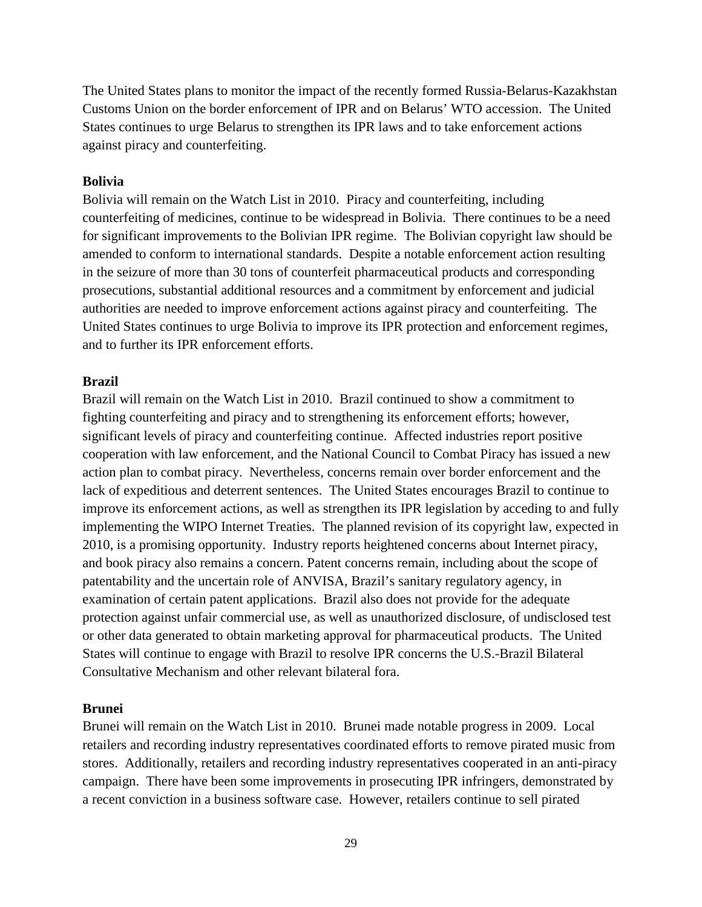The United States plans to monitor the impact of the recently formed Russia-Belarus-Kazakhstan Customs Union on the border enforcement of IPR and on Belarus' WTO accession. The United States continues to urge Belarus to strengthen its IPR laws and to take enforcement actions against piracy and counterfeiting.

**Bolivia**

Bolivia will remain on the Watch List in 2010. Piracy and counterfeiting, including counterfeiting of medicines, continue to be widespread in Bolivia. There continues to be a need for significant improvements to the Bolivian IPR regime. The Bolivian copyright law should be amended to conform to international standards. Despite a notable enforcement action resulting in the seizure of more than 30 tons of counterfeit pharmaceutical products and corresponding prosecutions, substantial additional resources and a commitment by enforcement and judicial authorities are needed to improve enforcement actions against piracy and counterfeiting. The United States continues to urge Bolivia to improve its IPR protection and enforcement regimes, and to further its IPR enforcement efforts.

**Brazil**

Brazil will remain on the Watch List in 2010. Brazil continued to show a commitment to fighting counterfeiting and piracy and to strengthening its enforcement efforts; however, significant levels of piracy and counterfeiting continue. Affected industries report positive cooperation with law enforcement, and the National Council to Combat Piracy has issued a new action plan to combat piracy. Nevertheless, concerns remain over border enforcement and the lack of expeditious and deterrent sentences. The United States encourages Brazil to continue to improve its enforcement actions, as well as strengthen its IPR legislation by acceding to and fully implementing the WIPO Internet Treaties. The planned revision of its copyright law, expected in 2010, is a promising opportunity. Industry reports heightened concerns about Internet piracy, and book piracy also remains a concern. Patent concerns remain, including about the scope of patentability and the uncertain role of ANVISA, Brazil's sanitary regulatory agency, in examination of certain patent applications. Brazil also does not provide for the adequate protection against unfair commercial use, as well as unauthorized disclosure, of undisclosed test or other data generated to obtain marketing approval for pharmaceutical products. The United States will continue to engage with Brazil to resolve IPR concerns the U.S.-Brazil Bilateral Consultative Mechanism and other relevant bilateral fora.

**Brunei**

Brunei will remain on the Watch List in 2010. Brunei made notable progress in 2009. Local retailers and recording industry representatives coordinated efforts to remove pirated music from stores. Additionally, retailers and recording industry representatives cooperated in an anti-piracy campaign. There have been some improvements in prosecuting IPR infringers, demonstrated by a recent conviction in a business software case. However, retailers continue to sell pirated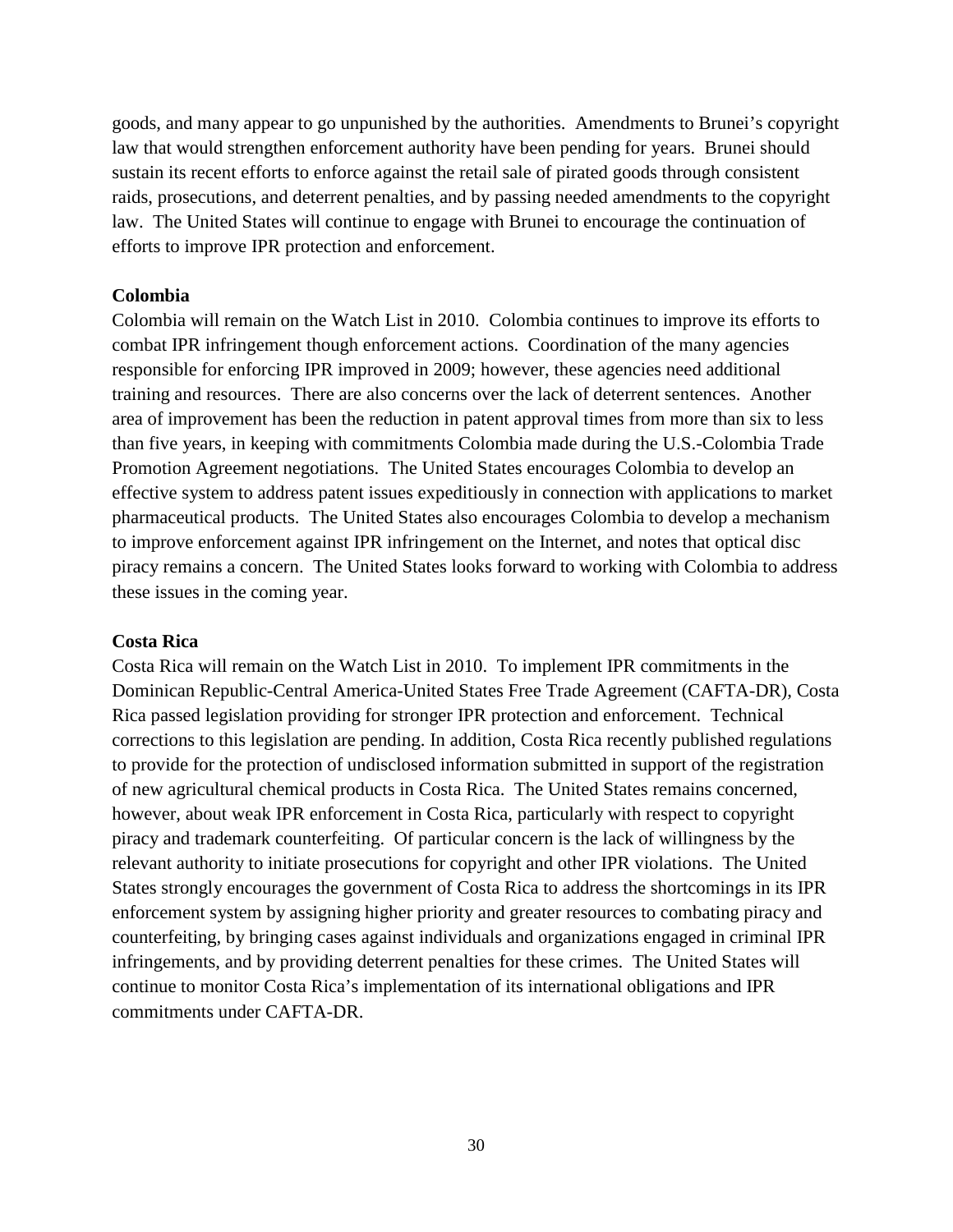goods, and many appear to go unpunished by the authorities. Amendments to Brunei's copyright law that would strengthen enforcement authority have been pending for years. Brunei should sustain its recent efforts to enforce against the retail sale of pirated goods through consistent raids, prosecutions, and deterrent penalties, and by passing needed amendments to the copyright law. The United States will continue to engage with Brunei to encourage the continuation of efforts to improve IPR protection and enforcement.

**Colombia**

Colombia will remain on the Watch List in 2010. Colombia continues to improve its efforts to combat IPR infringement though enforcement actions. Coordination of the many agencies responsible for enforcing IPR improved in 2009; however, these agencies need additional training and resources. There are also concerns over the lack of deterrent sentences. Another area of improvement has been the reduction in patent approval times from more than six to less than five years, in keeping with commitments Colombia made during the U.S.-Colombia Trade Promotion Agreement negotiations. The United States encourages Colombia to develop an effective system to address patent issues expeditiously in connection with applications to market pharmaceutical products. The United States also encourages Colombia to develop a mechanism to improve enforcement against IPR infringement on the Internet, and notes that optical disc piracy remains a concern. The United States looks forward to working with Colombia to address these issues in the coming year.

**Costa Rica**

Costa Rica will remain on the Watch List in 2010. To implement IPR commitments in the Dominican Republic-Central America-United States Free Trade Agreement (CAFTA-DR), Costa Rica passed legislation providing for stronger IPR protection and enforcement. Technical corrections to this legislation are pending. In addition, Costa Rica recently published regulations to provide for the protection of undisclosed information submitted in support of the registration of new agricultural chemical products in Costa Rica. The United States remains concerned, however, about weak IPR enforcement in Costa Rica, particularly with respect to copyright piracy and trademark counterfeiting. Of particular concern is the lack of willingness by the relevant authority to initiate prosecutions for copyright and other IPR violations. The United States strongly encourages the government of Costa Rica to address the shortcomings in its IPR enforcement system by assigning higher priority and greater resources to combating piracy and counterfeiting, by bringing cases against individuals and organizations engaged in criminal IPR infringements, and by providing deterrent penalties for these crimes. The United States will continue to monitor Costa Rica's implementation of its international obligations and IPR commitments under CAFTA-DR.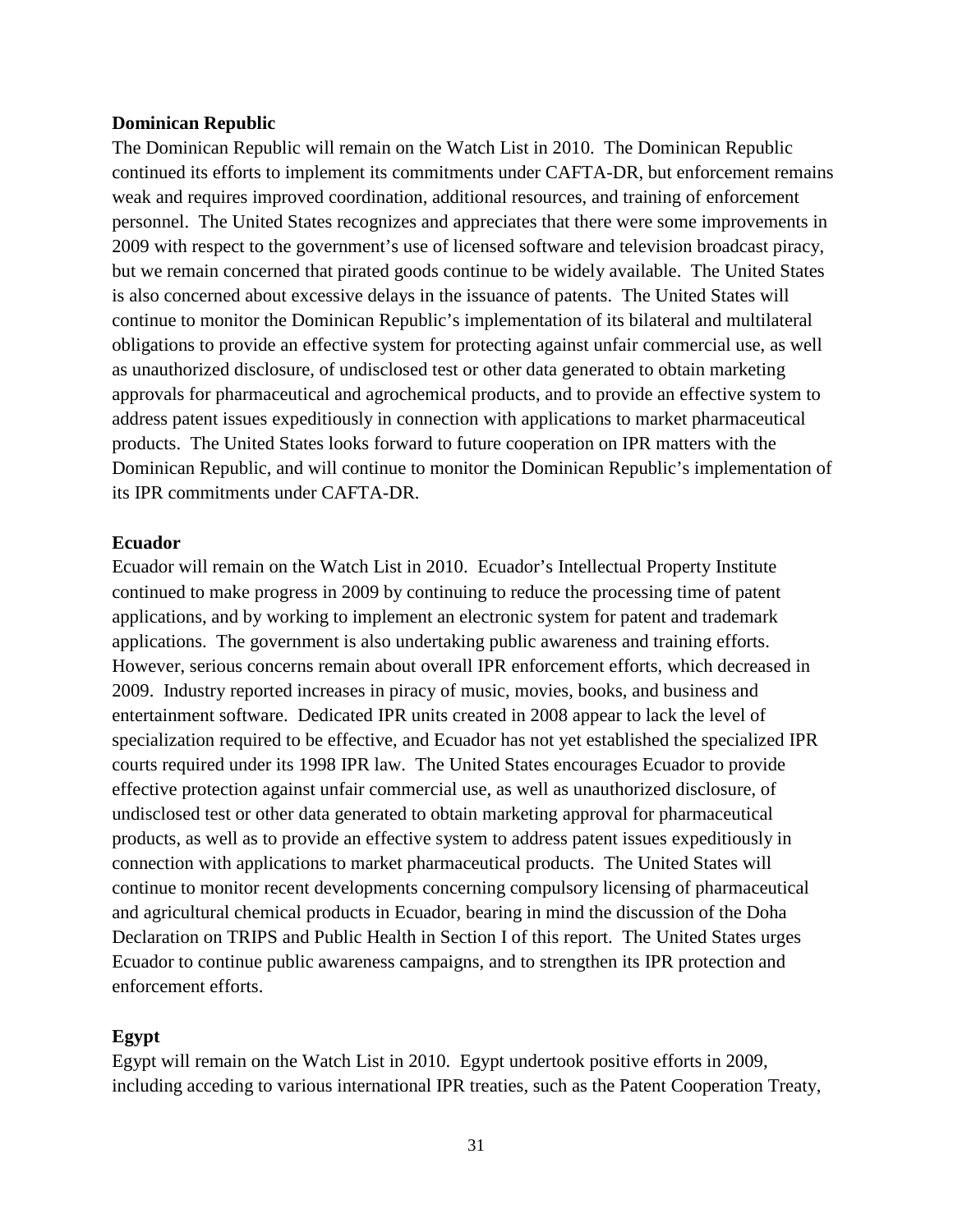**Dominican Republic**

The Dominican Republic will remain on the Watch List in 2010. The Dominican Republic continued its efforts to implement its commitments under CAFTA-DR, but enforcement remains weak and requires improved coordination, additional resources, and training of enforcement personnel. The United States recognizes and appreciates that there were some improvements in 2009 with respect to the government's use of licensed software and television broadcast piracy, but we remain concerned that pirated goods continue to be widely available. The United States is also concerned about excessive delays in the issuance of patents. The United States will continue to monitor the Dominican Republic's implementation of its bilateral and multilateral obligations to provide an effective system for protecting against unfair commercial use, as well as unauthorized disclosure, of undisclosed test or other data generated to obtain marketing approvals for pharmaceutical and agrochemical products, and to provide an effective system to address patent issues expeditiously in connection with applications to market pharmaceutical products. The United States looks forward to future cooperation on IPR matters with the Dominican Republic, and will continue to monitor the Dominican Republic's implementation of its IPR commitments under CAFTA-DR.

**Ecuador**

Ecuador will remain on the Watch List in 2010. Ecuador's Intellectual Property Institute continued to make progress in 2009 by continuing to reduce the processing time of patent applications, and by working to implement an electronic system for patent and trademark applications. The government is also undertaking public awareness and training efforts. However, serious concerns remain about overall IPR enforcement efforts, which decreased in 2009. Industry reported increases in piracy of music, movies, books, and business and entertainment software. Dedicated IPR units created in 2008 appear to lack the level of specialization required to be effective, and Ecuador has not yet established the specialized IPR courts required under its 1998 IPR law. The United States encourages Ecuador to provide effective protection against unfair commercial use, as well as unauthorized disclosure, of undisclosed test or other data generated to obtain marketing approval for pharmaceutical products, as well as to provide an effective system to address patent issues expeditiously in connection with applications to market pharmaceutical products. The United States will continue to monitor recent developments concerning compulsory licensing of pharmaceutical and agricultural chemical products in Ecuador, bearing in mind the discussion of the Doha Declaration on TRIPS and Public Health in Section I of this report. The United States urges Ecuador to continue public awareness campaigns, and to strengthen its IPR protection and enforcement efforts.

**Egypt**

Egypt will remain on the Watch List in 2010. Egypt undertook positive efforts in 2009, including acceding to various international IPR treaties, such as the Patent Cooperation Treaty,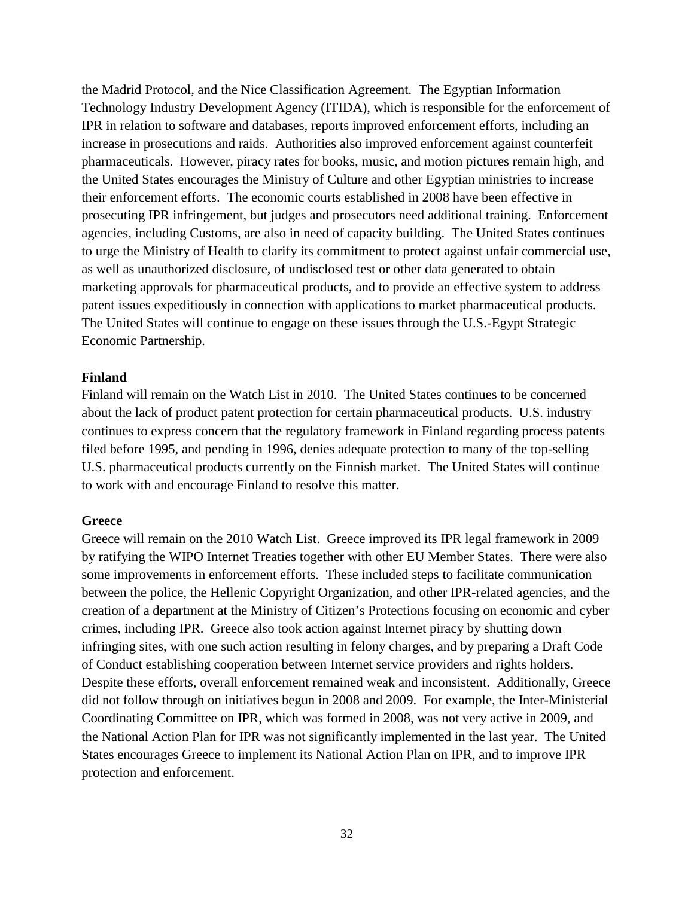the Madrid Protocol, and the Nice Classification Agreement. The Egyptian Information Technology Industry Development Agency (ITIDA), which is responsible for the enforcement of IPR in relation to software and databases, reports improved enforcement efforts, including an increase in prosecutions and raids. Authorities also improved enforcement against counterfeit pharmaceuticals. However, piracy rates for books, music, and motion pictures remain high, and the United States encourages the Ministry of Culture and other Egyptian ministries to increase their enforcement efforts. The economic courts established in 2008 have been effective in prosecuting IPR infringement, but judges and prosecutors need additional training. Enforcement agencies, including Customs, are also in need of capacity building. The United States continues to urge the Ministry of Health to clarify its commitment to protect against unfair commercial use, as well as unauthorized disclosure, of undisclosed test or other data generated to obtain marketing approvals for pharmaceutical products, and to provide an effective system to address patent issues expeditiously in connection with applications to market pharmaceutical products. The United States will continue to engage on these issues through the U.S.-Egypt Strategic Economic Partnership.

**Finland**

Finland will remain on the Watch List in 2010. The United States continues to be concerned about the lack of product patent protection for certain pharmaceutical products. U.S. industry continues to express concern that the regulatory framework in Finland regarding process patents filed before 1995, and pending in 1996, denies adequate protection to many of the top-selling U.S. pharmaceutical products currently on the Finnish market. The United States will continue to work with and encourage Finland to resolve this matter.

**Greece**

Greece will remain on the 2010 Watch List. Greece improved its IPR legal framework in 2009 by ratifying the WIPO Internet Treaties together with other EU Member States. There were also some improvements in enforcement efforts. These included steps to facilitate communication between the police, the Hellenic Copyright Organization, and other IPR-related agencies, and the creation of a department at the Ministry of Citizen's Protections focusing on economic and cyber crimes, including IPR. Greece also took action against Internet piracy by shutting down infringing sites, with one such action resulting in felony charges, and by preparing a Draft Code of Conduct establishing cooperation between Internet service providers and rights holders. Despite these efforts, overall enforcement remained weak and inconsistent. Additionally, Greece did not follow through on initiatives begun in 2008 and 2009. For example, the Inter-Ministerial Coordinating Committee on IPR, which was formed in 2008, was not very active in 2009, and the National Action Plan for IPR was not significantly implemented in the last year. The United States encourages Greece to implement its National Action Plan on IPR, and to improve IPR protection and enforcement.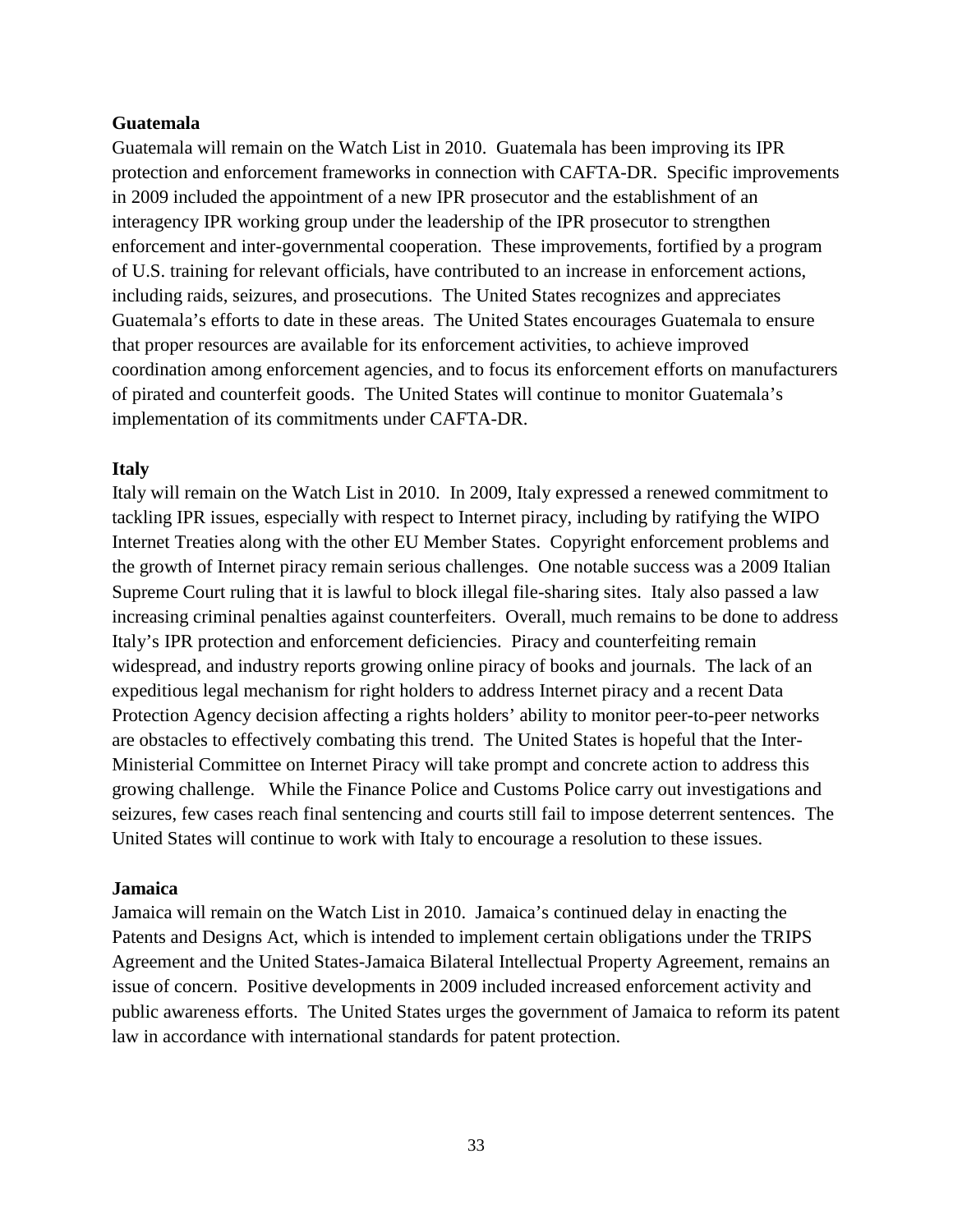**Guatemala**

Guatemala will remain on the Watch List in 2010. Guatemala has been improving its IPR protection and enforcement frameworks in connection with CAFTA-DR. Specific improvements in 2009 included the appointment of a new IPR prosecutor and the establishment of an interagency IPR working group under the leadership of the IPR prosecutor to strengthen enforcement and inter-governmental cooperation. These improvements, fortified by a program of U.S. training for relevant officials, have contributed to an increase in enforcement actions, including raids, seizures, and prosecutions. The United States recognizes and appreciates Guatemala's efforts to date in these areas. The United States encourages Guatemala to ensure that proper resources are available for its enforcement activities, to achieve improved coordination among enforcement agencies, and to focus its enforcement efforts on manufacturers of pirated and counterfeit goods. The United States will continue to monitor Guatemala's implementation of its commitments under CAFTA-DR.

**Italy**

Italy will remain on the Watch List in 2010. In 2009, Italy expressed a renewed commitment to tackling IPR issues, especially with respect to Internet piracy, including by ratifying the WIPO Internet Treaties along with the other EU Member States. Copyright enforcement problems and the growth of Internet piracy remain serious challenges. One notable success was a 2009 Italian Supreme Court ruling that it is lawful to block illegal file-sharing sites. Italy also passed a law increasing criminal penalties against counterfeiters. Overall, much remains to be done to address Italy's IPR protection and enforcement deficiencies. Piracy and counterfeiting remain widespread, and industry reports growing online piracy of books and journals. The lack of an expeditious legal mechanism for right holders to address Internet piracy and a recent Data Protection Agency decision affecting a rights holders' ability to monitor peer-to-peer networks are obstacles to effectively combating this trend. The United States is hopeful that the Inter-Ministerial Committee on Internet Piracy will take prompt and concrete action to address this growing challenge. While the Finance Police and Customs Police carry out investigations and seizures, few cases reach final sentencing and courts still fail to impose deterrent sentences. The United States will continue to work with Italy to encourage a resolution to these issues.

**Jamaica**

Jamaica will remain on the Watch List in 2010. Jamaica's continued delay in enacting the Patents and Designs Act, which is intended to implement certain obligations under the TRIPS Agreement and the United States-Jamaica Bilateral Intellectual Property Agreement, remains an issue of concern. Positive developments in 2009 included increased enforcement activity and public awareness efforts. The United States urges the government of Jamaica to reform its patent law in accordance with international standards for patent protection.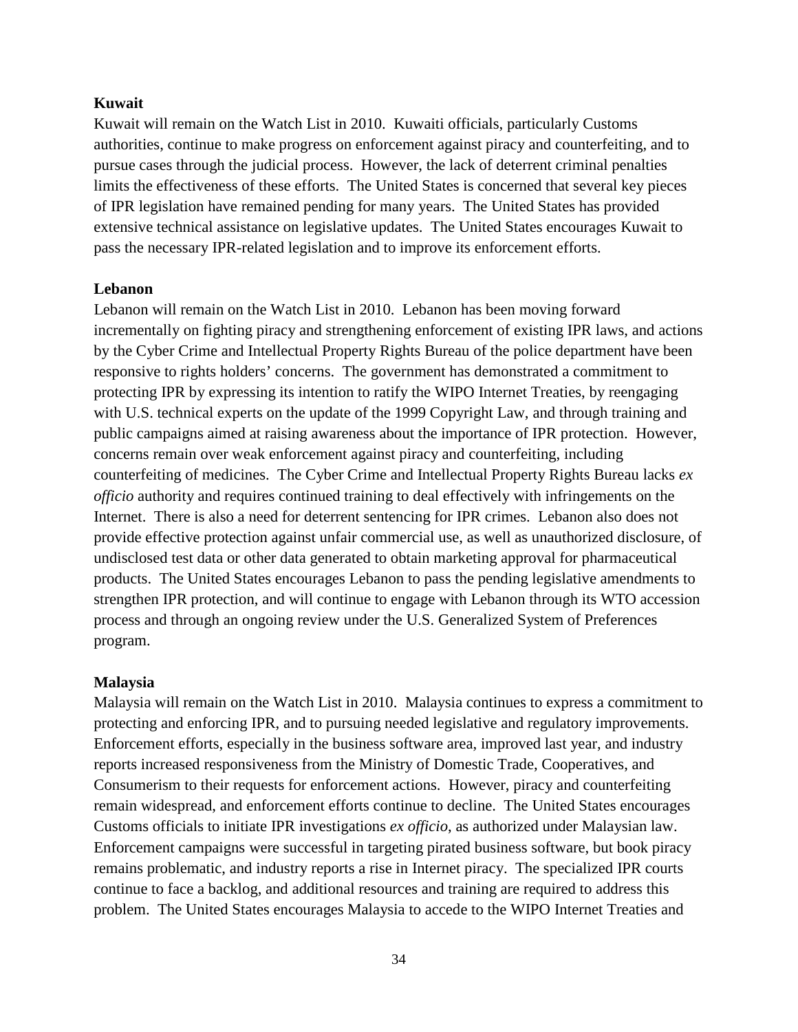**Kuwait**

Kuwait will remain on the Watch List in 2010. Kuwaiti officials, particularly Customs authorities, continue to make progress on enforcement against piracy and counterfeiting, and to pursue cases through the judicial process. However, the lack of deterrent criminal penalties limits the effectiveness of these efforts. The United States is concerned that several key pieces of IPR legislation have remained pending for many years. The United States has provided extensive technical assistance on legislative updates. The United States encourages Kuwait to pass the necessary IPR-related legislation and to improve its enforcement efforts.

**Lebanon**

Lebanon will remain on the Watch List in 2010. Lebanon has been moving forward incrementally on fighting piracy and strengthening enforcement of existing IPR laws, and actions by the Cyber Crime and Intellectual Property Rights Bureau of the police department have been responsive to rights holders' concerns. The government has demonstrated a commitment to protecting IPR by expressing its intention to ratify the WIPO Internet Treaties, by reengaging with U.S. technical experts on the update of the 1999 Copyright Law, and through training and public campaigns aimed at raising awareness about the importance of IPR protection. However, concerns remain over weak enforcement against piracy and counterfeiting, including counterfeiting of medicines. The Cyber Crime and Intellectual Property Rights Bureau lacks *ex officio* authority and requires continued training to deal effectively with infringements on the Internet. There is also a need for deterrent sentencing for IPR crimes. Lebanon also does not provide effective protection against unfair commercial use, as well as unauthorized disclosure, of undisclosed test data or other data generated to obtain marketing approval for pharmaceutical products. The United States encourages Lebanon to pass the pending legislative amendments to strengthen IPR protection, and will continue to engage with Lebanon through its WTO accession process and through an ongoing review under the U.S. Generalized System of Preferences program.

**Malaysia**

Malaysia will remain on the Watch List in 2010. Malaysia continues to express a commitment to protecting and enforcing IPR, and to pursuing needed legislative and regulatory improvements. Enforcement efforts, especially in the business software area, improved last year, and industry reports increased responsiveness from the Ministry of Domestic Trade, Cooperatives, and Consumerism to their requests for enforcement actions. However, piracy and counterfeiting remain widespread, and enforcement efforts continue to decline. The United States encourages Customs officials to initiate IPR investigations *ex officio*, as authorized under Malaysian law. Enforcement campaigns were successful in targeting pirated business software, but book piracy remains problematic, and industry reports a rise in Internet piracy. The specialized IPR courts continue to face a backlog, and additional resources and training are required to address this problem. The United States encourages Malaysia to accede to the WIPO Internet Treaties and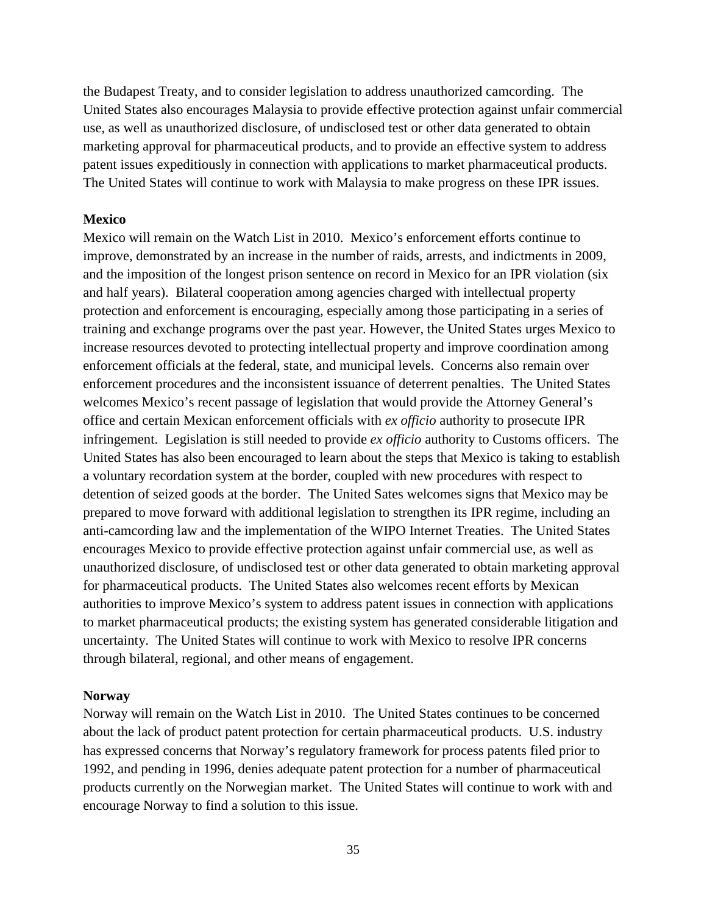the Budapest Treaty, and to consider legislation to address unauthorized camcording. The United States also encourages Malaysia to provide effective protection against unfair commercial use, as well as unauthorized disclosure, of undisclosed test or other data generated to obtain marketing approval for pharmaceutical products, and to provide an effective system to address patent issues expeditiously in connection with applications to market pharmaceutical products. The United States will continue to work with Malaysia to make progress on these IPR issues.

**Mexico**

Mexico will remain on the Watch List in 2010. Mexico's enforcement efforts continue to improve, demonstrated by an increase in the number of raids, arrests, and indictments in 2009, and the imposition of the longest prison sentence on record in Mexico for an IPR violation (six and half years). Bilateral cooperation among agencies charged with intellectual property protection and enforcement is encouraging, especially among those participating in a series of training and exchange programs over the past year. However, the United States urges Mexico to increase resources devoted to protecting intellectual property and improve coordination among enforcement officials at the federal, state, and municipal levels. Concerns also remain over enforcement procedures and the inconsistent issuance of deterrent penalties. The United States welcomes Mexico's recent passage of legislation that would provide the Attorney General's office and certain Mexican enforcement officials with *ex officio* authority to prosecute IPR infringement. Legislation is still needed to provide *ex officio* authority to Customs officers. The United States has also been encouraged to learn about the steps that Mexico is taking to establish a voluntary recordation system at the border, coupled with new procedures with respect to detention of seized goods at the border. The United Sates welcomes signs that Mexico may be prepared to move forward with additional legislation to strengthen its IPR regime, including an anti-camcording law and the implementation of the WIPO Internet Treaties. The United States encourages Mexico to provide effective protection against unfair commercial use, as well as unauthorized disclosure, of undisclosed test or other data generated to obtain marketing approval for pharmaceutical products. The United States also welcomes recent efforts by Mexican authorities to improve Mexico's system to address patent issues in connection with applications to market pharmaceutical products; the existing system has generated considerable litigation and uncertainty. The United States will continue to work with Mexico to resolve IPR concerns through bilateral, regional, and other means of engagement.

**Norway**

Norway will remain on the Watch List in 2010. The United States continues to be concerned about the lack of product patent protection for certain pharmaceutical products. U.S. industry has expressed concerns that Norway's regulatory framework for process patents filed prior to 1992, and pending in 1996, denies adequate patent protection for a number of pharmaceutical products currently on the Norwegian market. The United States will continue to work with and encourage Norway to find a solution to this issue.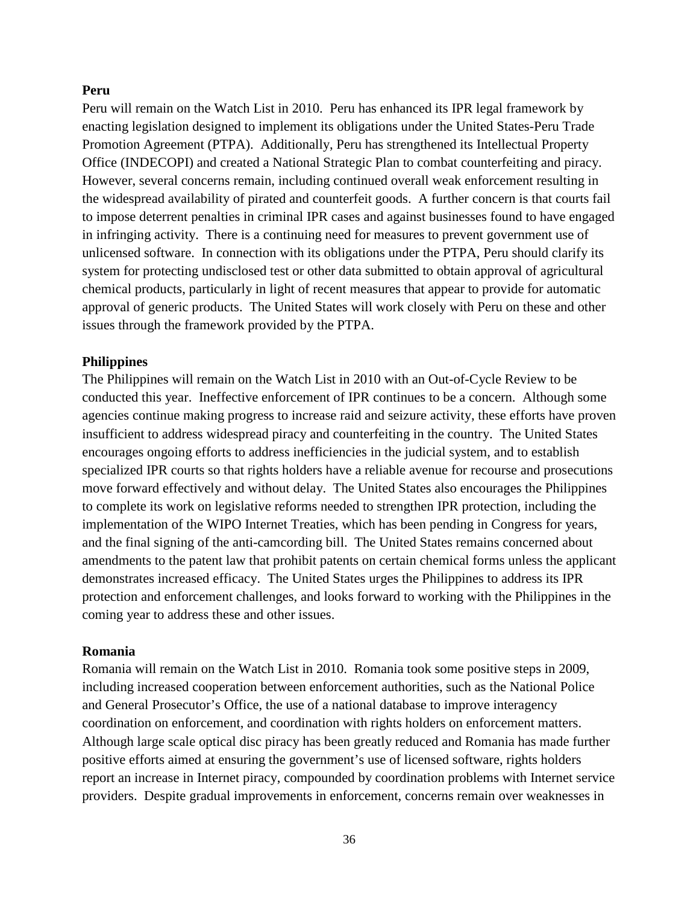**Peru**

Peru will remain on the Watch List in 2010. Peru has enhanced its IPR legal framework by enacting legislation designed to implement its obligations under the United States-Peru Trade Promotion Agreement (PTPA). Additionally, Peru has strengthened its Intellectual Property Office (INDECOPI) and created a National Strategic Plan to combat counterfeiting and piracy. However, several concerns remain, including continued overall weak enforcement resulting in the widespread availability of pirated and counterfeit goods. A further concern is that courts fail to impose deterrent penalties in criminal IPR cases and against businesses found to have engaged in infringing activity. There is a continuing need for measures to prevent government use of unlicensed software. In connection with its obligations under the PTPA, Peru should clarify its system for protecting undisclosed test or other data submitted to obtain approval of agricultural chemical products, particularly in light of recent measures that appear to provide for automatic approval of generic products. The United States will work closely with Peru on these and other issues through the framework provided by the PTPA.

**Philippines**

The Philippines will remain on the Watch List in 2010 with an Out-of-Cycle Review to be conducted this year. Ineffective enforcement of IPR continues to be a concern. Although some agencies continue making progress to increase raid and seizure activity, these efforts have proven insufficient to address widespread piracy and counterfeiting in the country. The United States encourages ongoing efforts to address inefficiencies in the judicial system, and to establish specialized IPR courts so that rights holders have a reliable avenue for recourse and prosecutions move forward effectively and without delay. The United States also encourages the Philippines to complete its work on legislative reforms needed to strengthen IPR protection, including the implementation of the WIPO Internet Treaties, which has been pending in Congress for years, and the final signing of the anti-camcording bill. The United States remains concerned about amendments to the patent law that prohibit patents on certain chemical forms unless the applicant demonstrates increased efficacy. The United States urges the Philippines to address its IPR protection and enforcement challenges, and looks forward to working with the Philippines in the coming year to address these and other issues.

**Romania**

Romania will remain on the Watch List in 2010. Romania took some positive steps in 2009, including increased cooperation between enforcement authorities, such as the National Police and General Prosecutor's Office, the use of a national database to improve interagency coordination on enforcement, and coordination with rights holders on enforcement matters. Although large scale optical disc piracy has been greatly reduced and Romania has made further positive efforts aimed at ensuring the government's use of licensed software, rights holders report an increase in Internet piracy, compounded by coordination problems with Internet service providers. Despite gradual improvements in enforcement, concerns remain over weaknesses in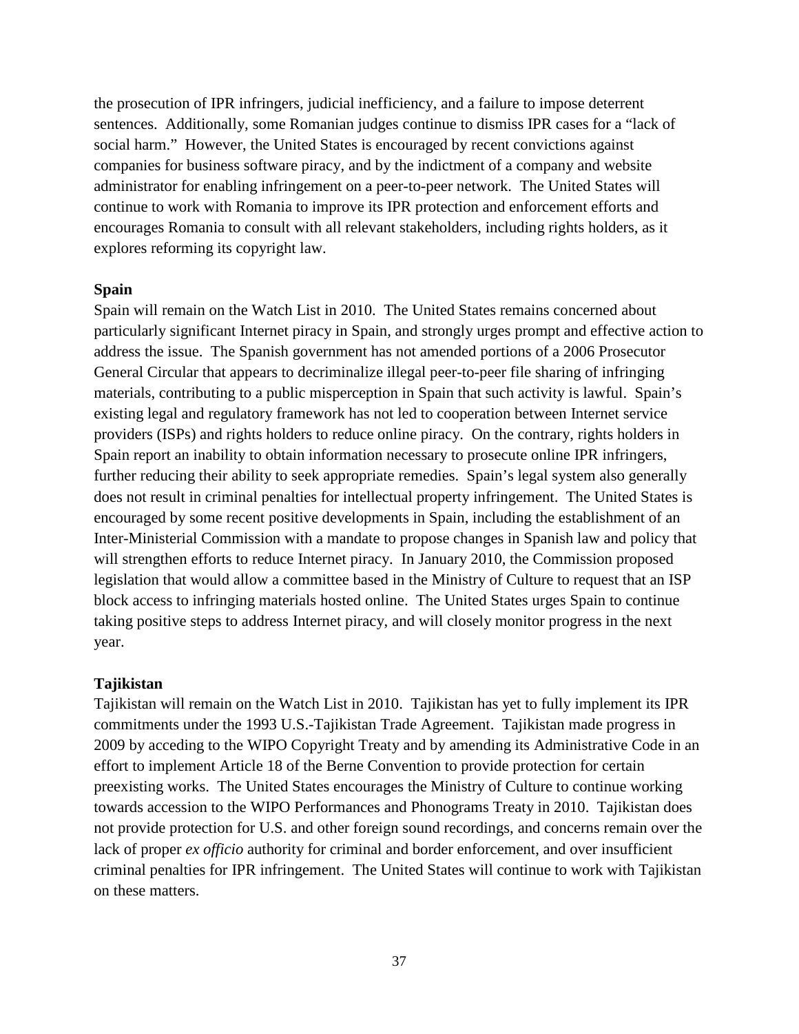the prosecution of IPR infringers, judicial inefficiency, and a failure to impose deterrent sentences. Additionally, some Romanian judges continue to dismiss IPR cases for a "lack of social harm." However, the United States is encouraged by recent convictions against companies for business software piracy, and by the indictment of a company and website administrator for enabling infringement on a peer-to-peer network. The United States will continue to work with Romania to improve its IPR protection and enforcement efforts and encourages Romania to consult with all relevant stakeholders, including rights holders, as it explores reforming its copyright law.

**Spain**

Spain will remain on the Watch List in 2010. The United States remains concerned about particularly significant Internet piracy in Spain, and strongly urges prompt and effective action to address the issue. The Spanish government has not amended portions of a 2006 Prosecutor General Circular that appears to decriminalize illegal peer-to-peer file sharing of infringing materials, contributing to a public misperception in Spain that such activity is lawful. Spain's existing legal and regulatory framework has not led to cooperation between Internet service providers (ISPs) and rights holders to reduce online piracy. On the contrary, rights holders in Spain report an inability to obtain information necessary to prosecute online IPR infringers, further reducing their ability to seek appropriate remedies. Spain's legal system also generally does not result in criminal penalties for intellectual property infringement. The United States is encouraged by some recent positive developments in Spain, including the establishment of an Inter-Ministerial Commission with a mandate to propose changes in Spanish law and policy that will strengthen efforts to reduce Internet piracy. In January 2010, the Commission proposed legislation that would allow a committee based in the Ministry of Culture to request that an ISP block access to infringing materials hosted online. The United States urges Spain to continue taking positive steps to address Internet piracy, and will closely monitor progress in the next year.

**Tajikistan**

Tajikistan will remain on the Watch List in 2010. Tajikistan has yet to fully implement its IPR commitments under the 1993 U.S.-Tajikistan Trade Agreement. Tajikistan made progress in 2009 by acceding to the WIPO Copyright Treaty and by amending its Administrative Code in an effort to implement Article 18 of the Berne Convention to provide protection for certain preexisting works. The United States encourages the Ministry of Culture to continue working towards accession to the WIPO Performances and Phonograms Treaty in 2010. Tajikistan does not provide protection for U.S. and other foreign sound recordings, and concerns remain over the lack of proper *ex officio* authority for criminal and border enforcement, and over insufficient criminal penalties for IPR infringement. The United States will continue to work with Tajikistan on these matters.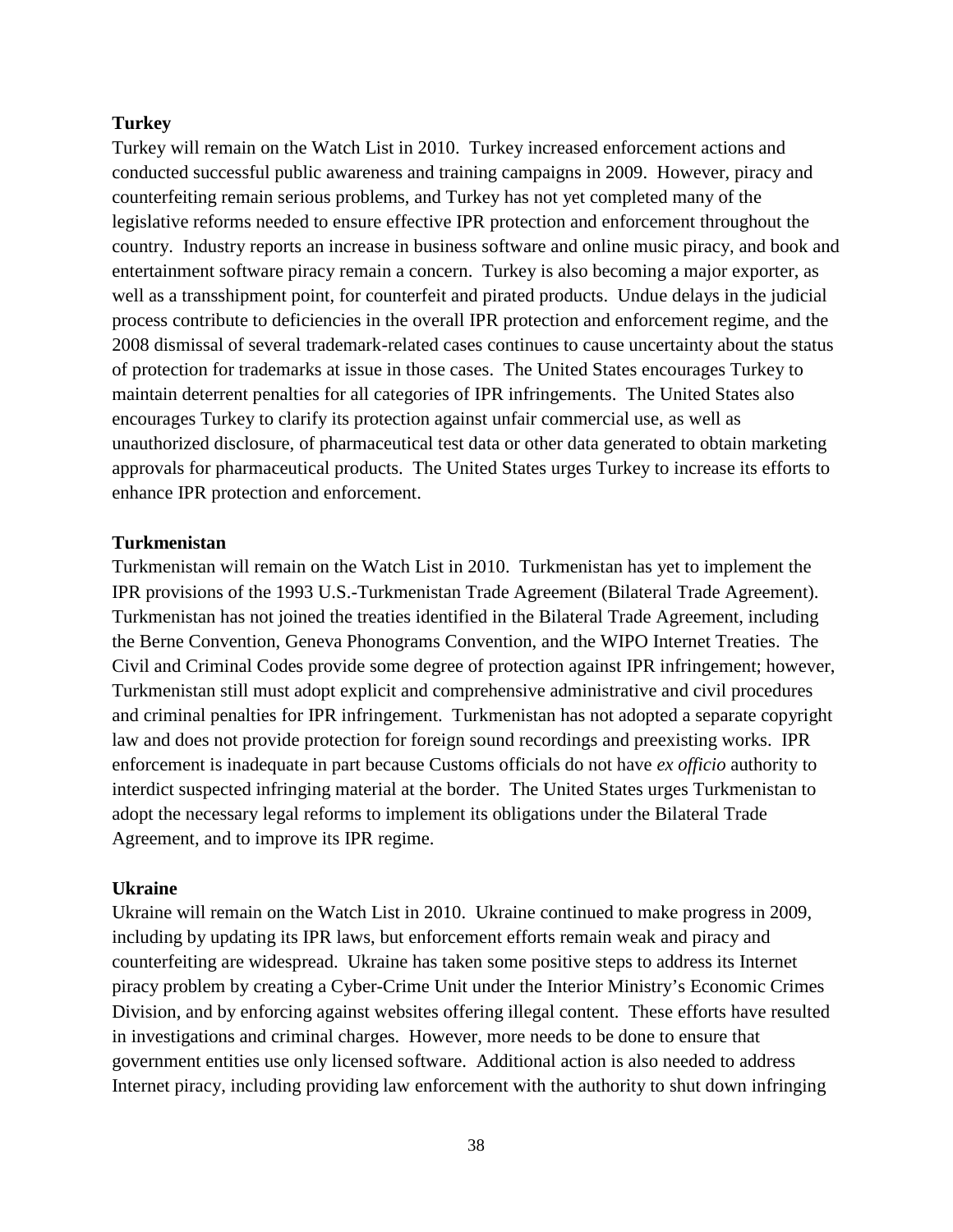**Turkey**

Turkey will remain on the Watch List in 2010. Turkey increased enforcement actions and conducted successful public awareness and training campaigns in 2009. However, piracy and counterfeiting remain serious problems, and Turkey has not yet completed many of the legislative reforms needed to ensure effective IPR protection and enforcement throughout the country. Industry reports an increase in business software and online music piracy, and book and entertainment software piracy remain a concern. Turkey is also becoming a major exporter, as well as a transshipment point, for counterfeit and pirated products. Undue delays in the judicial process contribute to deficiencies in the overall IPR protection and enforcement regime, and the 2008 dismissal of several trademark-related cases continues to cause uncertainty about the status of protection for trademarks at issue in those cases. The United States encourages Turkey to maintain deterrent penalties for all categories of IPR infringements. The United States also encourages Turkey to clarify its protection against unfair commercial use, as well as unauthorized disclosure, of pharmaceutical test data or other data generated to obtain marketing approvals for pharmaceutical products. The United States urges Turkey to increase its efforts to enhance IPR protection and enforcement.

**Turkmenistan**

Turkmenistan will remain on the Watch List in 2010. Turkmenistan has yet to implement the IPR provisions of the 1993 U.S.-Turkmenistan Trade Agreement (Bilateral Trade Agreement). Turkmenistan has not joined the treaties identified in the Bilateral Trade Agreement, including the Berne Convention, Geneva Phonograms Convention, and the WIPO Internet Treaties. The Civil and Criminal Codes provide some degree of protection against IPR infringement; however, Turkmenistan still must adopt explicit and comprehensive administrative and civil procedures and criminal penalties for IPR infringement. Turkmenistan has not adopted a separate copyright law and does not provide protection for foreign sound recordings and preexisting works. IPR enforcement is inadequate in part because Customs officials do not have *ex officio* authority to interdict suspected infringing material at the border. The United States urges Turkmenistan to adopt the necessary legal reforms to implement its obligations under the Bilateral Trade Agreement, and to improve its IPR regime.

**Ukraine**

Ukraine will remain on the Watch List in 2010. Ukraine continued to make progress in 2009, including by updating its IPR laws, but enforcement efforts remain weak and piracy and counterfeiting are widespread. Ukraine has taken some positive steps to address its Internet piracy problem by creating a Cyber-Crime Unit under the Interior Ministry's Economic Crimes Division, and by enforcing against websites offering illegal content. These efforts have resulted in investigations and criminal charges. However, more needs to be done to ensure that government entities use only licensed software. Additional action is also needed to address Internet piracy, including providing law enforcement with the authority to shut down infringing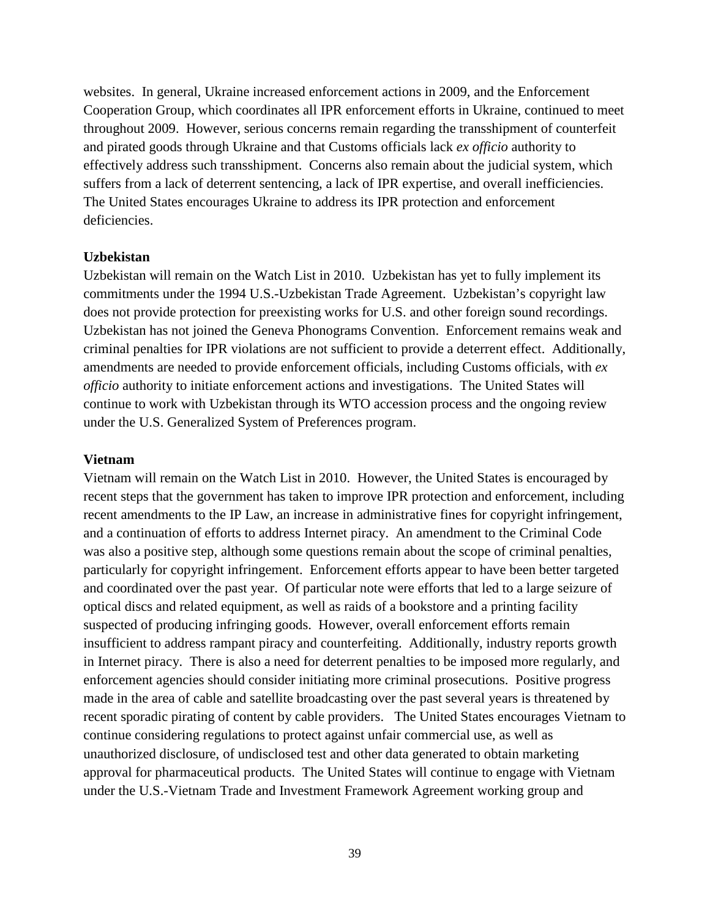websites. In general, Ukraine increased enforcement actions in 2009, and the Enforcement Cooperation Group, which coordinates all IPR enforcement efforts in Ukraine, continued to meet throughout 2009. However, serious concerns remain regarding the transshipment of counterfeit and pirated goods through Ukraine and that Customs officials lack *ex officio* authority to effectively address such transshipment. Concerns also remain about the judicial system, which suffers from a lack of deterrent sentencing, a lack of IPR expertise, and overall inefficiencies. The United States encourages Ukraine to address its IPR protection and enforcement deficiencies.

**Uzbekistan**

Uzbekistan will remain on the Watch List in 2010. Uzbekistan has yet to fully implement its commitments under the 1994 U.S.-Uzbekistan Trade Agreement. Uzbekistan's copyright law does not provide protection for preexisting works for U.S. and other foreign sound recordings. Uzbekistan has not joined the Geneva Phonograms Convention. Enforcement remains weak and criminal penalties for IPR violations are not sufficient to provide a deterrent effect. Additionally, amendments are needed to provide enforcement officials, including Customs officials, with *ex officio* authority to initiate enforcement actions and investigations. The United States will continue to work with Uzbekistan through its WTO accession process and the ongoing review under the U.S. Generalized System of Preferences program.

**Vietnam**

Vietnam will remain on the Watch List in 2010. However, the United States is encouraged by recent steps that the government has taken to improve IPR protection and enforcement, including recent amendments to the IP Law, an increase in administrative fines for copyright infringement, and a continuation of efforts to address Internet piracy. An amendment to the Criminal Code was also a positive step, although some questions remain about the scope of criminal penalties, particularly for copyright infringement. Enforcement efforts appear to have been better targeted and coordinated over the past year. Of particular note were efforts that led to a large seizure of optical discs and related equipment, as well as raids of a bookstore and a printing facility suspected of producing infringing goods. However, overall enforcement efforts remain insufficient to address rampant piracy and counterfeiting. Additionally, industry reports growth in Internet piracy. There is also a need for deterrent penalties to be imposed more regularly, and enforcement agencies should consider initiating more criminal prosecutions. Positive progress made in the area of cable and satellite broadcasting over the past several years is threatened by recent sporadic pirating of content by cable providers. The United States encourages Vietnam to continue considering regulations to protect against unfair commercial use, as well as unauthorized disclosure, of undisclosed test and other data generated to obtain marketing approval for pharmaceutical products. The United States will continue to engage with Vietnam under the U.S.-Vietnam Trade and Investment Framework Agreement working group and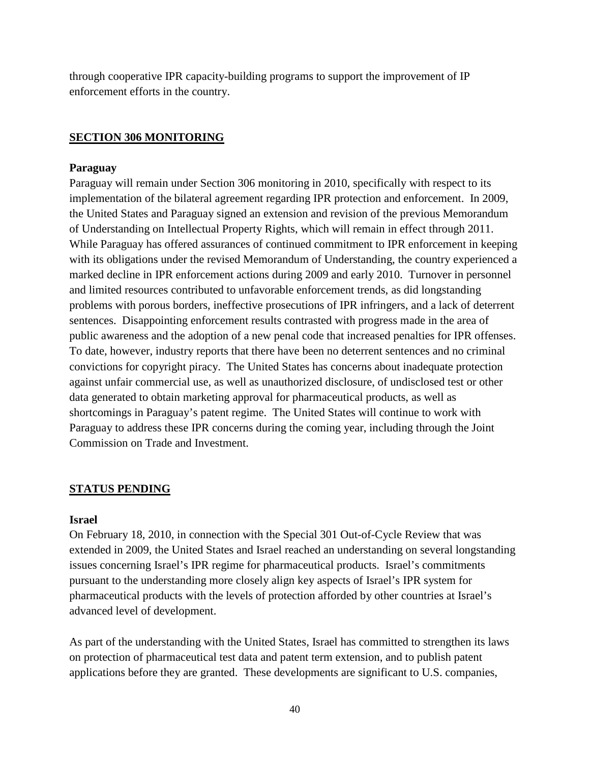through cooperative IPR capacity-building programs to support the improvement of IP enforcement efforts in the country.

## SECTION 306 MONITORING

### Paraguay

Paraguay will remain under Section 306 monitoring in 2010, specifically with respect to its implementation of the bilateral agreement regarding IPR protection and enforcement. In 2009, the United States and Paraguay signed an extension and revision of the previous Memorandum of Understanding on Intellectual Property Rights, which will remain in effect through 2011. While Paraguay has offered assurances of continued commitment to IPR enforcement in keeping with its obligations under the revised Memorandum of Understanding, the country experienced a marked decline in IPR enforcement actions during 2009 and early 2010. Turnover in personnel and limited resources contributed to unfavorable enforcement trends, as did longstanding problems with porous borders, ineffective prosecutions of IPR infringers, and a lack of deterrent sentences. Disappointing enforcement results contrasted with progress made in the area of public awareness and the adoption of a new penal code that increased penalties for IPR offenses. To date, however, industry reports that there have been no deterrent sentences and no criminal convictions for copyright piracy. The United States has concerns about inadequate protection against unfair commercial use, as well as unauthorized disclosure, of undisclosed test or other data generated to obtain marketing approval for pharmaceutical products, as well as shortcomings in Paraguay's patent regime. The United States will continue to work with Paraguay to address these IPR concerns during the coming year, including through the Joint Commission on Trade and Investment.

## STATUS PENDING

### Israel

On February 18, 2010, in connection with the Special 301 Out-of-Cycle Review that was extended in 2009, the United States and Israel reached an understanding on several longstanding issues concerning Israel's IPR regime for pharmaceutical products. Israel's commitments pursuant to the understanding more closely align key aspects of Israel's IPR system for pharmaceutical products with the levels of protection afforded by other countries at Israel's advanced level of development.

As part of the understanding with the United States, Israel has committed to strengthen its laws on protection of pharmaceutical test data and patent term extension, and to publish patent applications before they are granted. These developments are significant to U.S. companies,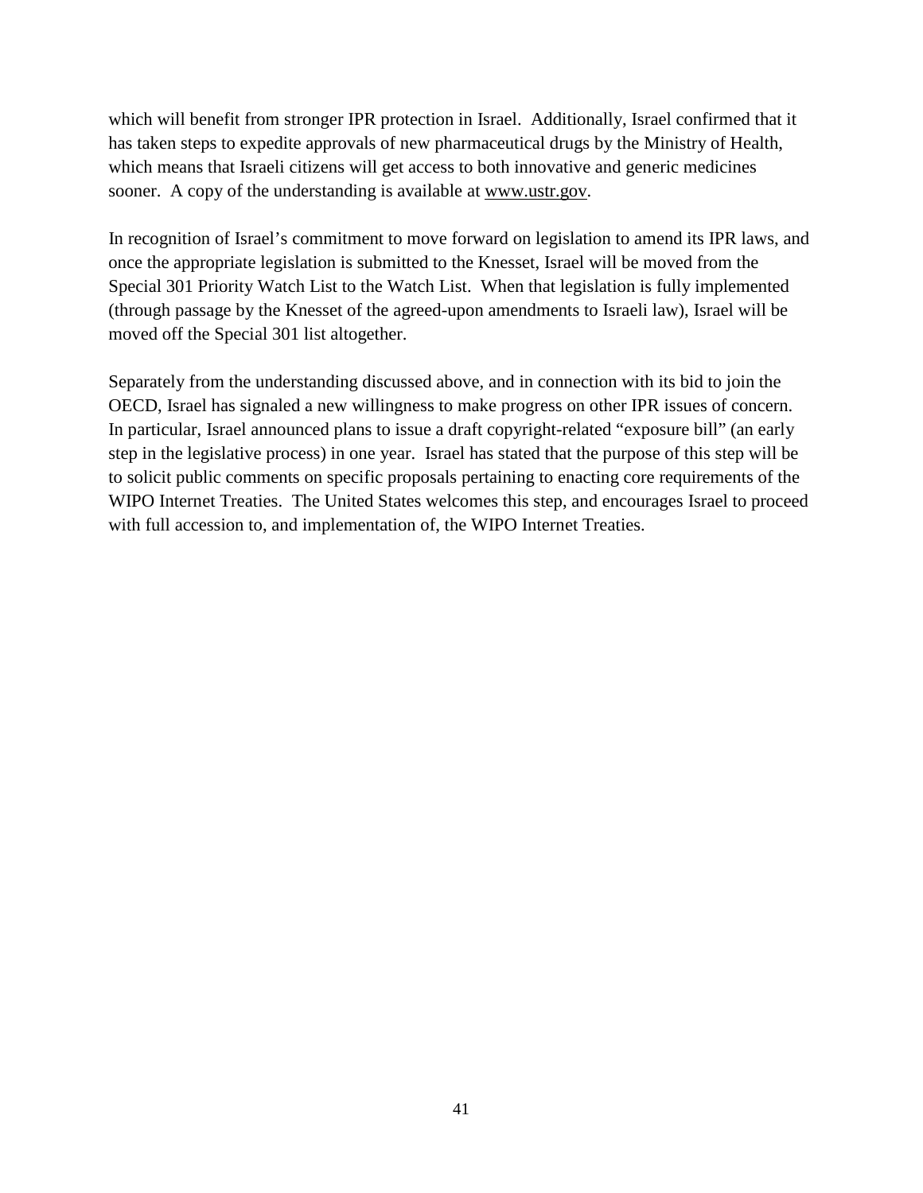which will benefit from stronger IPR protection in Israel. Additionally, Israel confirmed that it has taken steps to expedite approvals of new pharmaceutical drugs by the Ministry of Health, which means that Israeli citizens will get access to both innovative and generic medicines sooner. A copy of the understanding is available at www.ustr.gov.

In recognition of Israel's commitment to move forward on legislation to amend its IPR laws, and once the appropriate legislation is submitted to the Knesset, Israel will be moved from the Special 301 Priority Watch List to the Watch List. When that legislation is fully implemented (through passage by the Knesset of the agreed-upon amendments to Israeli law), Israel will be moved off the Special 301 list altogether.

Separately from the understanding discussed above, and in connection with its bid to join the OECD, Israel has signaled a new willingness to make progress on other IPR issues of concern. In particular, Israel announced plans to issue a draft copyright-related "exposure bill" (an early step in the legislative process) in one year. Israel has stated that the purpose of this step will be to solicit public comments on specific proposals pertaining to enacting core requirements of the WIPO Internet Treaties. The United States welcomes this step, and encourages Israel to proceed with full accession to, and implementation of, the WIPO Internet Treaties.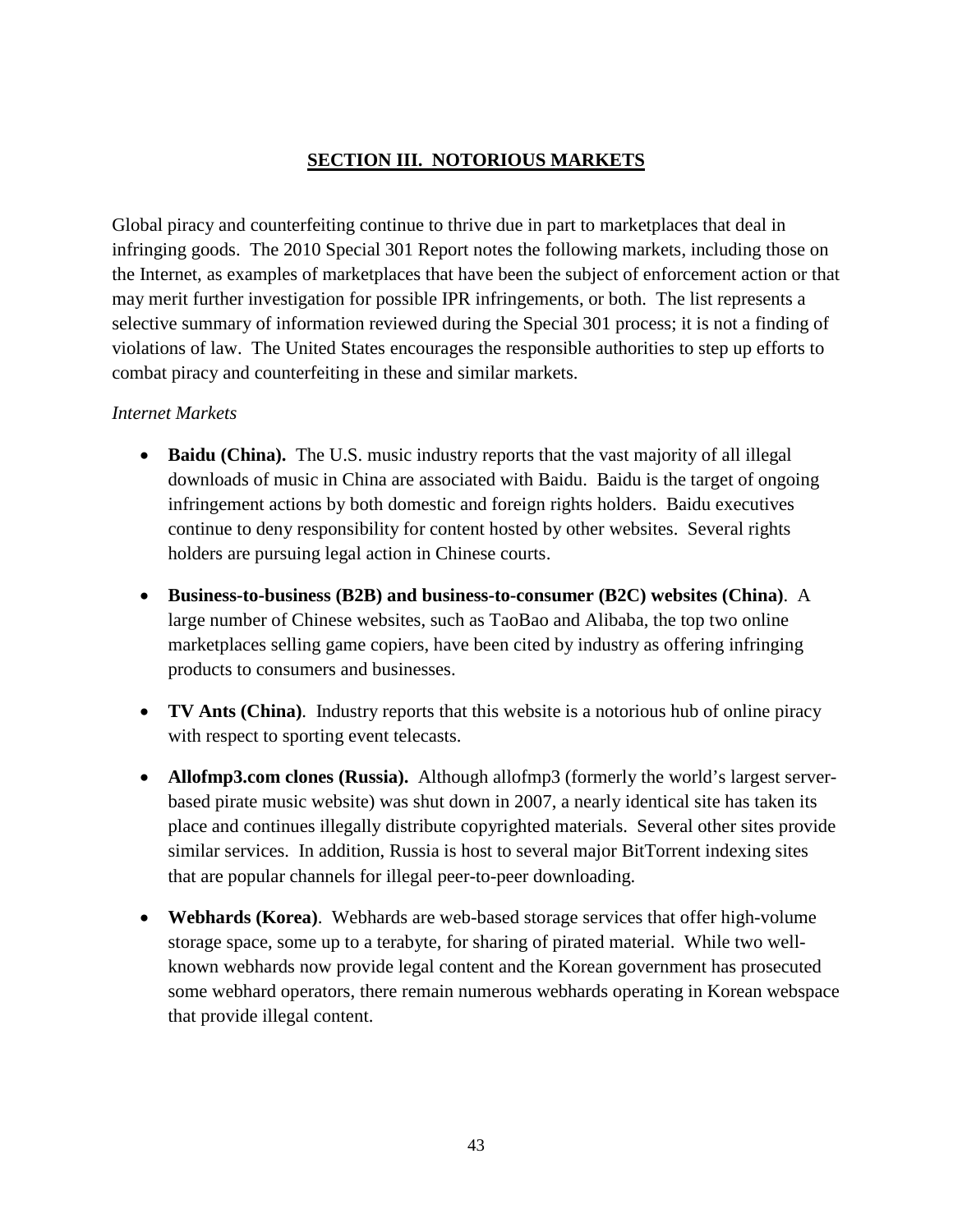## SECTION III. NOTORIOUS MARKETS

Global piracy and counterfeiting continue to thrive due in part to marketplaces that deal in infringing goods. The 2010 Special 301 Report notes the following markets, including those on the Internet, as examples of marketplaces that have been the subject of enforcement action or that may merit further investigation for possible IPR infringements, or both. The list represents a selective summary of information reviewed during the Special 301 process; it is not a finding of violations of law. The United States encourages the responsible authorities to step up efforts to combat piracy and counterfeiting in these and similar markets.

*Internet Markets*

- **Baidu (China).** The U.S. music industry reports that the vast majority of all illegal downloads of music in China are associated with Baidu. Baidu is the target of ongoing infringement actions by both domestic and foreign rights holders. Baidu executives continue to deny responsibility for content hosted by other websites. Several rights holders are pursuing legal action in Chinese courts.
- **Business-to-business (B2B) and business-to-consumer (B2C) websites (China)**. A large number of Chinese websites, such as TaoBao and Alibaba, the top two online marketplaces selling game copiers, have been cited by industry as offering infringing products to consumers and businesses.
- **TV Ants (China)**. Industry reports that this website is a notorious hub of online piracy with respect to sporting event telecasts.
- **Allofmp3.com clones (Russia).** Although allofmp3 (formerly the world's largest server-based pirate music website) was shut down in 2007, a nearly identical site has taken its place and continues illegally distribute copyrighted materials. Several other sites provide similar services. In addition, Russia is host to several major BitTorrent indexing sites that are popular channels for illegal peer-to-peer downloading.
- **Webhards (Korea)**. Webhards are web-based storage services that offer high-volume storage space, some up to a terabyte, for sharing of pirated material. While two well-known webhards now provide legal content and the Korean government has prosecuted some webhard operators, there remain numerous webhards operating in Korean webspace that provide illegal content.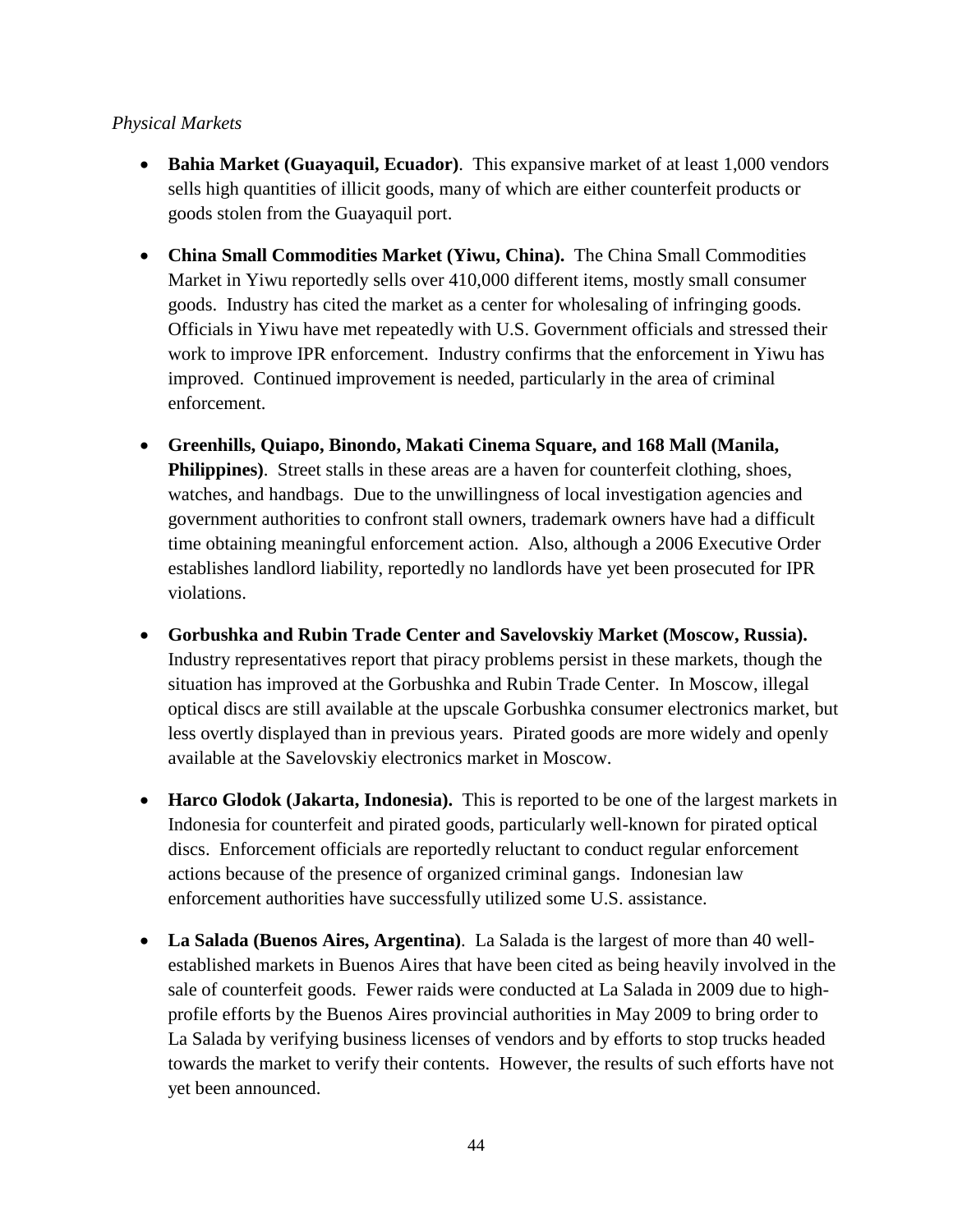*Physical Markets*

- **Bahia Market (Guayaquil, Ecuador)**. This expansive market of at least 1,000 vendors sells high quantities of illicit goods, many of which are either counterfeit products or goods stolen from the Guayaquil port.

- **China Small Commodities Market (Yiwu, China).** The China Small Commodities Market in Yiwu reportedly sells over 410,000 different items, mostly small consumer goods. Industry has cited the market as a center for wholesaling of infringing goods. Officials in Yiwu have met repeatedly with U.S. Government officials and stressed their work to improve IPR enforcement. Industry confirms that the enforcement in Yiwu has improved. Continued improvement is needed, particularly in the area of criminal enforcement.

- **Greenhills, Quiapo, Binondo, Makati Cinema Square, and 168 Mall (Manila, Philippines)**. Street stalls in these areas are a haven for counterfeit clothing, shoes, watches, and handbags. Due to the unwillingness of local investigation agencies and government authorities to confront stall owners, trademark owners have had a difficult time obtaining meaningful enforcement action. Also, although a 2006 Executive Order establishes landlord liability, reportedly no landlords have yet been prosecuted for IPR violations.

- **Gorbushka and Rubin Trade Center and Savelovskiy Market (Moscow, Russia).** Industry representatives report that piracy problems persist in these markets, though the situation has improved at the Gorbushka and Rubin Trade Center. In Moscow, illegal optical discs are still available at the upscale Gorbushka consumer electronics market, but less overtly displayed than in previous years. Pirated goods are more widely and openly available at the Savelovskiy electronics market in Moscow.

- **Harco Glodok (Jakarta, Indonesia).** This is reported to be one of the largest markets in Indonesia for counterfeit and pirated goods, particularly well-known for pirated optical discs. Enforcement officials are reportedly reluctant to conduct regular enforcement actions because of the presence of organized criminal gangs. Indonesian law enforcement authorities have successfully utilized some U.S. assistance.

- **La Salada (Buenos Aires, Argentina)**. La Salada is the largest of more than 40 well-established markets in Buenos Aires that have been cited as being heavily involved in the sale of counterfeit goods. Fewer raids were conducted at La Salada in 2009 due to high-profile efforts by the Buenos Aires provincial authorities in May 2009 to bring order to La Salada by verifying business licenses of vendors and by efforts to stop trucks headed towards the market to verify their contents. However, the results of such efforts have not yet been announced.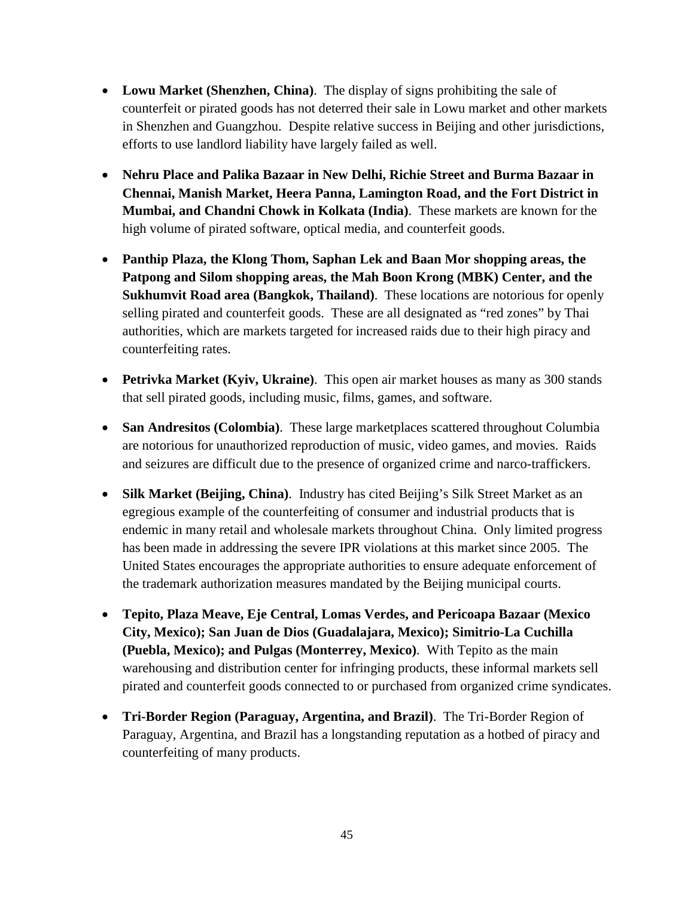- **Lowu Market (Shenzhen, China)**. The display of signs prohibiting the sale of counterfeit or pirated goods has not deterred their sale in Lowu market and other markets in Shenzhen and Guangzhou. Despite relative success in Beijing and other jurisdictions, efforts to use landlord liability have largely failed as well.

- **Nehru Place and Palika Bazaar in New Delhi, Richie Street and Burma Bazaar in Chennai, Manish Market, Heera Panna, Lamington Road, and the Fort District in Mumbai, and Chandni Chowk in Kolkata (India)**. These markets are known for the high volume of pirated software, optical media, and counterfeit goods.

- **Panthip Plaza, the Klong Thom, Saphan Lek and Baan Mor shopping areas, the Patpong and Silom shopping areas, the Mah Boon Krong (MBK) Center, and the Sukhumvit Road area (Bangkok, Thailand)**. These locations are notorious for openly selling pirated and counterfeit goods. These are all designated as "red zones" by Thai authorities, which are markets targeted for increased raids due to their high piracy and counterfeiting rates.

- **Petrivka Market (Kyiv, Ukraine)**. This open air market houses as many as 300 stands that sell pirated goods, including music, films, games, and software.

- **San Andresitos (Colombia)**. These large marketplaces scattered throughout Columbia are notorious for unauthorized reproduction of music, video games, and movies. Raids and seizures are difficult due to the presence of organized crime and narco-traffickers.

- **Silk Market (Beijing, China)**. Industry has cited Beijing's Silk Street Market as an egregious example of the counterfeiting of consumer and industrial products that is endemic in many retail and wholesale markets throughout China. Only limited progress has been made in addressing the severe IPR violations at this market since 2005. The United States encourages the appropriate authorities to ensure adequate enforcement of the trademark authorization measures mandated by the Beijing municipal courts.

- **Tepito, Plaza Meave, Eje Central, Lomas Verdes, and Pericoapa Bazaar (Mexico City, Mexico); San Juan de Dios (Guadalajara, Mexico); Simitrio-La Cuchilla (Puebla, Mexico); and Pulgas (Monterrey, Mexico)**. With Tepito as the main warehousing and distribution center for infringing products, these informal markets sell pirated and counterfeit goods connected to or purchased from organized crime syndicates.

- **Tri-Border Region (Paraguay, Argentina, and Brazil)**. The Tri-Border Region of Paraguay, Argentina, and Brazil has a longstanding reputation as a hotbed of piracy and counterfeiting of many products.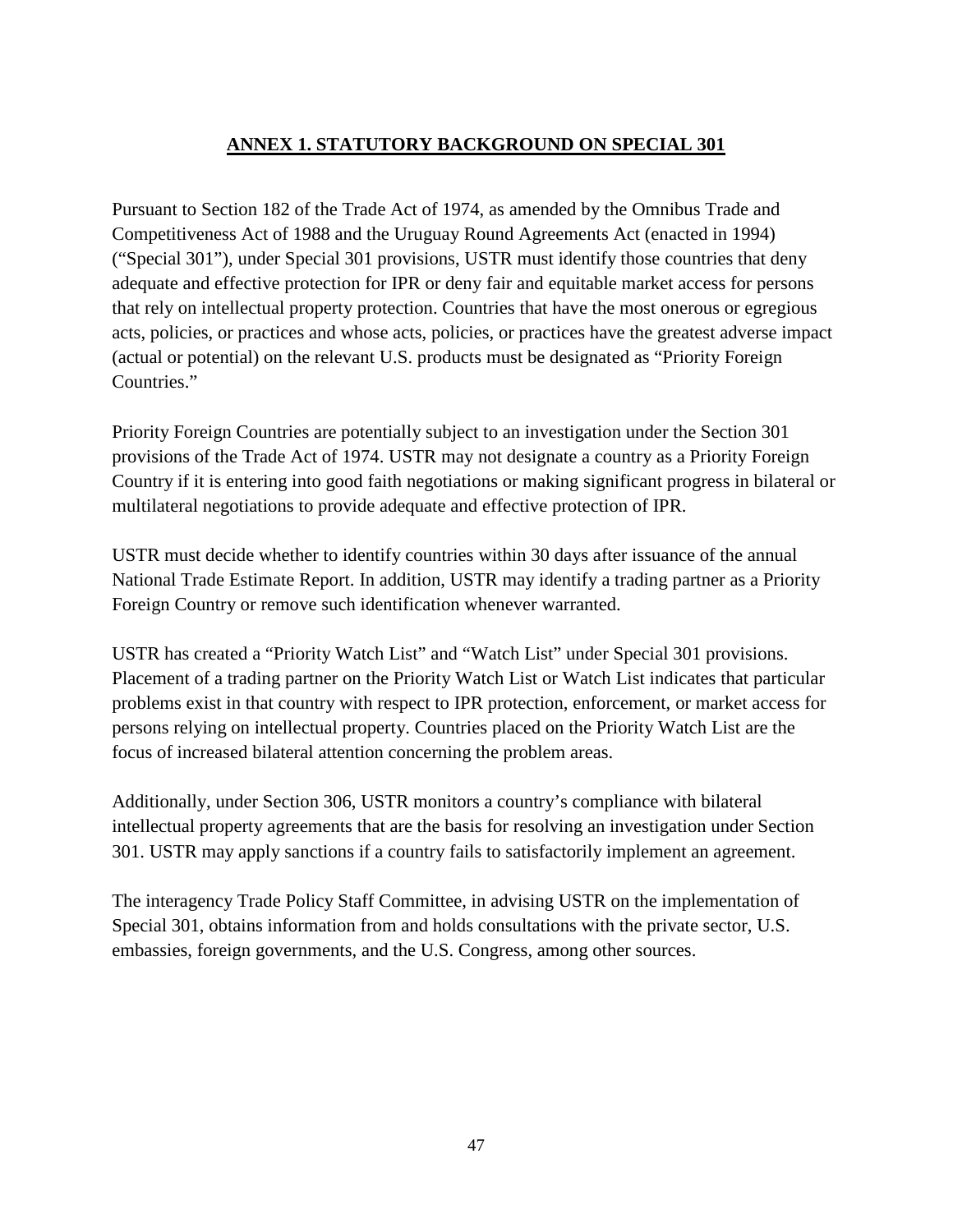## ANNEX 1. STATUTORY BACKGROUND ON SPECIAL 301

Pursuant to Section 182 of the Trade Act of 1974, as amended by the Omnibus Trade and Competitiveness Act of 1988 and the Uruguay Round Agreements Act (enacted in 1994) ("Special 301"), under Special 301 provisions, USTR must identify those countries that deny adequate and effective protection for IPR or deny fair and equitable market access for persons that rely on intellectual property protection. Countries that have the most onerous or egregious acts, policies, or practices and whose acts, policies, or practices have the greatest adverse impact (actual or potential) on the relevant U.S. products must be designated as "Priority Foreign Countries."

Priority Foreign Countries are potentially subject to an investigation under the Section 301 provisions of the Trade Act of 1974. USTR may not designate a country as a Priority Foreign Country if it is entering into good faith negotiations or making significant progress in bilateral or multilateral negotiations to provide adequate and effective protection of IPR.

USTR must decide whether to identify countries within 30 days after issuance of the annual National Trade Estimate Report. In addition, USTR may identify a trading partner as a Priority Foreign Country or remove such identification whenever warranted.

USTR has created a "Priority Watch List" and "Watch List" under Special 301 provisions. Placement of a trading partner on the Priority Watch List or Watch List indicates that particular problems exist in that country with respect to IPR protection, enforcement, or market access for persons relying on intellectual property. Countries placed on the Priority Watch List are the focus of increased bilateral attention concerning the problem areas.

Additionally, under Section 306, USTR monitors a country's compliance with bilateral intellectual property agreements that are the basis for resolving an investigation under Section 301. USTR may apply sanctions if a country fails to satisfactorily implement an agreement.

The interagency Trade Policy Staff Committee, in advising USTR on the implementation of Special 301, obtains information from and holds consultations with the private sector, U.S. embassies, foreign governments, and the U.S. Congress, among other sources.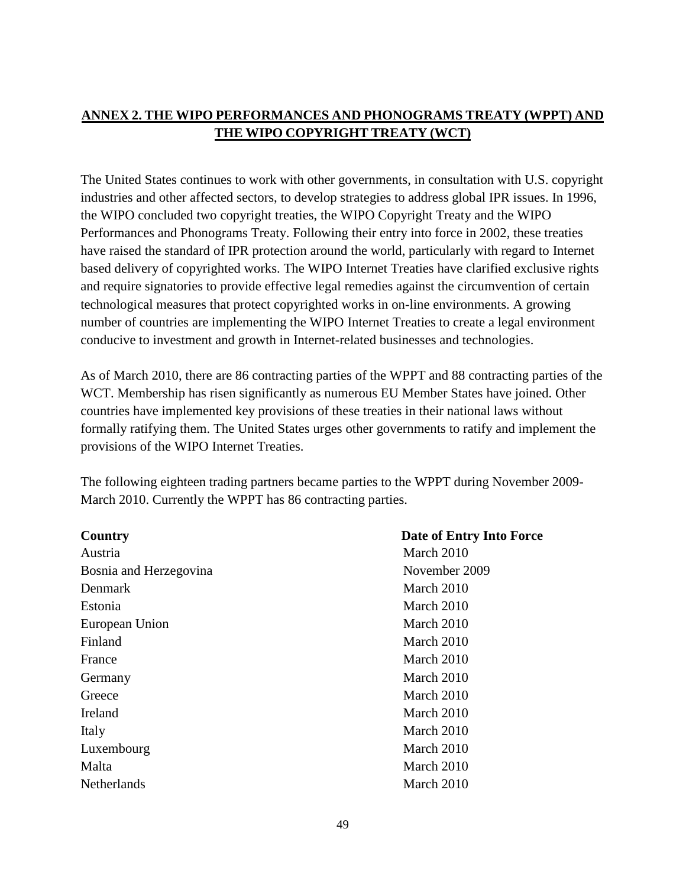## ANNEX 2. THE WIPO PERFORMANCES AND PHONOGRAMS TREATY (WPPT) AND THE WIPO COPYRIGHT TREATY (WCT)

The United States continues to work with other governments, in consultation with U.S. copyright industries and other affected sectors, to develop strategies to address global IPR issues. In 1996, the WIPO concluded two copyright treaties, the WIPO Copyright Treaty and the WIPO Performances and Phonograms Treaty. Following their entry into force in 2002, these treaties have raised the standard of IPR protection around the world, particularly with regard to Internet based delivery of copyrighted works. The WIPO Internet Treaties have clarified exclusive rights and require signatories to provide effective legal remedies against the circumvention of certain technological measures that protect copyrighted works in on-line environments. A growing number of countries are implementing the WIPO Internet Treaties to create a legal environment conducive to investment and growth in Internet-related businesses and technologies.

As of March 2010, there are 86 contracting parties of the WPPT and 88 contracting parties of the WCT. Membership has risen significantly as numerous EU Member States have joined. Other countries have implemented key provisions of these treaties in their national laws without formally ratifying them. The United States urges other governments to ratify and implement the provisions of the WIPO Internet Treaties.

The following eighteen trading partners became parties to the WPPT during November 2009-March 2010. Currently the WPPT has 86 contracting parties.

| Country | Date of Entry Into Force |
|---|---|
| Austria | March 2010 |
| Bosnia and Herzegovina | November 2009 |
| Denmark | March 2010 |
| Estonia | March 2010 |
| European Union | March 2010 |
| Finland | March 2010 |
| France | March 2010 |
| Germany | March 2010 |
| Greece | March 2010 |
| Ireland | March 2010 |
| Italy | March 2010 |
| Luxembourg | March 2010 |
| Malta | March 2010 |
| Netherlands | March 2010 |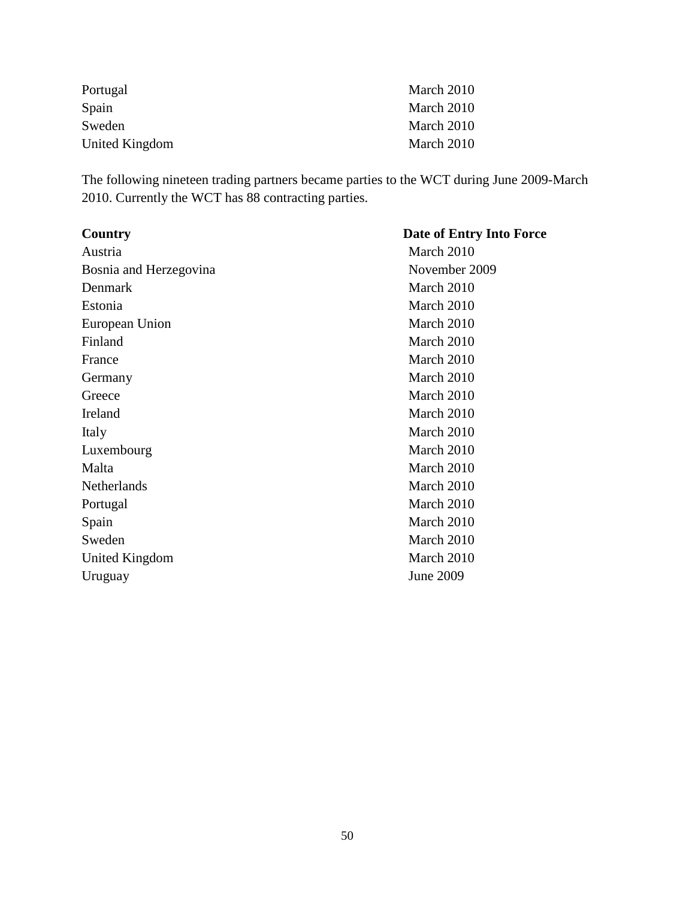| | |
|---|---|
| Portugal | March 2010 |
| Spain | March 2010 |
| Sweden | March 2010 |
| United Kingdom | March 2010 |

The following nineteen trading partners became parties to the WCT during June 2009-March 2010. Currently the WCT has 88 contracting parties.

| Country | Date of Entry Into Force |
|---|---|
| Austria | March 2010 |
| Bosnia and Herzegovina | November 2009 |
| Denmark | March 2010 |
| Estonia | March 2010 |
| European Union | March 2010 |
| Finland | March 2010 |
| France | March 2010 |
| Germany | March 2010 |
| Greece | March 2010 |
| Ireland | March 2010 |
| Italy | March 2010 |
| Luxembourg | March 2010 |
| Malta | March 2010 |
| Netherlands | March 2010 |
| Portugal | March 2010 |
| Spain | March 2010 |
| Sweden | March 2010 |
| United Kingdom | March 2010 |
| Uruguay | June 2009 |